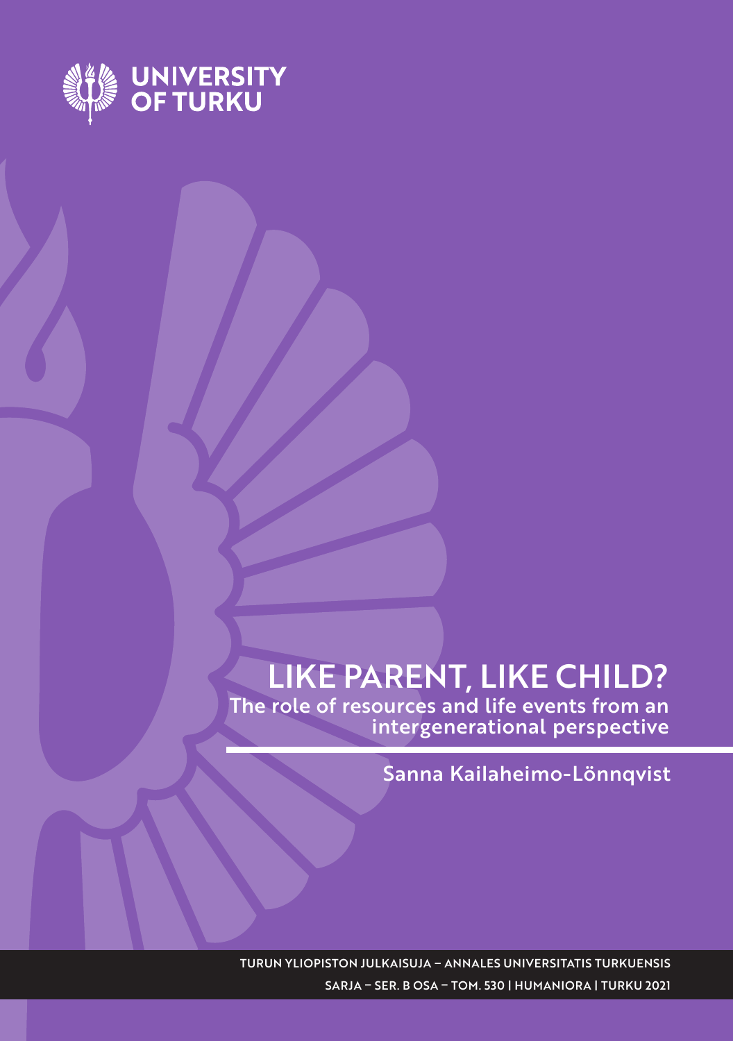UNIVERSITY OF TURKU

# LIKE PARENT, LIKE CHILD?

## The role of resources and life events from an intergenerational perspective

Sanna Kailaheimo-Lönnqvist

TURUN YLIOPISTON JULKAISUJA – ANNALES UNIVERSITATIS TURKUENSIS

SARJA – SER. B OSA – TOM. 530 | HUMANIORA | TURKU 2021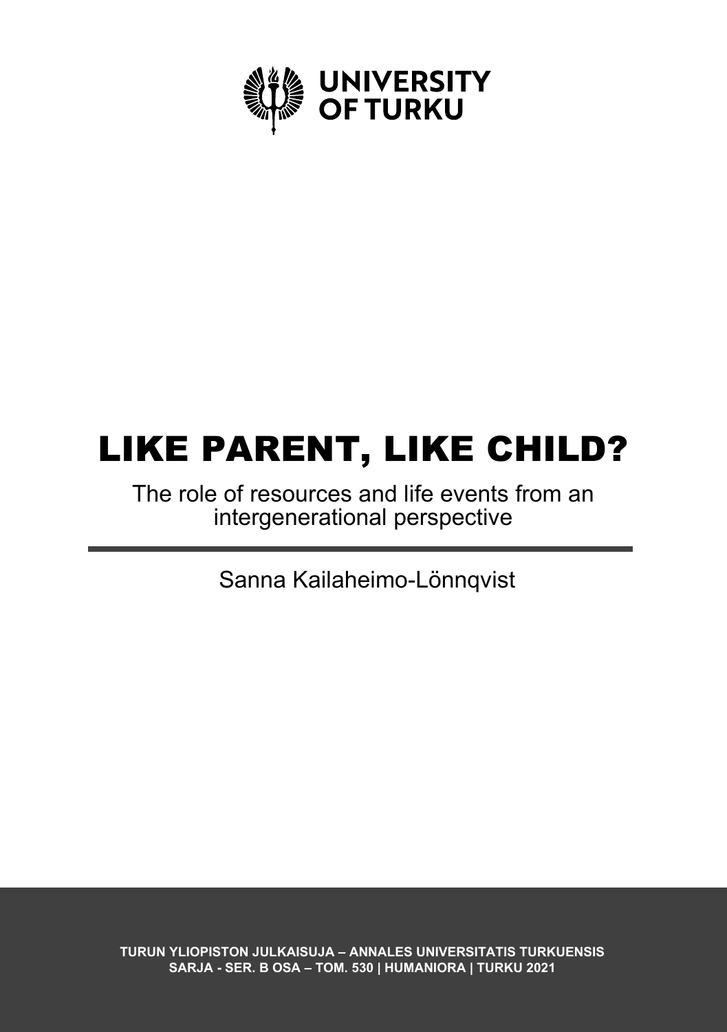UNIVERSITY OF TURKU

# LIKE PARENT, LIKE CHILD?

The role of resources and life events from an intergenerational perspective

Sanna Kailaheimo-Lönnqvist

**TURUN YLIOPISTON JULKAISUJA – ANNALES UNIVERSITATIS TURKUENSIS**
**SARJA - SER. B OSA – TOM. 530 | HUMANIORA | TURKU 2021**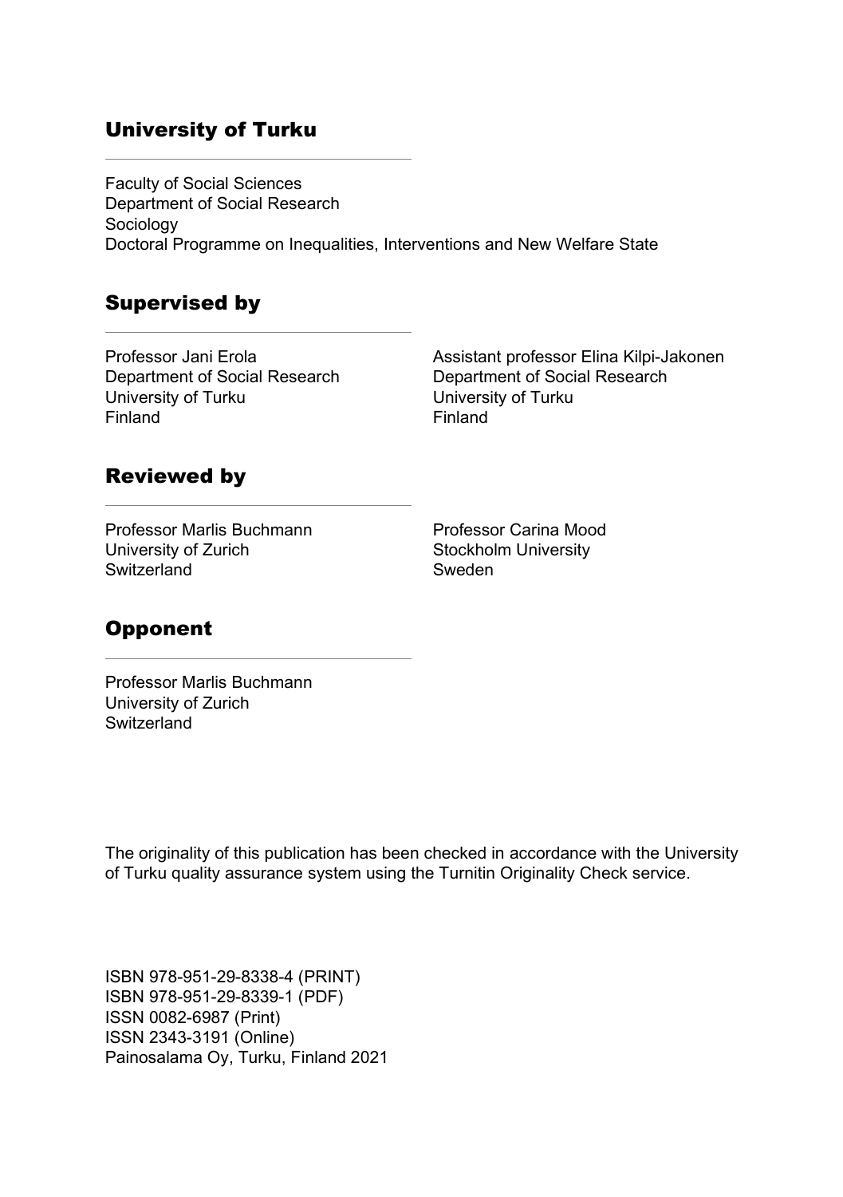## University of Turku

Faculty of Social Sciences
Department of Social Research
Sociology
Doctoral Programme on Inequalities, Interventions and New Welfare State

## Supervised by

Professor Jani Erola
Department of Social Research
University of Turku
Finland

Assistant professor Elina Kilpi-Jakonen
Department of Social Research
University of Turku
Finland

## Reviewed by

Professor Marlis Buchmann
University of Zurich
Switzerland

Professor Carina Mood
Stockholm University
Sweden

## Opponent

Professor Marlis Buchmann
University of Zurich
Switzerland

The originality of this publication has been checked in accordance with the University of Turku quality assurance system using the Turnitin Originality Check service.

ISBN 978-951-29-8338-4 (PRINT)
ISBN 978-951-29-8339-1 (PDF)
ISSN 0082-6987 (Print)
ISSN 2343-3191 (Online)
Painosalama Oy, Turku, Finland 2021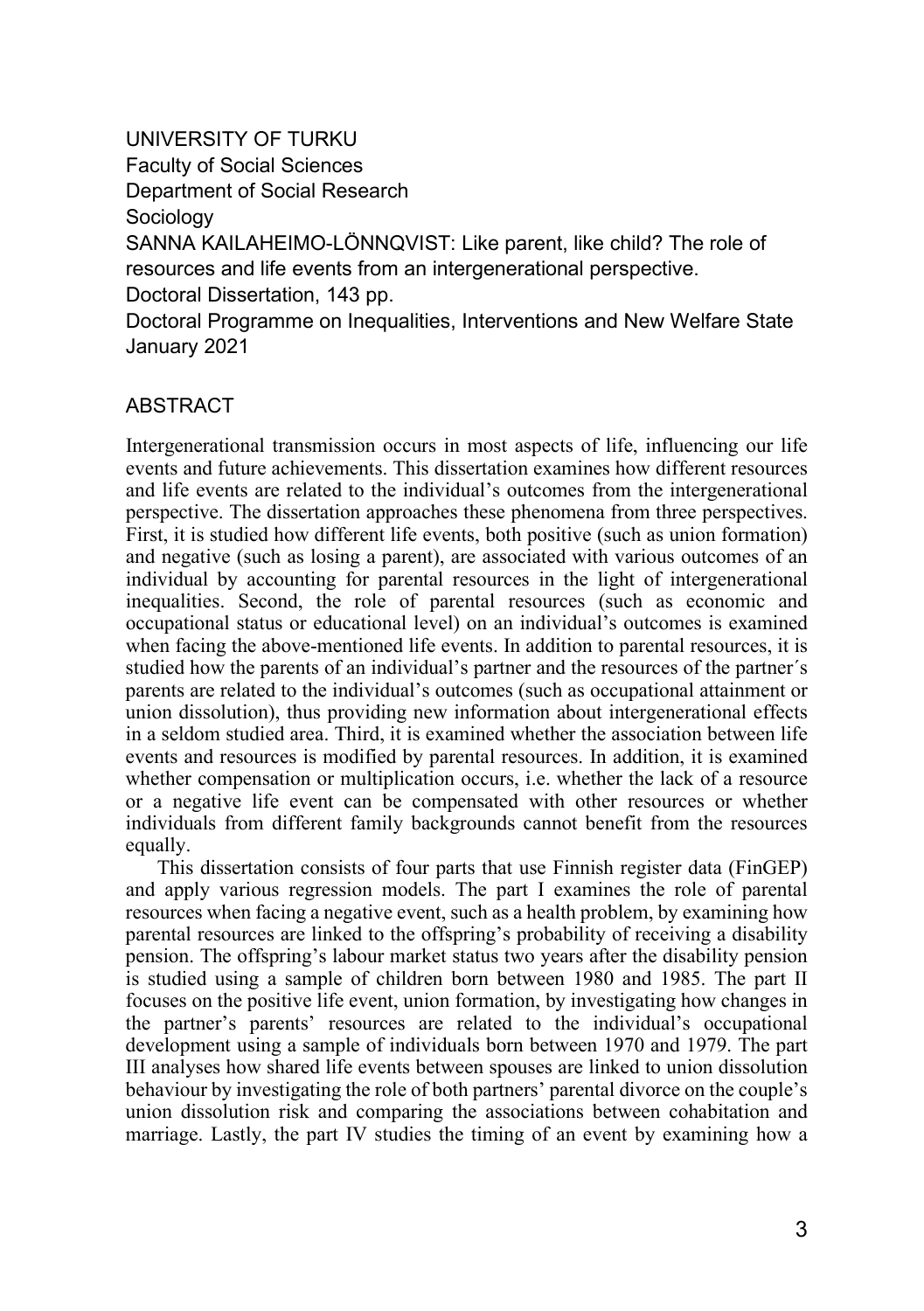UNIVERSITY OF TURKU
Faculty of Social Sciences
Department of Social Research
Sociology
SANNA KAILAHEIMO-LÖNNQVIST: Like parent, like child? The role of resources and life events from an intergenerational perspective.
Doctoral Dissertation, 143 pp.
Doctoral Programme on Inequalities, Interventions and New Welfare State
January 2021

## ABSTRACT

Intergenerational transmission occurs in most aspects of life, influencing our life events and future achievements. This dissertation examines how different resources and life events are related to the individual's outcomes from the intergenerational perspective. The dissertation approaches these phenomena from three perspectives. First, it is studied how different life events, both positive (such as union formation) and negative (such as losing a parent), are associated with various outcomes of an individual by accounting for parental resources in the light of intergenerational inequalities. Second, the role of parental resources (such as economic and occupational status or educational level) on an individual's outcomes is examined when facing the above-mentioned life events. In addition to parental resources, it is studied how the parents of an individual's partner and the resources of the partner´s parents are related to the individual's outcomes (such as occupational attainment or union dissolution), thus providing new information about intergenerational effects in a seldom studied area. Third, it is examined whether the association between life events and resources is modified by parental resources. In addition, it is examined whether compensation or multiplication occurs, i.e. whether the lack of a resource or a negative life event can be compensated with other resources or whether individuals from different family backgrounds cannot benefit from the resources equally.

This dissertation consists of four parts that use Finnish register data (FinGEP) and apply various regression models. The part I examines the role of parental resources when facing a negative event, such as a health problem, by examining how parental resources are linked to the offspring's probability of receiving a disability pension. The offspring's labour market status two years after the disability pension is studied using a sample of children born between 1980 and 1985. The part II focuses on the positive life event, union formation, by investigating how changes in the partner's parents' resources are related to the individual's occupational development using a sample of individuals born between 1970 and 1979. The part III analyses how shared life events between spouses are linked to union dissolution behaviour by investigating the role of both partners' parental divorce on the couple's union dissolution risk and comparing the associations between cohabitation and marriage. Lastly, the part IV studies the timing of an event by examining how a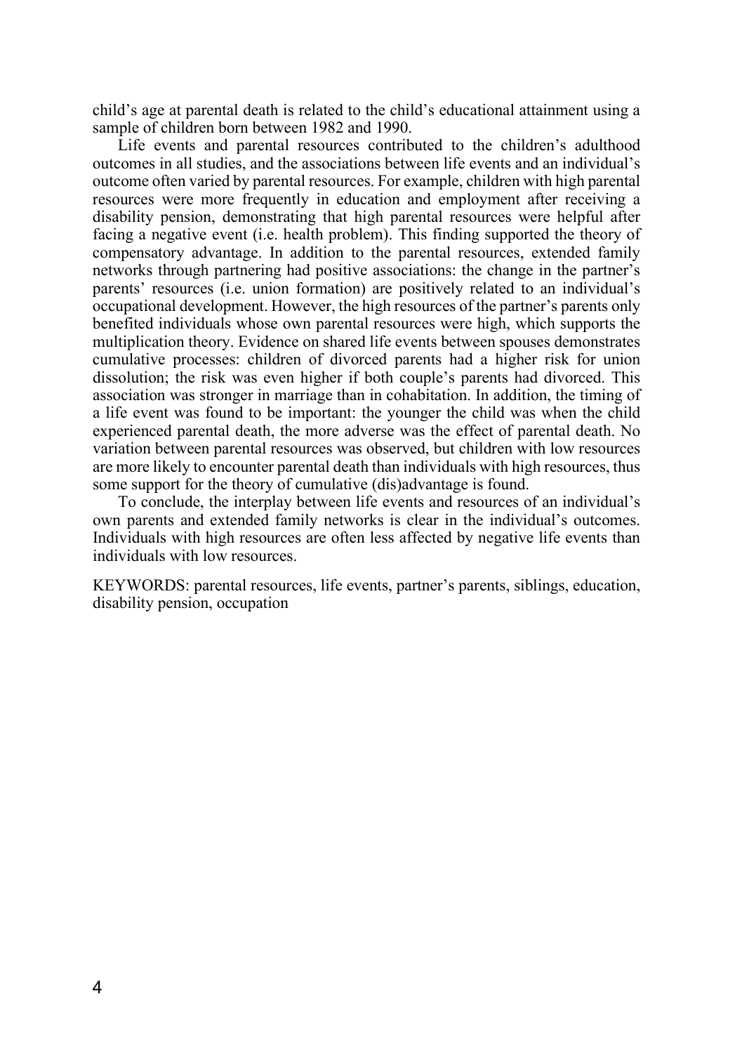child's age at parental death is related to the child's educational attainment using a sample of children born between 1982 and 1990.

Life events and parental resources contributed to the children's adulthood outcomes in all studies, and the associations between life events and an individual's outcome often varied by parental resources. For example, children with high parental resources were more frequently in education and employment after receiving a disability pension, demonstrating that high parental resources were helpful after facing a negative event (i.e. health problem). This finding supported the theory of compensatory advantage. In addition to the parental resources, extended family networks through partnering had positive associations: the change in the partner's parents' resources (i.e. union formation) are positively related to an individual's occupational development. However, the high resources of the partner's parents only benefited individuals whose own parental resources were high, which supports the multiplication theory. Evidence on shared life events between spouses demonstrates cumulative processes: children of divorced parents had a higher risk for union dissolution; the risk was even higher if both couple's parents had divorced. This association was stronger in marriage than in cohabitation. In addition, the timing of a life event was found to be important: the younger the child was when the child experienced parental death, the more adverse was the effect of parental death. No variation between parental resources was observed, but children with low resources are more likely to encounter parental death than individuals with high resources, thus some support for the theory of cumulative (dis)advantage is found.

To conclude, the interplay between life events and resources of an individual's own parents and extended family networks is clear in the individual's outcomes. Individuals with high resources are often less affected by negative life events than individuals with low resources.

KEYWORDS: parental resources, life events, partner's parents, siblings, education, disability pension, occupation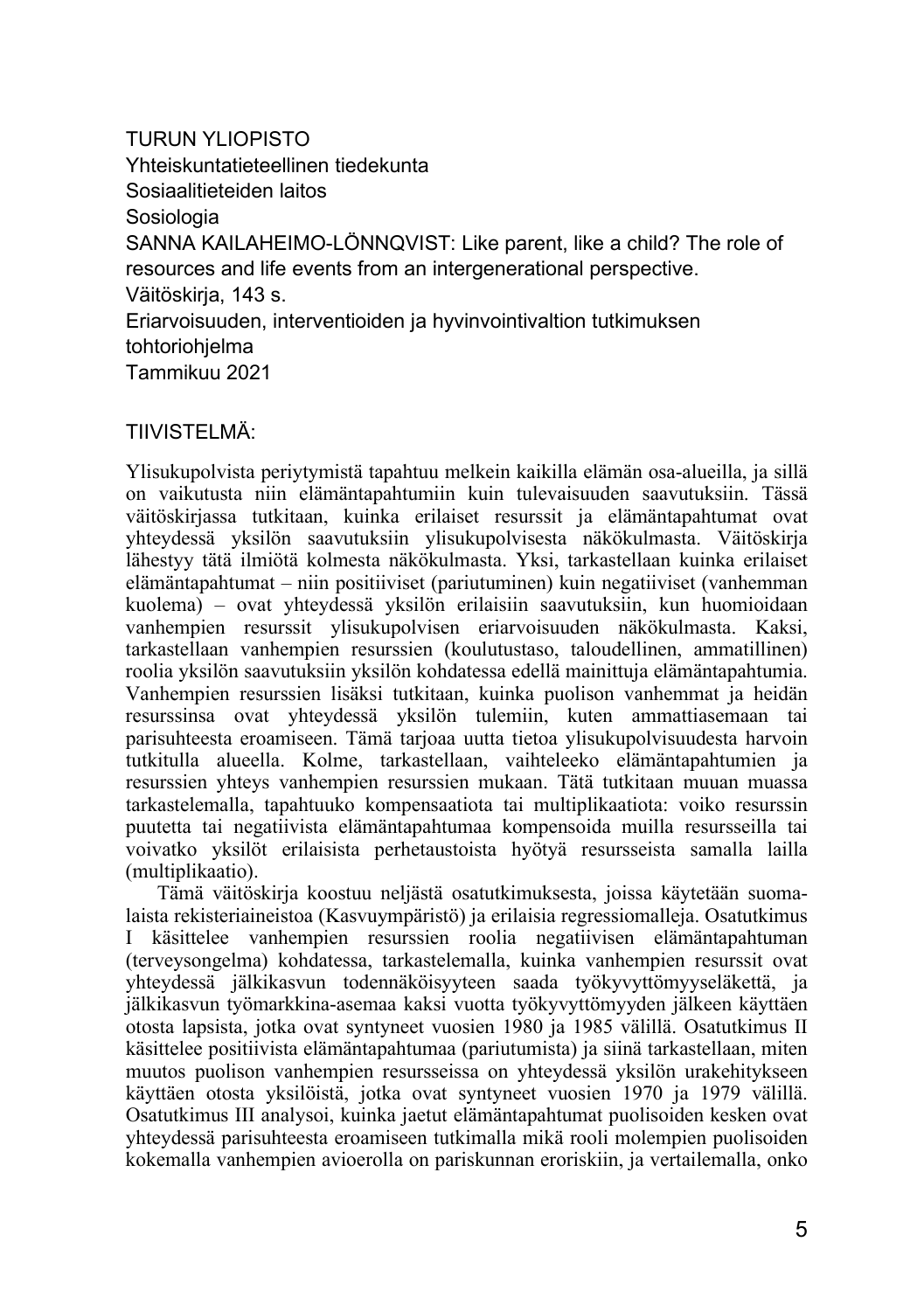TURUN YLIOPISTO
Yhteiskuntatieteellinen tiedekunta
Sosiaalitieteiden laitos
Sosiologia
SANNA KAILAHEIMO-LÖNNQVIST: Like parent, like a child? The role of resources and life events from an intergenerational perspective.
Väitöskirja, 143 s.
Eriarvoisuuden, interventioiden ja hyvinvointivaltion tutkimuksen tohtoriohjelma
Tammikuu 2021

TIIVISTELMÄ:

Ylisukupolvista periytymistä tapahtuu melkein kaikilla elämän osa-alueilla, ja sillä on vaikutusta niin elämäntapahtumiin kuin tulevaisuuden saavutuksiin. Tässä väitöskirjassa tutkitaan, kuinka erilaiset resurssit ja elämäntapahtumat ovat yhteydessä yksilön saavutuksiin ylisukupolvisesta näkökulmasta. Väitöskirja lähestyy tätä ilmiötä kolmesta näkökulmasta. Yksi, tarkastellaan kuinka erilaiset elämäntapahtumat – niin positiiviset (pariutuminen) kuin negatiiviset (vanhemman kuolema) – ovat yhteydessä yksilön erilaisiin saavutuksiin, kun huomioidaan vanhempien resurssit ylisukupolvisen eriarvoisuuden näkökulmasta. Kaksi, tarkastellaan vanhempien resurssien (koulutustaso, taloudellinen, ammatillinen) roolia yksilön saavutuksiin yksilön kohdatessa edellä mainittuja elämäntapahtumia. Vanhempien resurssien lisäksi tutkitaan, kuinka puolison vanhemmat ja heidän resurssinsa ovat yhteydessä yksilön tulemiin, kuten ammattiasemaan tai parisuhteesta eroamiseen. Tämä tarjoaa uutta tietoa ylisukupolvisuudesta harvoin tutkitulla alueella. Kolme, tarkastellaan, vaihteleeko elämäntapahtumien ja resurssien yhteys vanhempien resurssien mukaan. Tätä tutkitaan muuan muassa tarkastelemalla, tapahtuuko kompensaatiota tai multiplikaatiota: voiko resurssin puutetta tai negatiivista elämäntapahtumaa kompensoida muilla resursseilla tai voivatko yksilöt erilaisista perhetaustoista hyötyä resursseista samalla lailla (multiplikaatio).

Tämä väitöskirja koostuu neljästä osatutkimuksesta, joissa käytetään suomalaista rekisteriaineistoa (Kasvuympäristö) ja erilaisia regressiomalleja. Osatutkimus I käsittelee vanhempien resurssien roolia negatiivisen elämäntapahtuman (terveysongelma) kohdatessa, tarkastelemalla, kuinka vanhempien resurssit ovat yhteydessä jälkikasvun todennäköisyyteen saada työkyvyttömyyseläkettä, ja jälkikasvun työmarkkina-asemaa kaksi vuotta työkyvyttömyyden jälkeen käyttäen otosta lapsista, jotka ovat syntyneet vuosien 1980 ja 1985 välillä. Osatutkimus II käsittelee positiivista elämäntapahtumaa (pariutumista) ja siinä tarkastellaan, miten muutos puolison vanhempien resursseissa on yhteydessä yksilön urakehitykseen käyttäen otosta yksilöistä, jotka ovat syntyneet vuosien 1970 ja 1979 välillä. Osatutkimus III analysoi, kuinka jaetut elämäntapahtumat puolisoiden kesken ovat yhteydessä parisuhteesta eroamiseen tutkimalla mikä rooli molempien puolisoiden kokemalla vanhempien avioerolla on pariskunnan eroriskiin, ja vertailemalla, onko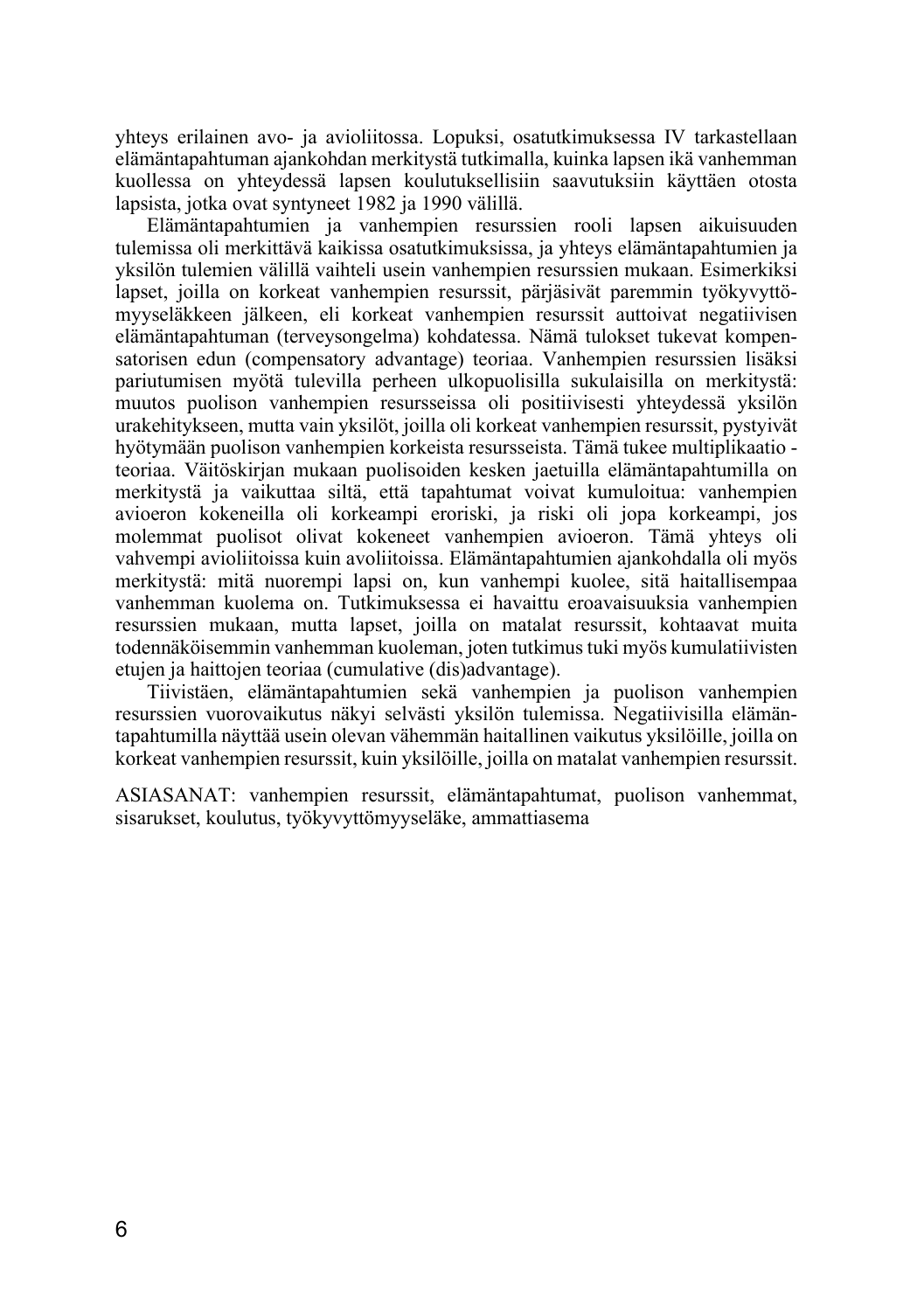yhteys erilainen avo- ja avioliitossa. Lopuksi, osatutkimuksessa IV tarkastellaan elämäntapahtuman ajankohdan merkitystä tutkimalla, kuinka lapsen ikä vanhemman kuollessa on yhteydessä lapsen koulutuksellisiin saavutuksiin käyttäen otosta lapsista, jotka ovat syntyneet 1982 ja 1990 välillä.

Elämäntapahtumien ja vanhempien resurssien rooli lapsen aikuisuuden tulemissa oli merkittävä kaikissa osatutkimuksissa, ja yhteys elämäntapahtumien ja yksilön tulemien välillä vaihteli usein vanhempien resurssien mukaan. Esimerkiksi lapset, joilla on korkeat vanhempien resurssit, pärjäsivät paremmin työkyvyttömyyseläkkeen jälkeen, eli korkeat vanhempien resurssit auttoivat negatiivisen elämäntapahtuman (terveysongelma) kohdatessa. Nämä tulokset tukevat kompensatorisen edun (compensatory advantage) teoriaa. Vanhempien resurssien lisäksi pariutumisen myötä tulevilla perheen ulkopuolisilla sukulaisilla on merkitystä: muutos puolison vanhempien resursseissa oli positiivisesti yhteydessä yksilön urakehitykseen, mutta vain yksilöt, joilla oli korkeat vanhempien resurssit, pystyivät hyötymään puolison vanhempien korkeista resursseista. Tämä tukee multiplikaatio -teoriaa. Väitöskirjan mukaan puolisoiden kesken jaetuilla elämäntapahtumilla on merkitystä ja vaikuttaa siltä, että tapahtumat voivat kumuloitua: vanhempien avioeron kokeneilla oli korkeampi eroriski, ja riski oli jopa korkeampi, jos molemmat puolisot olivat kokeneet vanhempien avioeron. Tämä yhteys oli vahvempi avioliitoissa kuin avoliitoissa. Elämäntapahtumien ajankohdalla oli myös merkitystä: mitä nuorempi lapsi on, kun vanhempi kuolee, sitä haitallisempaa vanhemman kuolema on. Tutkimuksessa ei havaittu eroavaisuuksia vanhempien resurssien mukaan, mutta lapset, joilla on matalat resurssit, kohtaavat muita todennäköisemmin vanhemman kuoleman, joten tutkimus tuki myös kumulatiivisten etujen ja haittojen teoriaa (cumulative (dis)advantage).

Tiivistäen, elämäntapahtumien sekä vanhempien ja puolison vanhempien resurssien vuorovaikutus näkyi selvästi yksilön tulemissa. Negatiivisilla elämäntapahtumilla näyttää usein olevan vähemmän haitallinen vaikutus yksilöille, joilla on korkeat vanhempien resurssit, kuin yksilöille, joilla on matalat vanhempien resurssit.

ASIASANAT: vanhempien resurssit, elämäntapahtumat, puolison vanhemmat, sisarukset, koulutus, työkyvyttömyyseläke, ammattiasema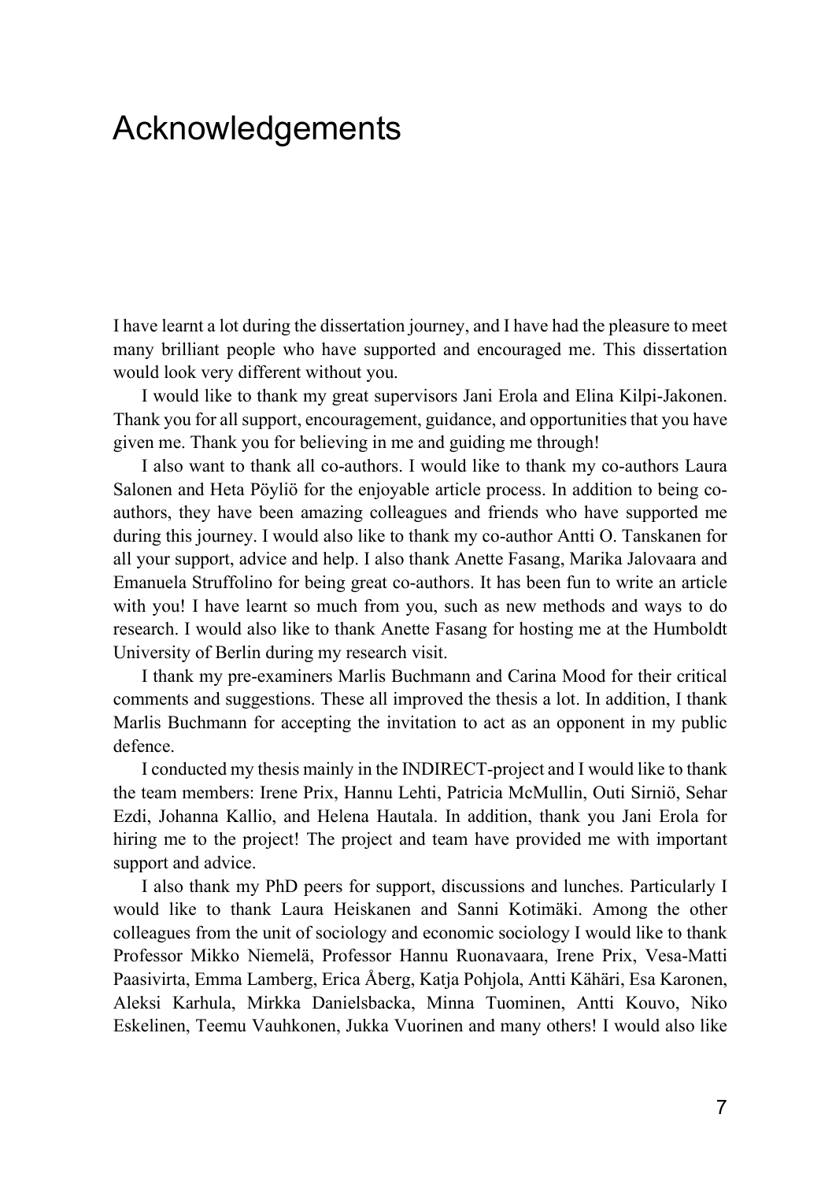# Acknowledgements

I have learnt a lot during the dissertation journey, and I have had the pleasure to meet many brilliant people who have supported and encouraged me. This dissertation would look very different without you.

I would like to thank my great supervisors Jani Erola and Elina Kilpi-Jakonen. Thank you for all support, encouragement, guidance, and opportunities that you have given me. Thank you for believing in me and guiding me through!

I also want to thank all co-authors. I would like to thank my co-authors Laura Salonen and Heta Pöyliö for the enjoyable article process. In addition to being co-authors, they have been amazing colleagues and friends who have supported me during this journey. I would also like to thank my co-author Antti O. Tanskanen for all your support, advice and help. I also thank Anette Fasang, Marika Jalovaara and Emanuela Struffolino for being great co-authors. It has been fun to write an article with you! I have learnt so much from you, such as new methods and ways to do research. I would also like to thank Anette Fasang for hosting me at the Humboldt University of Berlin during my research visit.

I thank my pre-examiners Marlis Buchmann and Carina Mood for their critical comments and suggestions. These all improved the thesis a lot. In addition, I thank Marlis Buchmann for accepting the invitation to act as an opponent in my public defence.

I conducted my thesis mainly in the INDIRECT-project and I would like to thank the team members: Irene Prix, Hannu Lehti, Patricia McMullin, Outi Sirniö, Sehar Ezdi, Johanna Kallio, and Helena Hautala. In addition, thank you Jani Erola for hiring me to the project! The project and team have provided me with important support and advice.

I also thank my PhD peers for support, discussions and lunches. Particularly I would like to thank Laura Heiskanen and Sanni Kotimäki. Among the other colleagues from the unit of sociology and economic sociology I would like to thank Professor Mikko Niemelä, Professor Hannu Ruonavaara, Irene Prix, Vesa-Matti Paasivirta, Emma Lamberg, Erica Åberg, Katja Pohjola, Antti Kähäri, Esa Karonen, Aleksi Karhula, Mirkka Danielsbacka, Minna Tuominen, Antti Kouvo, Niko Eskelinen, Teemu Vauhkonen, Jukka Vuorinen and many others! I would also like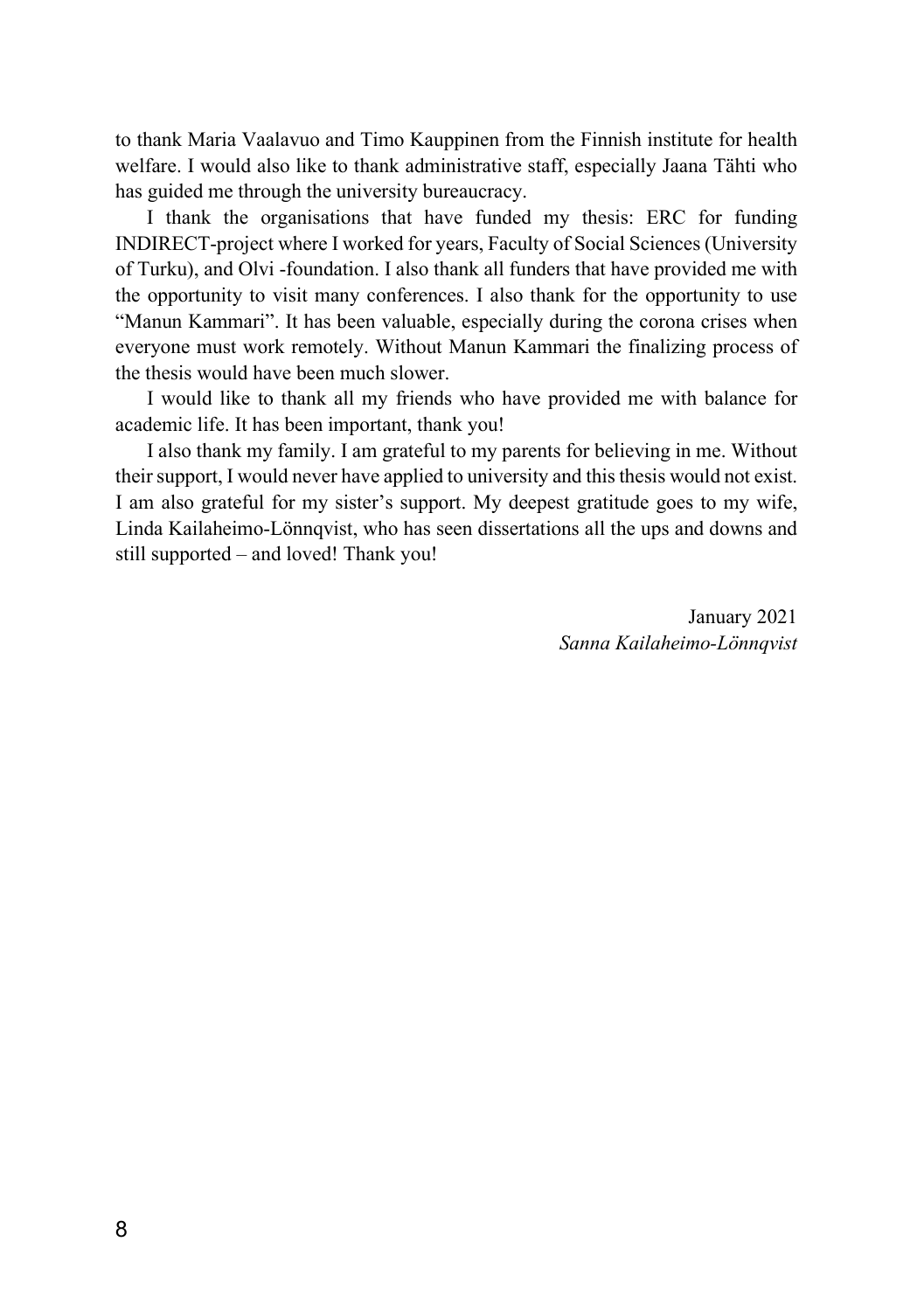to thank Maria Vaalavuo and Timo Kauppinen from the Finnish institute for health welfare. I would also like to thank administrative staff, especially Jaana Tähti who has guided me through the university bureaucracy.

I thank the organisations that have funded my thesis: ERC for funding INDIRECT-project where I worked for years, Faculty of Social Sciences (University of Turku), and Olvi -foundation. I also thank all funders that have provided me with the opportunity to visit many conferences. I also thank for the opportunity to use "Manun Kammari". It has been valuable, especially during the corona crises when everyone must work remotely. Without Manun Kammari the finalizing process of the thesis would have been much slower.

I would like to thank all my friends who have provided me with balance for academic life. It has been important, thank you!

I also thank my family. I am grateful to my parents for believing in me. Without their support, I would never have applied to university and this thesis would not exist. I am also grateful for my sister's support. My deepest gratitude goes to my wife, Linda Kailaheimo-Lönnqvist, who has seen dissertations all the ups and downs and still supported – and loved! Thank you!

January 2021
*Sanna Kailaheimo-Lönnqvist*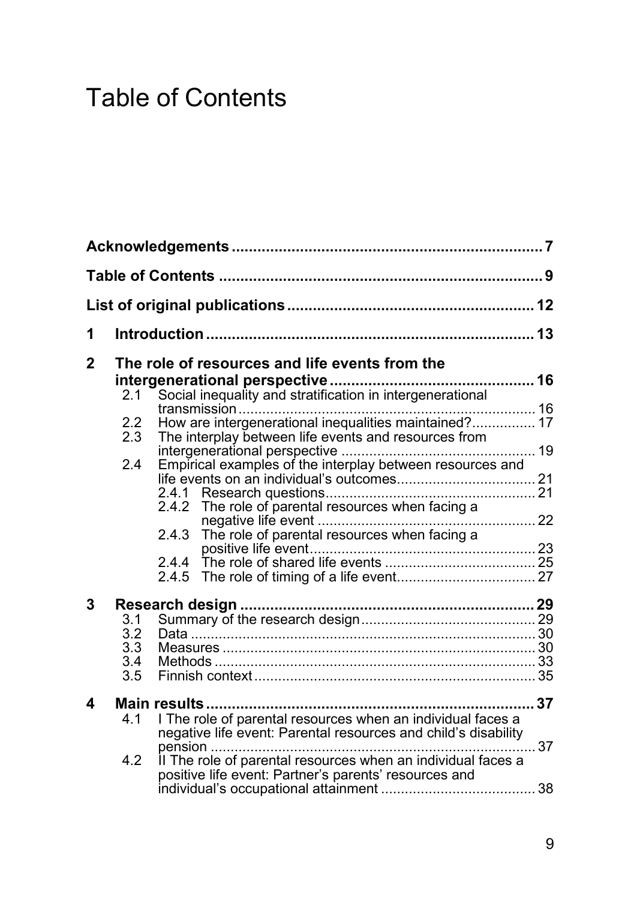# Table of Contents

**Acknowledgements** ........................................................................ 7

**Table of Contents** ........................................................................... 9

**List of original publications** ......................................................... 12

**1 Introduction** ............................................................................. 13

**2 The role of resources and life events from the intergenerational perspective** ............................................... 16

- 2.1 Social inequality and stratification in intergenerational transmission ........................................................................... 16
- 2.2 How are intergenerational inequalities maintained?................ 17
- 2.3 The interplay between life events and resources from intergenerational perspective ................................................. 19
- 2.4 Empirical examples of the interplay between resources and life events on an individual's outcomes................................... 21
  - 2.4.1 Research questions..................................................... 21
  - 2.4.2 The role of parental resources when facing a negative life event ....................................................... 22
  - 2.4.3 The role of parental resources when facing a positive life event......................................................... 23
  - 2.4.4 The role of shared life events ...................................... 25
  - 2.4.5 The role of timing of a life event................................... 27

**3 Research design** ....................................................................... 29

- 3.1 Summary of the research design............................................ 29
- 3.2 Data ....................................................................................... 30
- 3.3 Measures ............................................................................... 30
- 3.4 Methods ................................................................................. 33
- 3.5 Finnish context ....................................................................... 35

**4 Main results** .............................................................................. 37

- 4.1 I The role of parental resources when an individual faces a negative life event: Parental resources and child's disability pension ................................................................................... 37
- 4.2 II The role of parental resources when an individual faces a positive life event: Partner's parents' resources and individual's occupational attainment ........................................ 38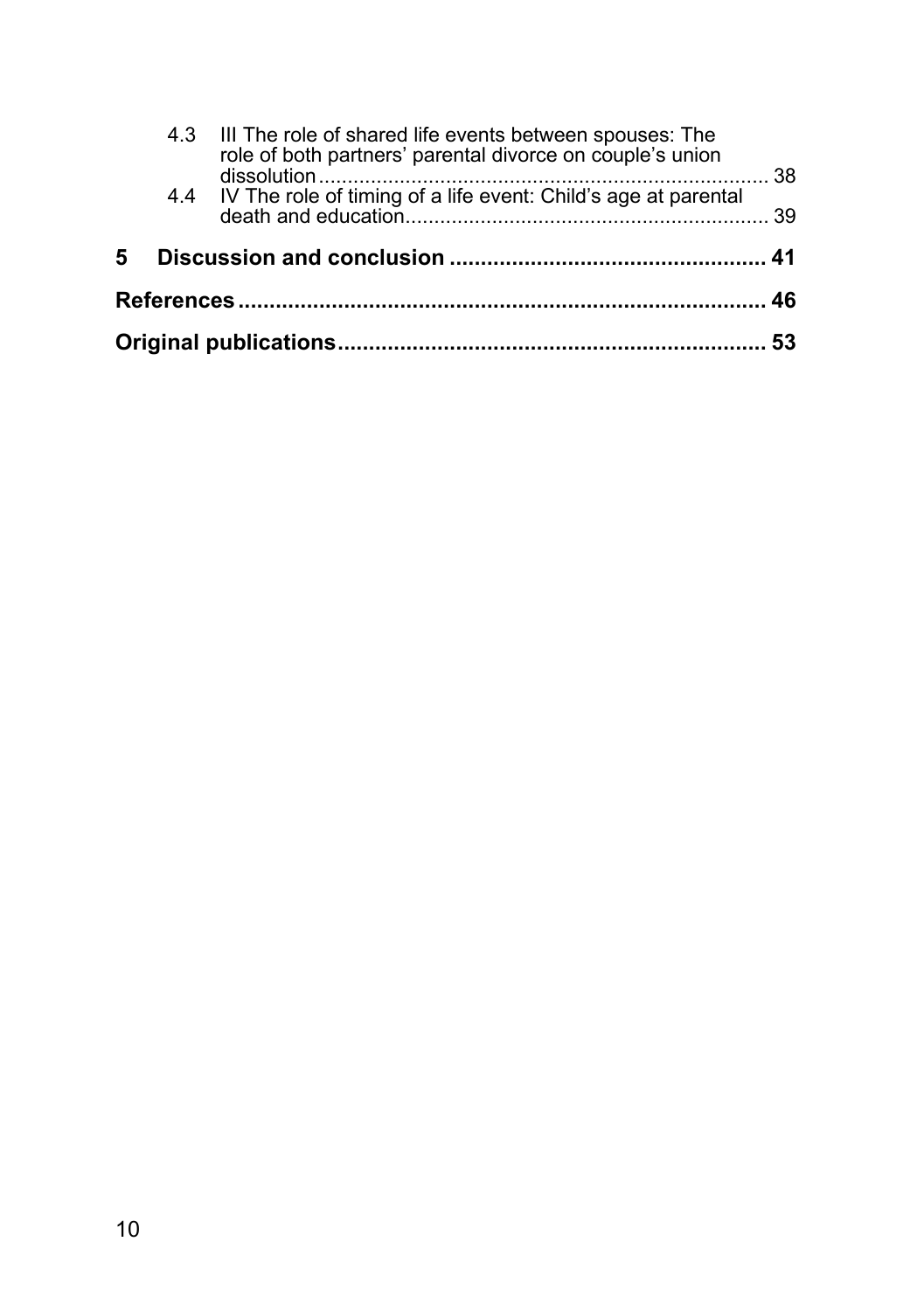4.3 III The role of shared life events between spouses: The role of both partners' parental divorce on couple's union dissolution ........................................................................ 38

4.4 IV The role of timing of a life event: Child's age at parental death and education ........................................................... 39

**5 Discussion and conclusion ................................................ 41**

**References ................................................................................ 46**

**Original publications ................................................................ 53**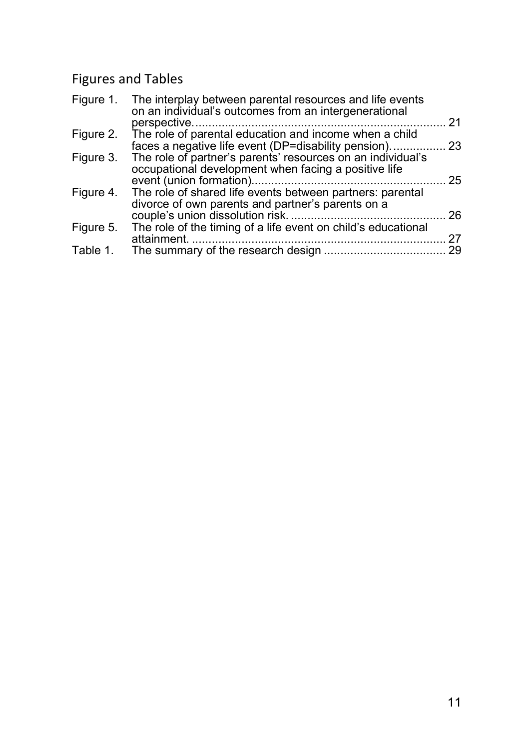## Figures and Tables

| | | |
|---|---|---|
| Figure 1. | The interplay between parental resources and life events on an individual's outcomes from an intergenerational perspective. | 21 |
| Figure 2. | The role of parental education and income when a child faces a negative life event (DP=disability pension). | 23 |
| Figure 3. | The role of partner's parents' resources on an individual's occupational development when facing a positive life event (union formation). | 25 |
| Figure 4. | The role of shared life events between partners: parental divorce of own parents and partner's parents on a couple's union dissolution risk. | 26 |
| Figure 5. | The role of the timing of a life event on child's educational attainment. | 27 |
| Table 1. | The summary of the research design | 29 |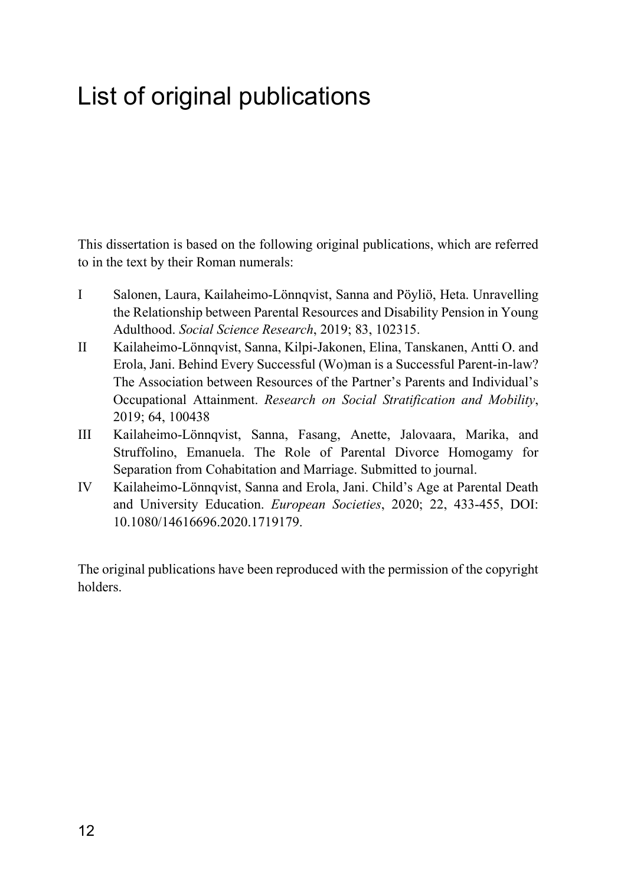# List of original publications

This dissertation is based on the following original publications, which are referred to in the text by their Roman numerals:

- I Salonen, Laura, Kailaheimo-Lönnqvist, Sanna and Pöyliö, Heta. Unravelling the Relationship between Parental Resources and Disability Pension in Young Adulthood. *Social Science Research*, 2019; 83, 102315.
- II Kailaheimo-Lönnqvist, Sanna, Kilpi-Jakonen, Elina, Tanskanen, Antti O. and Erola, Jani. Behind Every Successful (Wo)man is a Successful Parent-in-law? The Association between Resources of the Partner's Parents and Individual's Occupational Attainment. *Research on Social Stratification and Mobility*, 2019; 64, 100438
- III Kailaheimo-Lönnqvist, Sanna, Fasang, Anette, Jalovaara, Marika, and Struffolino, Emanuela. The Role of Parental Divorce Homogamy for Separation from Cohabitation and Marriage. Submitted to journal.
- IV Kailaheimo-Lönnqvist, Sanna and Erola, Jani. Child's Age at Parental Death and University Education. *European Societies*, 2020; 22, 433-455, DOI: 10.1080/14616696.2020.1719179.

The original publications have been reproduced with the permission of the copyright holders.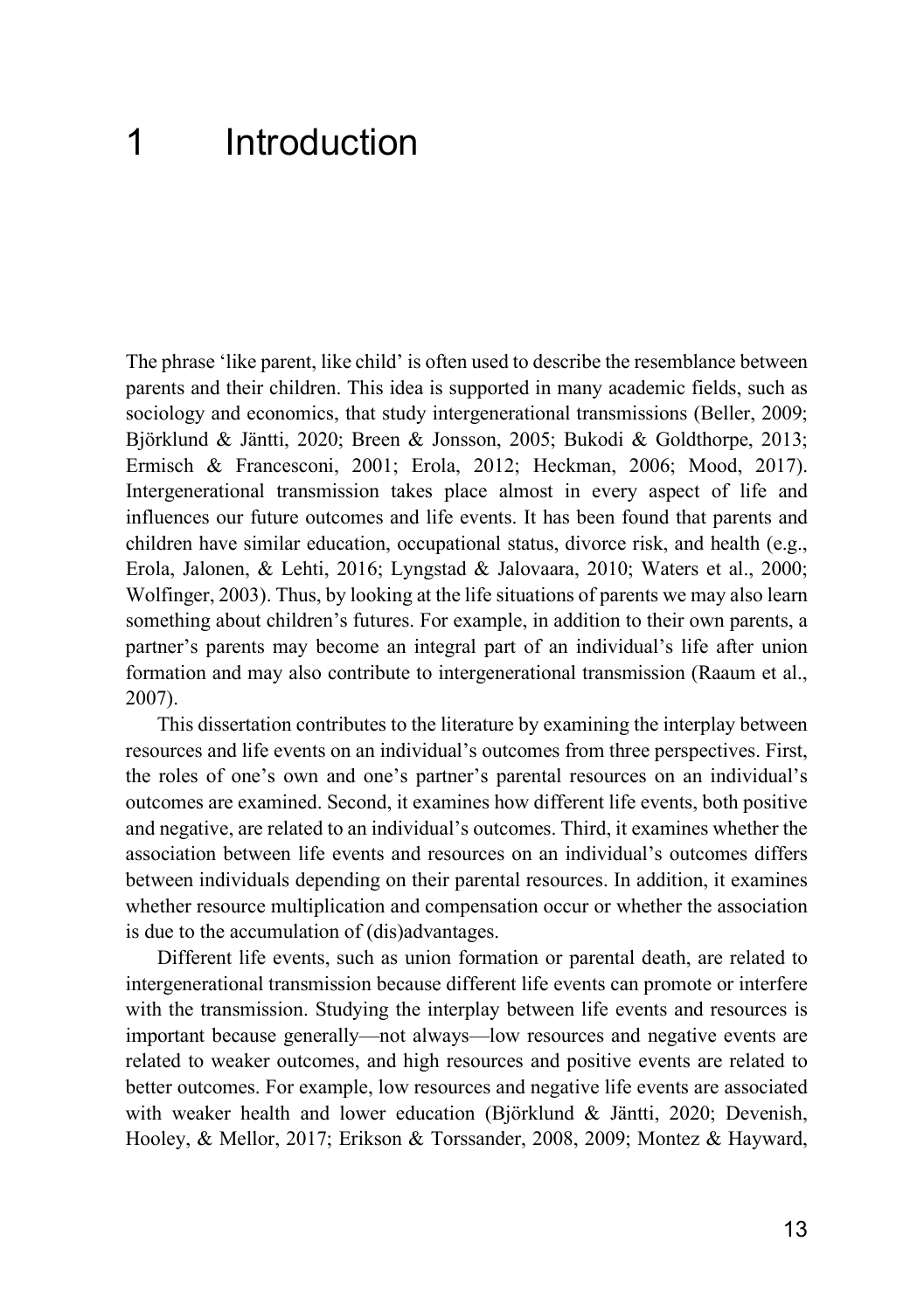# 1 Introduction

The phrase 'like parent, like child' is often used to describe the resemblance between parents and their children. This idea is supported in many academic fields, such as sociology and economics, that study intergenerational transmissions (Beller, 2009; Björklund & Jäntti, 2020; Breen & Jonsson, 2005; Bukodi & Goldthorpe, 2013; Ermisch & Francesconi, 2001; Erola, 2012; Heckman, 2006; Mood, 2017). Intergenerational transmission takes place almost in every aspect of life and influences our future outcomes and life events. It has been found that parents and children have similar education, occupational status, divorce risk, and health (e.g., Erola, Jalonen, & Lehti, 2016; Lyngstad & Jalovaara, 2010; Waters et al., 2000; Wolfinger, 2003). Thus, by looking at the life situations of parents we may also learn something about children's futures. For example, in addition to their own parents, a partner's parents may become an integral part of an individual's life after union formation and may also contribute to intergenerational transmission (Raaum et al., 2007).

This dissertation contributes to the literature by examining the interplay between resources and life events on an individual's outcomes from three perspectives. First, the roles of one's own and one's partner's parental resources on an individual's outcomes are examined. Second, it examines how different life events, both positive and negative, are related to an individual's outcomes. Third, it examines whether the association between life events and resources on an individual's outcomes differs between individuals depending on their parental resources. In addition, it examines whether resource multiplication and compensation occur or whether the association is due to the accumulation of (dis)advantages.

Different life events, such as union formation or parental death, are related to intergenerational transmission because different life events can promote or interfere with the transmission. Studying the interplay between life events and resources is important because generally—not always—low resources and negative events are related to weaker outcomes, and high resources and positive events are related to better outcomes. For example, low resources and negative life events are associated with weaker health and lower education (Björklund & Jäntti, 2020; Devenish, Hooley, & Mellor, 2017; Erikson & Torssander, 2008, 2009; Montez & Hayward,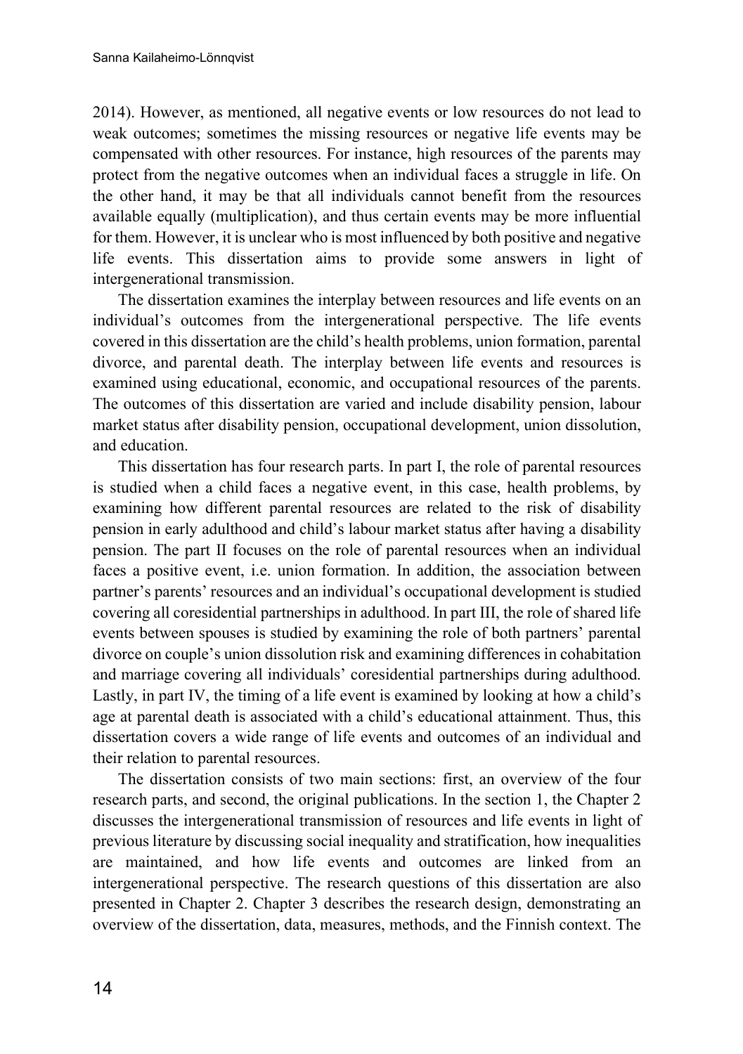2014). However, as mentioned, all negative events or low resources do not lead to weak outcomes; sometimes the missing resources or negative life events may be compensated with other resources. For instance, high resources of the parents may protect from the negative outcomes when an individual faces a struggle in life. On the other hand, it may be that all individuals cannot benefit from the resources available equally (multiplication), and thus certain events may be more influential for them. However, it is unclear who is most influenced by both positive and negative life events. This dissertation aims to provide some answers in light of intergenerational transmission.

The dissertation examines the interplay between resources and life events on an individual's outcomes from the intergenerational perspective. The life events covered in this dissertation are the child's health problems, union formation, parental divorce, and parental death. The interplay between life events and resources is examined using educational, economic, and occupational resources of the parents. The outcomes of this dissertation are varied and include disability pension, labour market status after disability pension, occupational development, union dissolution, and education.

This dissertation has four research parts. In part I, the role of parental resources is studied when a child faces a negative event, in this case, health problems, by examining how different parental resources are related to the risk of disability pension in early adulthood and child's labour market status after having a disability pension. The part II focuses on the role of parental resources when an individual faces a positive event, i.e. union formation. In addition, the association between partner's parents' resources and an individual's occupational development is studied covering all coresidential partnerships in adulthood. In part III, the role of shared life events between spouses is studied by examining the role of both partners' parental divorce on couple's union dissolution risk and examining differences in cohabitation and marriage covering all individuals' coresidential partnerships during adulthood. Lastly, in part IV, the timing of a life event is examined by looking at how a child's age at parental death is associated with a child's educational attainment. Thus, this dissertation covers a wide range of life events and outcomes of an individual and their relation to parental resources.

The dissertation consists of two main sections: first, an overview of the four research parts, and second, the original publications. In the section 1, the Chapter 2 discusses the intergenerational transmission of resources and life events in light of previous literature by discussing social inequality and stratification, how inequalities are maintained, and how life events and outcomes are linked from an intergenerational perspective. The research questions of this dissertation are also presented in Chapter 2. Chapter 3 describes the research design, demonstrating an overview of the dissertation, data, measures, methods, and the Finnish context. The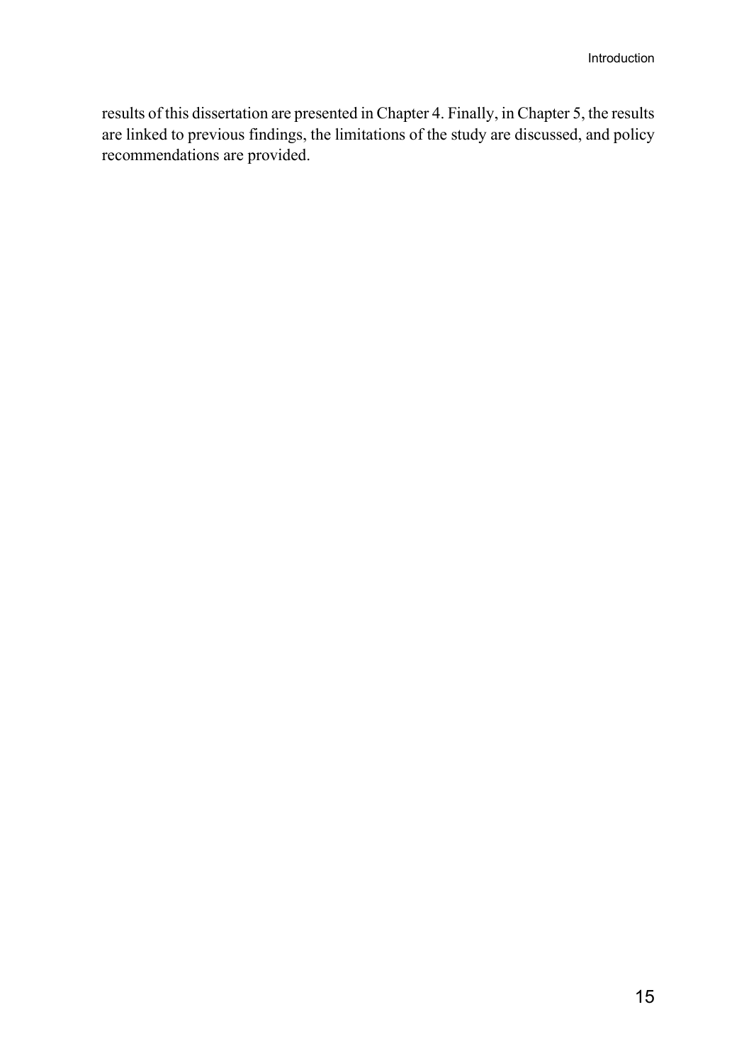results of this dissertation are presented in Chapter 4. Finally, in Chapter 5, the results are linked to previous findings, the limitations of the study are discussed, and policy recommendations are provided.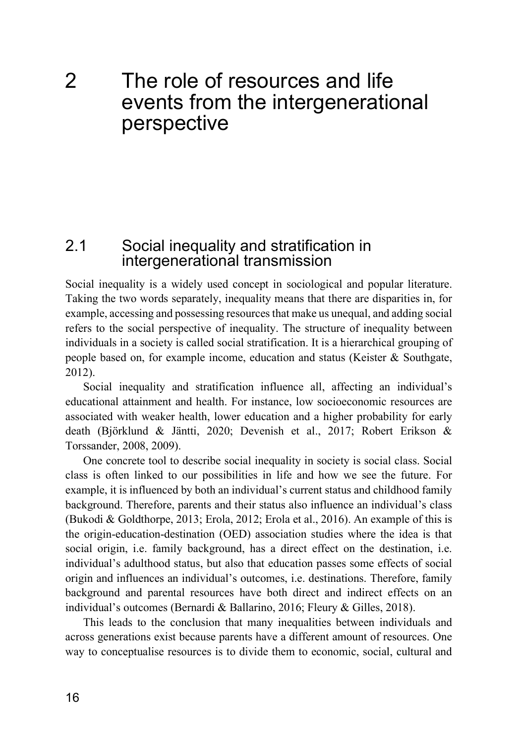# 2 The role of resources and life events from the intergenerational perspective

## 2.1 Social inequality and stratification in intergenerational transmission

Social inequality is a widely used concept in sociological and popular literature. Taking the two words separately, inequality means that there are disparities in, for example, accessing and possessing resources that make us unequal, and adding social refers to the social perspective of inequality. The structure of inequality between individuals in a society is called social stratification. It is a hierarchical grouping of people based on, for example income, education and status (Keister & Southgate, 2012).

Social inequality and stratification influence all, affecting an individual's educational attainment and health. For instance, low socioeconomic resources are associated with weaker health, lower education and a higher probability for early death (Björklund & Jäntti, 2020; Devenish et al., 2017; Robert Erikson & Torssander, 2008, 2009).

One concrete tool to describe social inequality in society is social class. Social class is often linked to our possibilities in life and how we see the future. For example, it is influenced by both an individual's current status and childhood family background. Therefore, parents and their status also influence an individual's class (Bukodi & Goldthorpe, 2013; Erola, 2012; Erola et al., 2016). An example of this is the origin-education-destination (OED) association studies where the idea is that social origin, i.e. family background, has a direct effect on the destination, i.e. individual's adulthood status, but also that education passes some effects of social origin and influences an individual's outcomes, i.e. destinations. Therefore, family background and parental resources have both direct and indirect effects on an individual's outcomes (Bernardi & Ballarino, 2016; Fleury & Gilles, 2018).

This leads to the conclusion that many inequalities between individuals and across generations exist because parents have a different amount of resources. One way to conceptualise resources is to divide them to economic, social, cultural and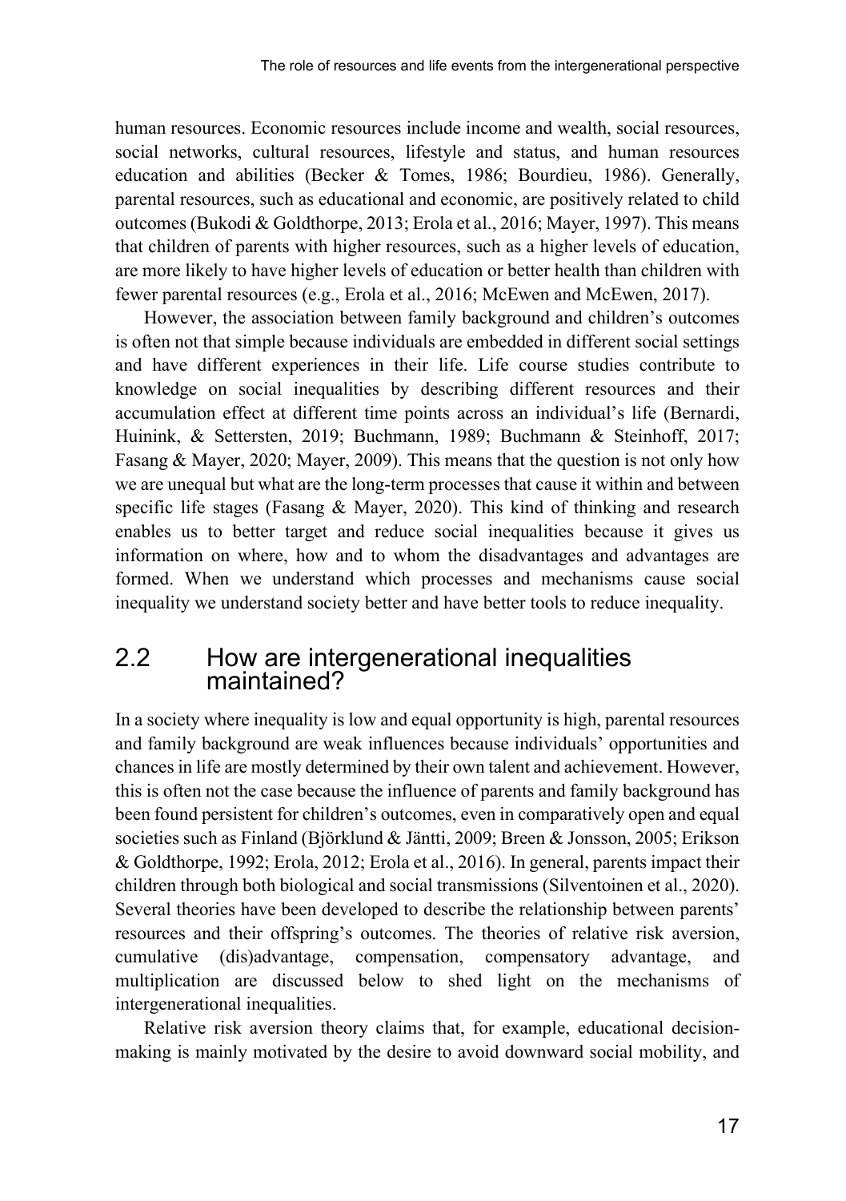human resources. Economic resources include income and wealth, social resources, social networks, cultural resources, lifestyle and status, and human resources education and abilities (Becker & Tomes, 1986; Bourdieu, 1986). Generally, parental resources, such as educational and economic, are positively related to child outcomes (Bukodi & Goldthorpe, 2013; Erola et al., 2016; Mayer, 1997). This means that children of parents with higher resources, such as a higher levels of education, are more likely to have higher levels of education or better health than children with fewer parental resources (e.g., Erola et al., 2016; McEwen and McEwen, 2017).

However, the association between family background and children's outcomes is often not that simple because individuals are embedded in different social settings and have different experiences in their life. Life course studies contribute to knowledge on social inequalities by describing different resources and their accumulation effect at different time points across an individual's life (Bernardi, Huinink, & Settersten, 2019; Buchmann, 1989; Buchmann & Steinhoff, 2017; Fasang & Mayer, 2020; Mayer, 2009). This means that the question is not only how we are unequal but what are the long-term processes that cause it within and between specific life stages (Fasang & Mayer, 2020). This kind of thinking and research enables us to better target and reduce social inequalities because it gives us information on where, how and to whom the disadvantages and advantages are formed. When we understand which processes and mechanisms cause social inequality we understand society better and have better tools to reduce inequality.

## 2.2 How are intergenerational inequalities maintained?

In a society where inequality is low and equal opportunity is high, parental resources and family background are weak influences because individuals' opportunities and chances in life are mostly determined by their own talent and achievement. However, this is often not the case because the influence of parents and family background has been found persistent for children's outcomes, even in comparatively open and equal societies such as Finland (Björklund & Jäntti, 2009; Breen & Jonsson, 2005; Erikson & Goldthorpe, 1992; Erola, 2012; Erola et al., 2016). In general, parents impact their children through both biological and social transmissions (Silventoinen et al., 2020). Several theories have been developed to describe the relationship between parents' resources and their offspring's outcomes. The theories of relative risk aversion, cumulative (dis)advantage, compensation, compensatory advantage, and multiplication are discussed below to shed light on the mechanisms of intergenerational inequalities.

Relative risk aversion theory claims that, for example, educational decision-making is mainly motivated by the desire to avoid downward social mobility, and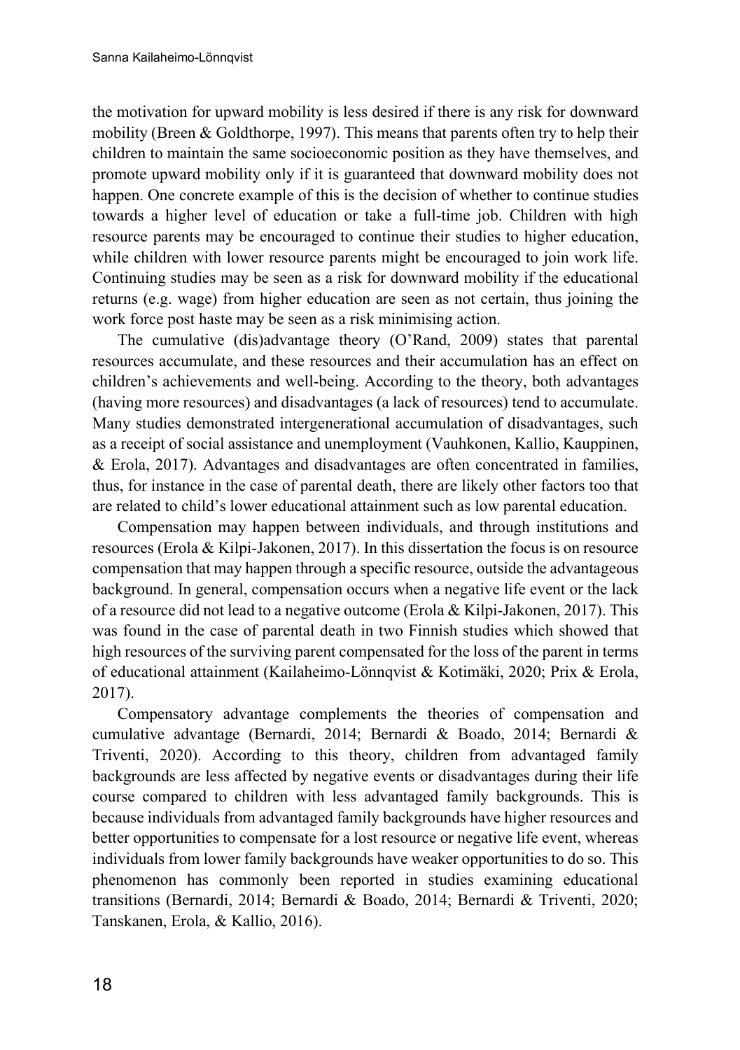the motivation for upward mobility is less desired if there is any risk for downward mobility (Breen & Goldthorpe, 1997). This means that parents often try to help their children to maintain the same socioeconomic position as they have themselves, and promote upward mobility only if it is guaranteed that downward mobility does not happen. One concrete example of this is the decision of whether to continue studies towards a higher level of education or take a full-time job. Children with high resource parents may be encouraged to continue their studies to higher education, while children with lower resource parents might be encouraged to join work life. Continuing studies may be seen as a risk for downward mobility if the educational returns (e.g. wage) from higher education are seen as not certain, thus joining the work force post haste may be seen as a risk minimising action.

The cumulative (dis)advantage theory (O'Rand, 2009) states that parental resources accumulate, and these resources and their accumulation has an effect on children's achievements and well-being. According to the theory, both advantages (having more resources) and disadvantages (a lack of resources) tend to accumulate. Many studies demonstrated intergenerational accumulation of disadvantages, such as a receipt of social assistance and unemployment (Vauhkonen, Kallio, Kauppinen, & Erola, 2017). Advantages and disadvantages are often concentrated in families, thus, for instance in the case of parental death, there are likely other factors too that are related to child's lower educational attainment such as low parental education.

Compensation may happen between individuals, and through institutions and resources (Erola & Kilpi-Jakonen, 2017). In this dissertation the focus is on resource compensation that may happen through a specific resource, outside the advantageous background. In general, compensation occurs when a negative life event or the lack of a resource did not lead to a negative outcome (Erola & Kilpi-Jakonen, 2017). This was found in the case of parental death in two Finnish studies which showed that high resources of the surviving parent compensated for the loss of the parent in terms of educational attainment (Kailaheimo-Lönnqvist & Kotimäki, 2020; Prix & Erola, 2017).

Compensatory advantage complements the theories of compensation and cumulative advantage (Bernardi, 2014; Bernardi & Boado, 2014; Bernardi & Triventi, 2020). According to this theory, children from advantaged family backgrounds are less affected by negative events or disadvantages during their life course compared to children with less advantaged family backgrounds. This is because individuals from advantaged family backgrounds have higher resources and better opportunities to compensate for a lost resource or negative life event, whereas individuals from lower family backgrounds have weaker opportunities to do so. This phenomenon has commonly been reported in studies examining educational transitions (Bernardi, 2014; Bernardi & Boado, 2014; Bernardi & Triventi, 2020; Tanskanen, Erola, & Kallio, 2016).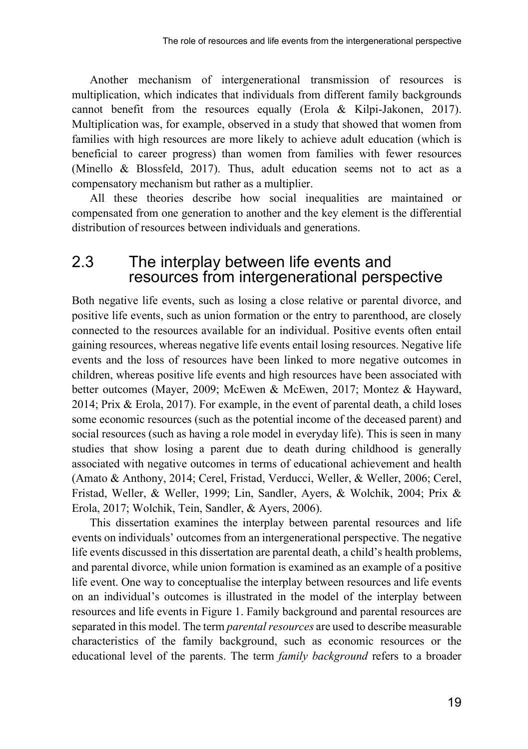Another mechanism of intergenerational transmission of resources is multiplication, which indicates that individuals from different family backgrounds cannot benefit from the resources equally (Erola & Kilpi-Jakonen, 2017). Multiplication was, for example, observed in a study that showed that women from families with high resources are more likely to achieve adult education (which is beneficial to career progress) than women from families with fewer resources (Minello & Blossfeld, 2017). Thus, adult education seems not to act as a compensatory mechanism but rather as a multiplier.

All these theories describe how social inequalities are maintained or compensated from one generation to another and the key element is the differential distribution of resources between individuals and generations.

## 2.3 The interplay between life events and resources from intergenerational perspective

Both negative life events, such as losing a close relative or parental divorce, and positive life events, such as union formation or the entry to parenthood, are closely connected to the resources available for an individual. Positive events often entail gaining resources, whereas negative life events entail losing resources. Negative life events and the loss of resources have been linked to more negative outcomes in children, whereas positive life events and high resources have been associated with better outcomes (Mayer, 2009; McEwen & McEwen, 2017; Montez & Hayward, 2014; Prix & Erola, 2017). For example, in the event of parental death, a child loses some economic resources (such as the potential income of the deceased parent) and social resources (such as having a role model in everyday life). This is seen in many studies that show losing a parent due to death during childhood is generally associated with negative outcomes in terms of educational achievement and health (Amato & Anthony, 2014; Cerel, Fristad, Verducci, Weller, & Weller, 2006; Cerel, Fristad, Weller, & Weller, 1999; Lin, Sandler, Ayers, & Wolchik, 2004; Prix & Erola, 2017; Wolchik, Tein, Sandler, & Ayers, 2006).

This dissertation examines the interplay between parental resources and life events on individuals' outcomes from an intergenerational perspective. The negative life events discussed in this dissertation are parental death, a child's health problems, and parental divorce, while union formation is examined as an example of a positive life event. One way to conceptualise the interplay between resources and life events on an individual's outcomes is illustrated in the model of the interplay between resources and life events in Figure 1. Family background and parental resources are separated in this model. The term *parental resources* are used to describe measurable characteristics of the family background, such as economic resources or the educational level of the parents. The term *family background* refers to a broader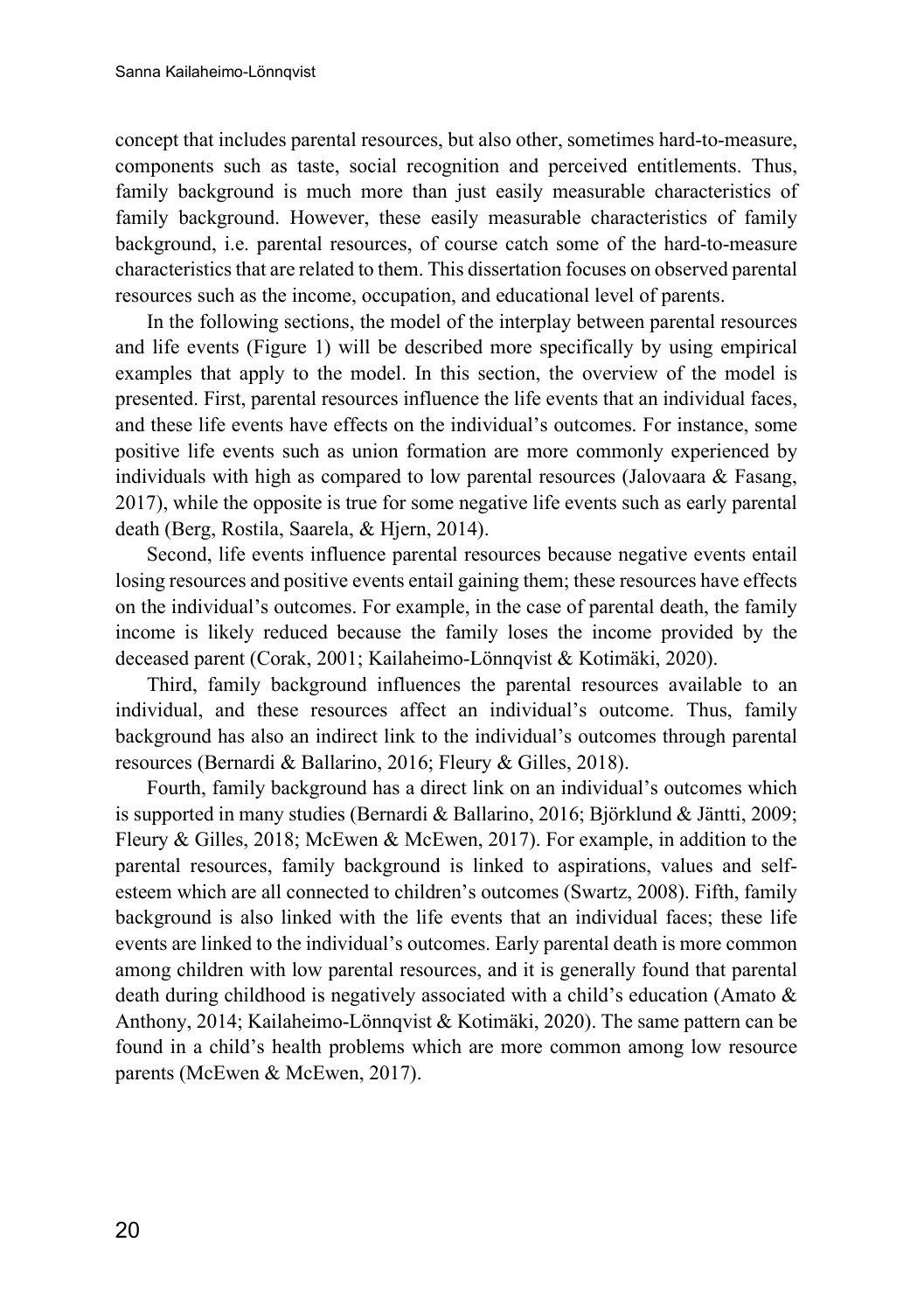concept that includes parental resources, but also other, sometimes hard-to-measure, components such as taste, social recognition and perceived entitlements. Thus, family background is much more than just easily measurable characteristics of family background. However, these easily measurable characteristics of family background, i.e. parental resources, of course catch some of the hard-to-measure characteristics that are related to them. This dissertation focuses on observed parental resources such as the income, occupation, and educational level of parents.

In the following sections, the model of the interplay between parental resources and life events (Figure 1) will be described more specifically by using empirical examples that apply to the model. In this section, the overview of the model is presented. First, parental resources influence the life events that an individual faces, and these life events have effects on the individual's outcomes. For instance, some positive life events such as union formation are more commonly experienced by individuals with high as compared to low parental resources (Jalovaara & Fasang, 2017), while the opposite is true for some negative life events such as early parental death (Berg, Rostila, Saarela, & Hjern, 2014).

Second, life events influence parental resources because negative events entail losing resources and positive events entail gaining them; these resources have effects on the individual's outcomes. For example, in the case of parental death, the family income is likely reduced because the family loses the income provided by the deceased parent (Corak, 2001; Kailaheimo-Lönnqvist & Kotimäki, 2020).

Third, family background influences the parental resources available to an individual, and these resources affect an individual's outcome. Thus, family background has also an indirect link to the individual's outcomes through parental resources (Bernardi & Ballarino, 2016; Fleury & Gilles, 2018).

Fourth, family background has a direct link on an individual's outcomes which is supported in many studies (Bernardi & Ballarino, 2016; Björklund & Jäntti, 2009; Fleury & Gilles, 2018; McEwen & McEwen, 2017). For example, in addition to the parental resources, family background is linked to aspirations, values and self-esteem which are all connected to children's outcomes (Swartz, 2008). Fifth, family background is also linked with the life events that an individual faces; these life events are linked to the individual's outcomes. Early parental death is more common among children with low parental resources, and it is generally found that parental death during childhood is negatively associated with a child's education (Amato & Anthony, 2014; Kailaheimo-Lönnqvist & Kotimäki, 2020). The same pattern can be found in a child's health problems which are more common among low resource parents (McEwen & McEwen, 2017).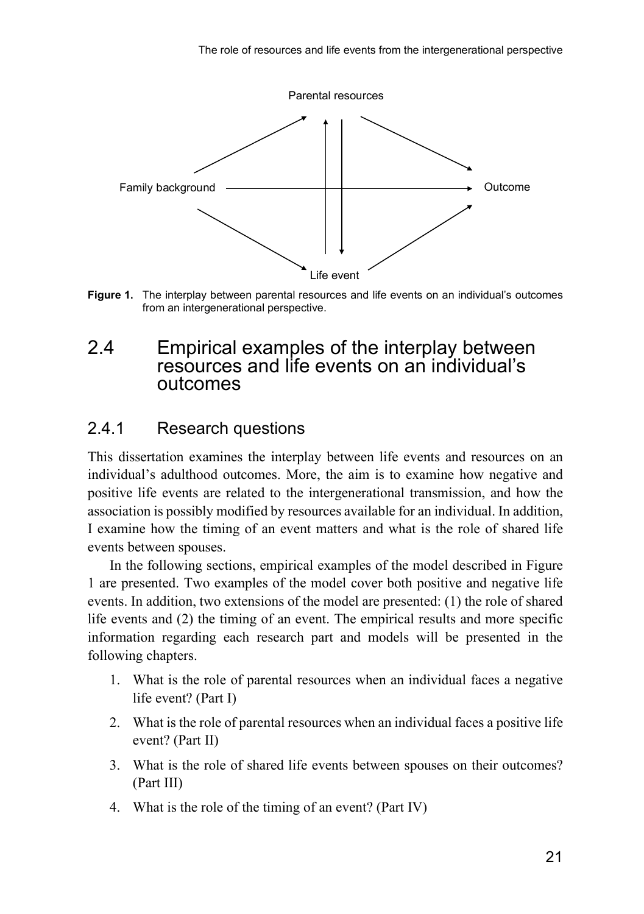Parental resources

Family background

Outcome

Life event

**Figure 1.** The interplay between parental resources and life events on an individual's outcomes from an intergenerational perspective.

## 2.4 Empirical examples of the interplay between resources and life events on an individual's outcomes

### 2.4.1 Research questions

This dissertation examines the interplay between life events and resources on an individual's adulthood outcomes. More, the aim is to examine how negative and positive life events are related to the intergenerational transmission, and how the association is possibly modified by resources available for an individual. In addition, I examine how the timing of an event matters and what is the role of shared life events between spouses.

In the following sections, empirical examples of the model described in Figure 1 are presented. Two examples of the model cover both positive and negative life events. In addition, two extensions of the model are presented: (1) the role of shared life events and (2) the timing of an event. The empirical results and more specific information regarding each research part and models will be presented in the following chapters.

1. What is the role of parental resources when an individual faces a negative life event? (Part I)
2. What is the role of parental resources when an individual faces a positive life event? (Part II)
3. What is the role of shared life events between spouses on their outcomes? (Part III)
4. What is the role of the timing of an event? (Part IV)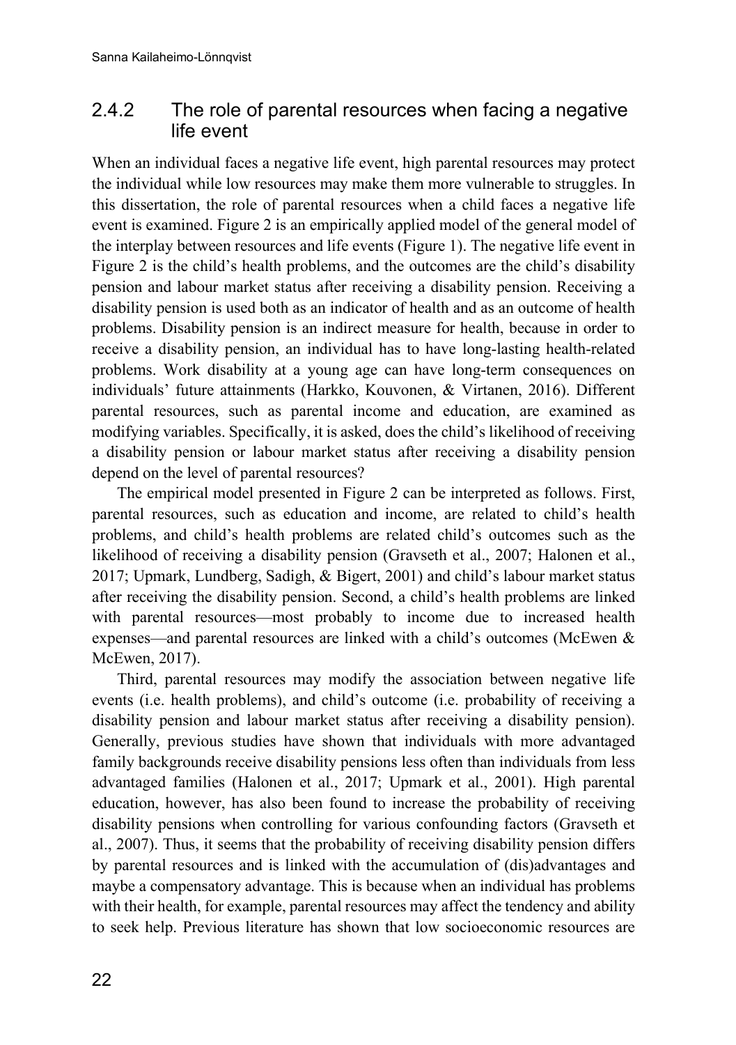### 2.4.2 The role of parental resources when facing a negative life event

When an individual faces a negative life event, high parental resources may protect the individual while low resources may make them more vulnerable to struggles. In this dissertation, the role of parental resources when a child faces a negative life event is examined. Figure 2 is an empirically applied model of the general model of the interplay between resources and life events (Figure 1). The negative life event in Figure 2 is the child's health problems, and the outcomes are the child's disability pension and labour market status after receiving a disability pension. Receiving a disability pension is used both as an indicator of health and as an outcome of health problems. Disability pension is an indirect measure for health, because in order to receive a disability pension, an individual has to have long-lasting health-related problems. Work disability at a young age can have long-term consequences on individuals' future attainments (Harkko, Kouvonen, & Virtanen, 2016). Different parental resources, such as parental income and education, are examined as modifying variables. Specifically, it is asked, does the child's likelihood of receiving a disability pension or labour market status after receiving a disability pension depend on the level of parental resources?

The empirical model presented in Figure 2 can be interpreted as follows. First, parental resources, such as education and income, are related to child's health problems, and child's health problems are related child's outcomes such as the likelihood of receiving a disability pension (Gravseth et al., 2007; Halonen et al., 2017; Upmark, Lundberg, Sadigh, & Bigert, 2001) and child's labour market status after receiving the disability pension. Second, a child's health problems are linked with parental resources—most probably to income due to increased health expenses—and parental resources are linked with a child's outcomes (McEwen & McEwen, 2017).

Third, parental resources may modify the association between negative life events (i.e. health problems), and child's outcome (i.e. probability of receiving a disability pension and labour market status after receiving a disability pension). Generally, previous studies have shown that individuals with more advantaged family backgrounds receive disability pensions less often than individuals from less advantaged families (Halonen et al., 2017; Upmark et al., 2001). High parental education, however, has also been found to increase the probability of receiving disability pensions when controlling for various confounding factors (Gravseth et al., 2007). Thus, it seems that the probability of receiving disability pension differs by parental resources and is linked with the accumulation of (dis)advantages and maybe a compensatory advantage. This is because when an individual has problems with their health, for example, parental resources may affect the tendency and ability to seek help. Previous literature has shown that low socioeconomic resources are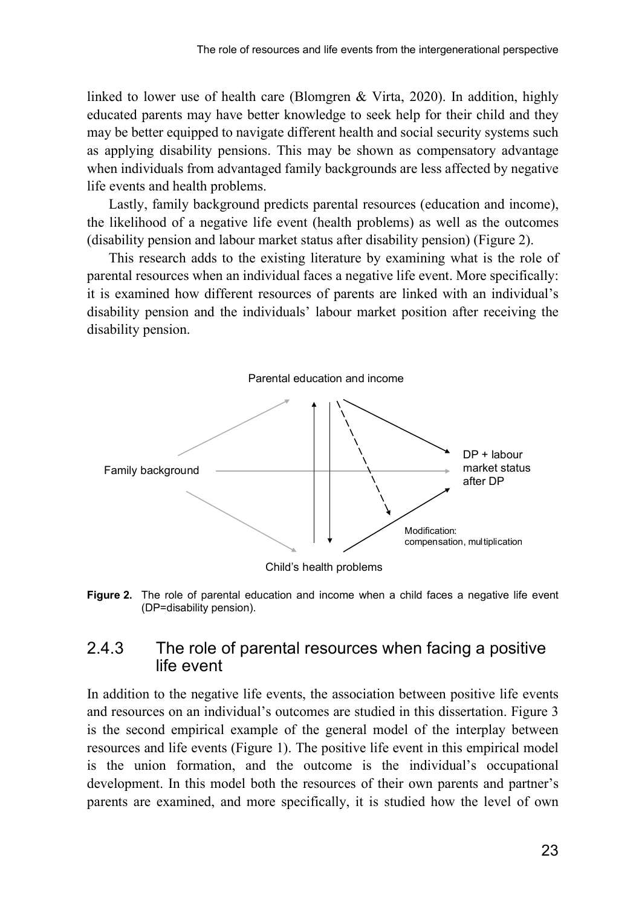linked to lower use of health care (Blomgren & Virta, 2020). In addition, highly educated parents may have better knowledge to seek help for their child and they may be better equipped to navigate different health and social security systems such as applying disability pensions. This may be shown as compensatory advantage when individuals from advantaged family backgrounds are less affected by negative life events and health problems.

Lastly, family background predicts parental resources (education and income), the likelihood of a negative life event (health problems) as well as the outcomes (disability pension and labour market status after disability pension) (Figure 2).

This research adds to the existing literature by examining what is the role of parental resources when an individual faces a negative life event. More specifically: it is examined how different resources of parents are linked with an individual's disability pension and the individuals' labour market position after receiving the disability pension.

Parental education and income

Family background

DP + labour market status after DP

Modification: compensation, multiplication

Child's health problems

**Figure 2.** The role of parental education and income when a child faces a negative life event (DP=disability pension).

### 2.4.3 The role of parental resources when facing a positive life event

In addition to the negative life events, the association between positive life events and resources on an individual's outcomes are studied in this dissertation. Figure 3 is the second empirical example of the general model of the interplay between resources and life events (Figure 1). The positive life event in this empirical model is the union formation, and the outcome is the individual's occupational development. In this model both the resources of their own parents and partner's parents are examined, and more specifically, it is studied how the level of own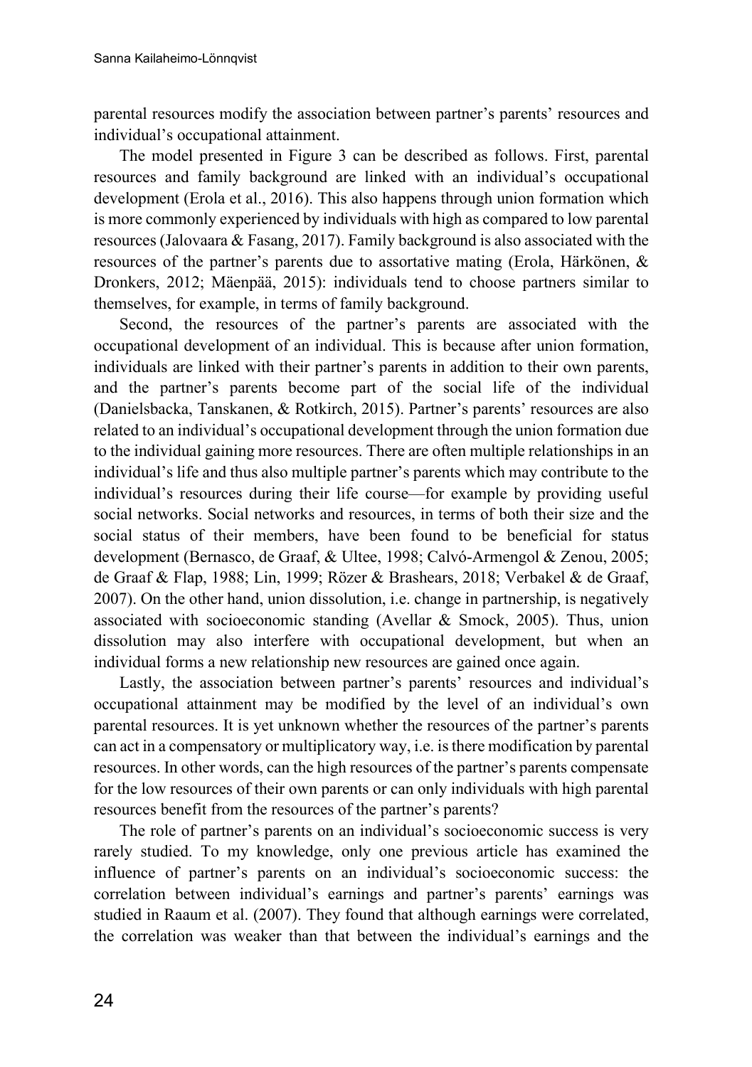parental resources modify the association between partner's parents' resources and individual's occupational attainment.

The model presented in Figure 3 can be described as follows. First, parental resources and family background are linked with an individual's occupational development (Erola et al., 2016). This also happens through union formation which is more commonly experienced by individuals with high as compared to low parental resources (Jalovaara & Fasang, 2017). Family background is also associated with the resources of the partner's parents due to assortative mating (Erola, Härkönen, & Dronkers, 2012; Mäenpää, 2015): individuals tend to choose partners similar to themselves, for example, in terms of family background.

Second, the resources of the partner's parents are associated with the occupational development of an individual. This is because after union formation, individuals are linked with their partner's parents in addition to their own parents, and the partner's parents become part of the social life of the individual (Danielsbacka, Tanskanen, & Rotkirch, 2015). Partner's parents' resources are also related to an individual's occupational development through the union formation due to the individual gaining more resources. There are often multiple relationships in an individual's life and thus also multiple partner's parents which may contribute to the individual's resources during their life course—for example by providing useful social networks. Social networks and resources, in terms of both their size and the social status of their members, have been found to be beneficial for status development (Bernasco, de Graaf, & Ultee, 1998; Calvó-Armengol & Zenou, 2005; de Graaf & Flap, 1988; Lin, 1999; Rözer & Brashears, 2018; Verbakel & de Graaf, 2007). On the other hand, union dissolution, i.e. change in partnership, is negatively associated with socioeconomic standing (Avellar & Smock, 2005). Thus, union dissolution may also interfere with occupational development, but when an individual forms a new relationship new resources are gained once again.

Lastly, the association between partner's parents' resources and individual's occupational attainment may be modified by the level of an individual's own parental resources. It is yet unknown whether the resources of the partner's parents can act in a compensatory or multiplicatory way, i.e. is there modification by parental resources. In other words, can the high resources of the partner's parents compensate for the low resources of their own parents or can only individuals with high parental resources benefit from the resources of the partner's parents?

The role of partner's parents on an individual's socioeconomic success is very rarely studied. To my knowledge, only one previous article has examined the influence of partner's parents on an individual's socioeconomic success: the correlation between individual's earnings and partner's parents' earnings was studied in Raaum et al. (2007). They found that although earnings were correlated, the correlation was weaker than that between the individual's earnings and the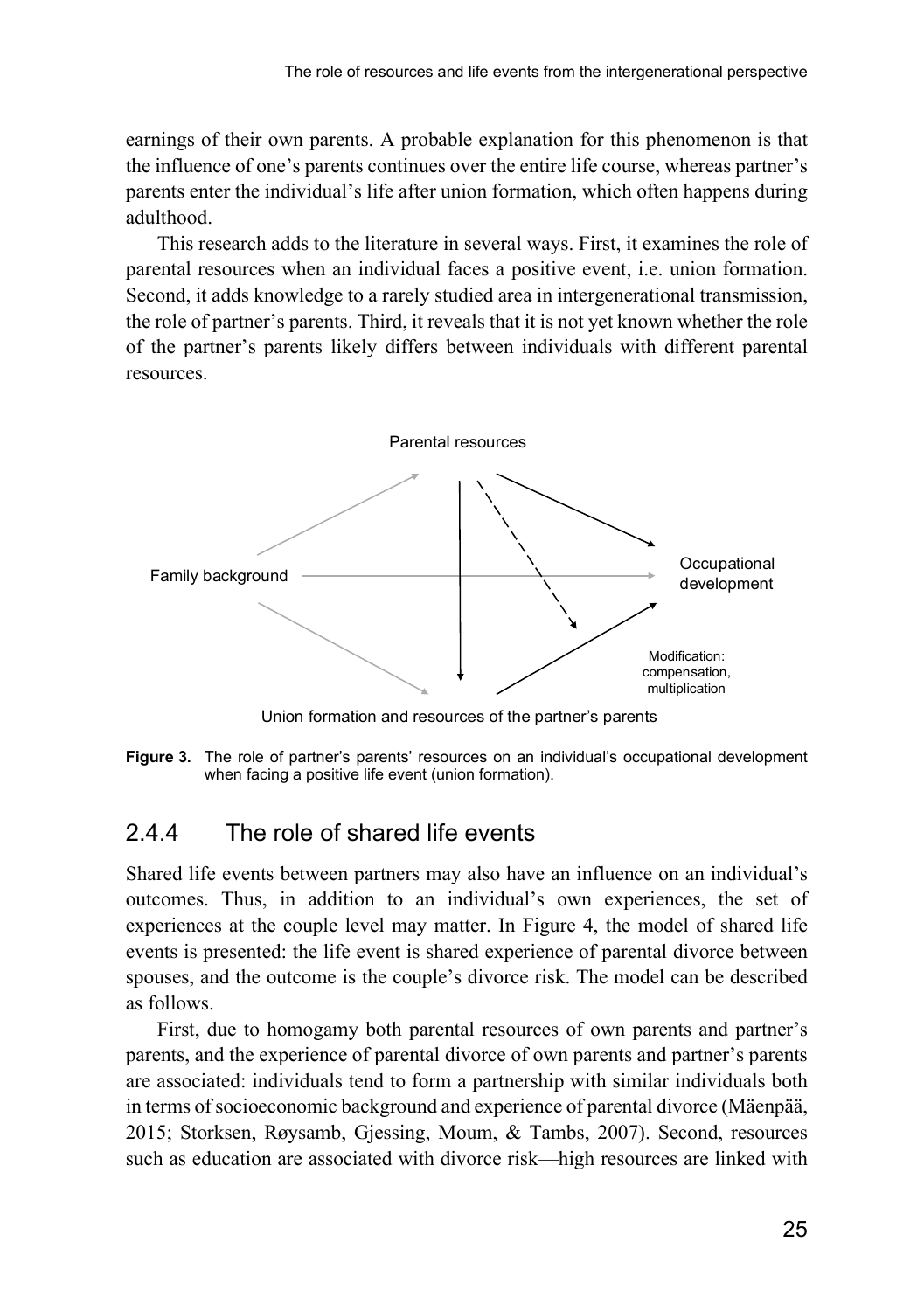earnings of their own parents. A probable explanation for this phenomenon is that the influence of one's parents continues over the entire life course, whereas partner's parents enter the individual's life after union formation, which often happens during adulthood.

This research adds to the literature in several ways. First, it examines the role of parental resources when an individual faces a positive event, i.e. union formation. Second, it adds knowledge to a rarely studied area in intergenerational transmission, the role of partner's parents. Third, it reveals that it is not yet known whether the role of the partner's parents likely differs between individuals with different parental resources.

Parental resources

Family background

Occupational development

Modification: compensation, multiplication

Union formation and resources of the partner's parents

**Figure 3.** The role of partner's parents' resources on an individual's occupational development when facing a positive life event (union formation).

### 2.4.4 The role of shared life events

Shared life events between partners may also have an influence on an individual's outcomes. Thus, in addition to an individual's own experiences, the set of experiences at the couple level may matter. In Figure 4, the model of shared life events is presented: the life event is shared experience of parental divorce between spouses, and the outcome is the couple's divorce risk. The model can be described as follows.

First, due to homogamy both parental resources of own parents and partner's parents, and the experience of parental divorce of own parents and partner's parents are associated: individuals tend to form a partnership with similar individuals both in terms of socioeconomic background and experience of parental divorce (Mäenpää, 2015; Storksen, Røysamb, Gjessing, Moum, & Tambs, 2007). Second, resources such as education are associated with divorce risk—high resources are linked with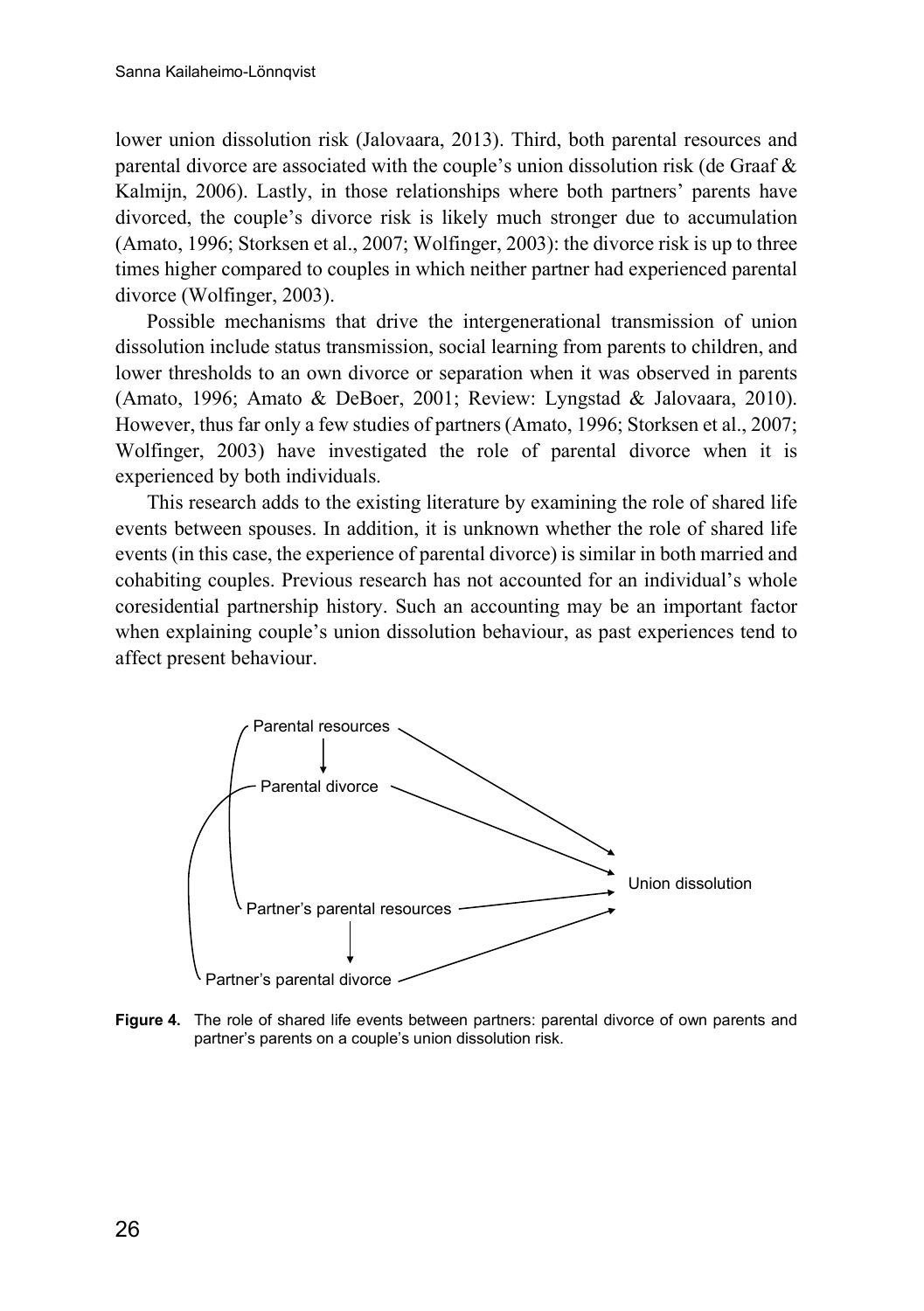lower union dissolution risk (Jalovaara, 2013). Third, both parental resources and parental divorce are associated with the couple's union dissolution risk (de Graaf & Kalmijn, 2006). Lastly, in those relationships where both partners' parents have divorced, the couple's divorce risk is likely much stronger due to accumulation (Amato, 1996; Storksen et al., 2007; Wolfinger, 2003): the divorce risk is up to three times higher compared to couples in which neither partner had experienced parental divorce (Wolfinger, 2003).

Possible mechanisms that drive the intergenerational transmission of union dissolution include status transmission, social learning from parents to children, and lower thresholds to an own divorce or separation when it was observed in parents (Amato, 1996; Amato & DeBoer, 2001; Review: Lyngstad & Jalovaara, 2010). However, thus far only a few studies of partners (Amato, 1996; Storksen et al., 2007; Wolfinger, 2003) have investigated the role of parental divorce when it is experienced by both individuals.

This research adds to the existing literature by examining the role of shared life events between spouses. In addition, it is unknown whether the role of shared life events (in this case, the experience of parental divorce) is similar in both married and cohabiting couples. Previous research has not accounted for an individual's whole coresidential partnership history. Such an accounting may be an important factor when explaining couple's union dissolution behaviour, as past experiences tend to affect present behaviour.

Parental resources

Parental divorce

Partner's parental resources

Partner's parental divorce

Union dissolution

**Figure 4.** The role of shared life events between partners: parental divorce of own parents and partner's parents on a couple's union dissolution risk.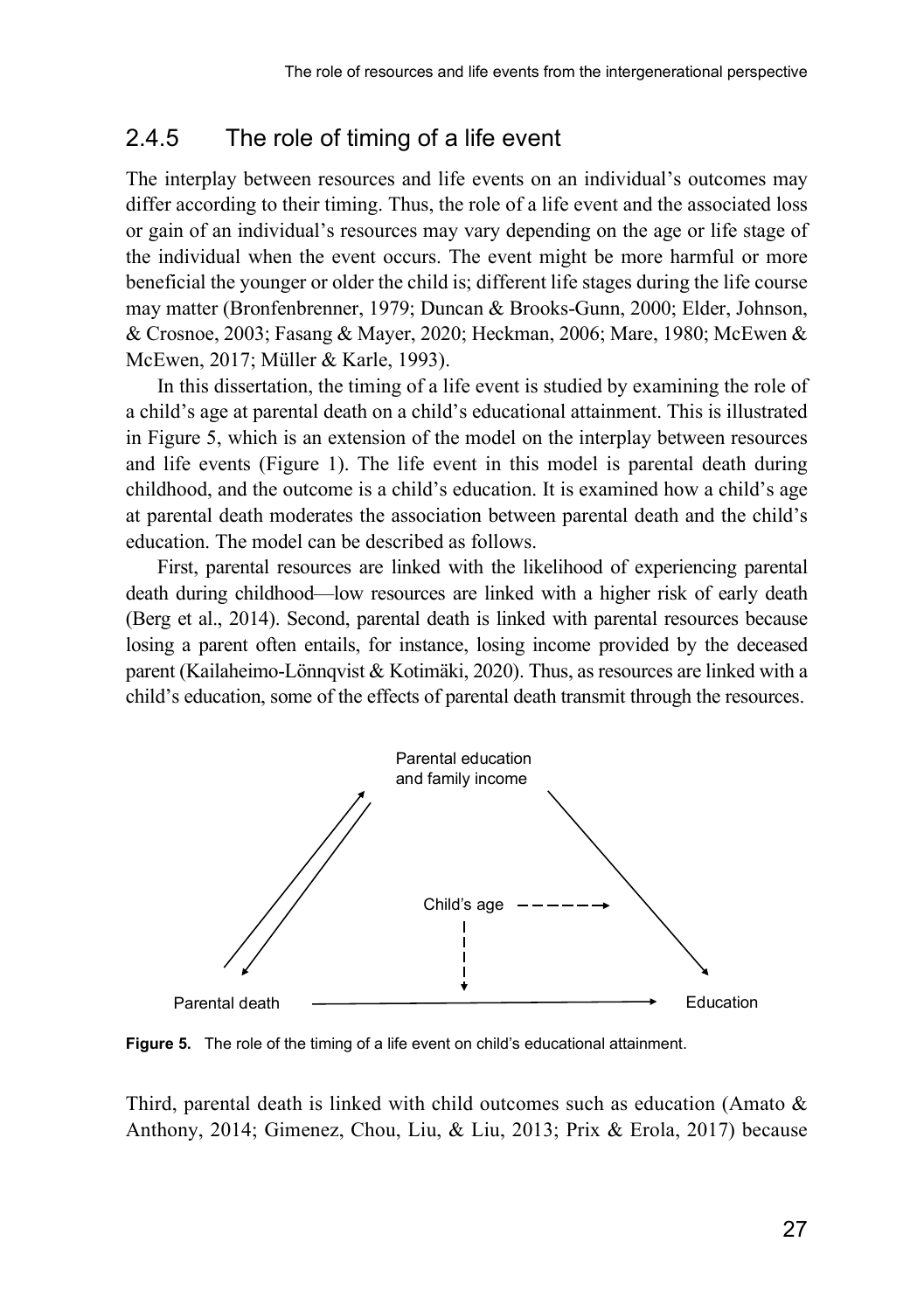## 2.4.5 The role of timing of a life event

The interplay between resources and life events on an individual's outcomes may differ according to their timing. Thus, the role of a life event and the associated loss or gain of an individual's resources may vary depending on the age or life stage of the individual when the event occurs. The event might be more harmful or more beneficial the younger or older the child is; different life stages during the life course may matter (Bronfenbrenner, 1979; Duncan & Brooks-Gunn, 2000; Elder, Johnson, & Crosnoe, 2003; Fasang & Mayer, 2020; Heckman, 2006; Mare, 1980; McEwen & McEwen, 2017; Müller & Karle, 1993).

In this dissertation, the timing of a life event is studied by examining the role of a child's age at parental death on a child's educational attainment. This is illustrated in Figure 5, which is an extension of the model on the interplay between resources and life events (Figure 1). The life event in this model is parental death during childhood, and the outcome is a child's education. It is examined how a child's age at parental death moderates the association between parental death and the child's education. The model can be described as follows.

First, parental resources are linked with the likelihood of experiencing parental death during childhood—low resources are linked with a higher risk of early death (Berg et al., 2014). Second, parental death is linked with parental resources because losing a parent often entails, for instance, losing income provided by the deceased parent (Kailaheimo-Lönnqvist & Kotimäki, 2020). Thus, as resources are linked with a child's education, some of the effects of parental death transmit through the resources.

**Figure 5.** The role of the timing of a life event on child's educational attainment.

Third, parental death is linked with child outcomes such as education (Amato & Anthony, 2014; Gimenez, Chou, Liu, & Liu, 2013; Prix & Erola, 2017) because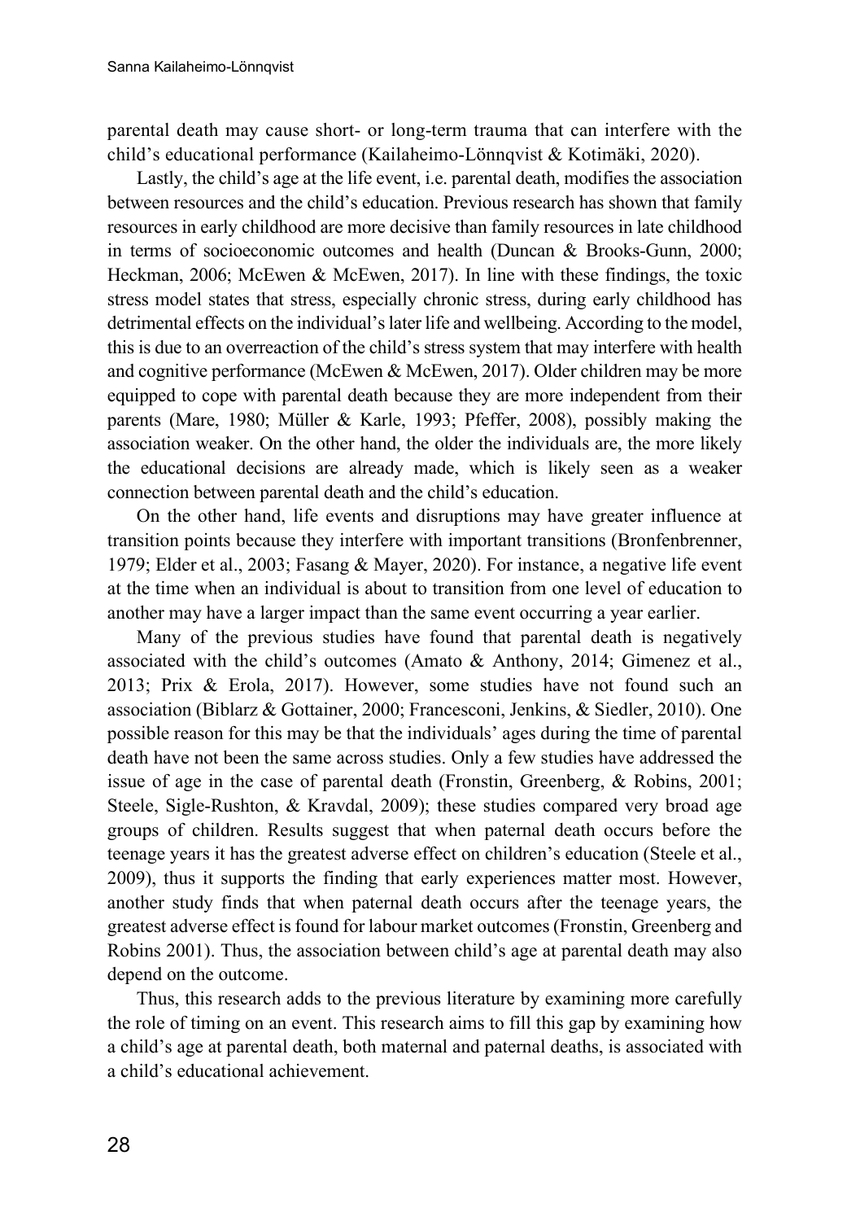parental death may cause short- or long-term trauma that can interfere with the child's educational performance (Kailaheimo-Lönnqvist & Kotimäki, 2020).

Lastly, the child's age at the life event, i.e. parental death, modifies the association between resources and the child's education. Previous research has shown that family resources in early childhood are more decisive than family resources in late childhood in terms of socioeconomic outcomes and health (Duncan & Brooks-Gunn, 2000; Heckman, 2006; McEwen & McEwen, 2017). In line with these findings, the toxic stress model states that stress, especially chronic stress, during early childhood has detrimental effects on the individual's later life and wellbeing. According to the model, this is due to an overreaction of the child's stress system that may interfere with health and cognitive performance (McEwen & McEwen, 2017). Older children may be more equipped to cope with parental death because they are more independent from their parents (Mare, 1980; Müller & Karle, 1993; Pfeffer, 2008), possibly making the association weaker. On the other hand, the older the individuals are, the more likely the educational decisions are already made, which is likely seen as a weaker connection between parental death and the child's education.

On the other hand, life events and disruptions may have greater influence at transition points because they interfere with important transitions (Bronfenbrenner, 1979; Elder et al., 2003; Fasang & Mayer, 2020). For instance, a negative life event at the time when an individual is about to transition from one level of education to another may have a larger impact than the same event occurring a year earlier.

Many of the previous studies have found that parental death is negatively associated with the child's outcomes (Amato & Anthony, 2014; Gimenez et al., 2013; Prix & Erola, 2017). However, some studies have not found such an association (Biblarz & Gottainer, 2000; Francesconi, Jenkins, & Siedler, 2010). One possible reason for this may be that the individuals' ages during the time of parental death have not been the same across studies. Only a few studies have addressed the issue of age in the case of parental death (Fronstin, Greenberg, & Robins, 2001; Steele, Sigle-Rushton, & Kravdal, 2009); these studies compared very broad age groups of children. Results suggest that when paternal death occurs before the teenage years it has the greatest adverse effect on children's education (Steele et al., 2009), thus it supports the finding that early experiences matter most. However, another study finds that when paternal death occurs after the teenage years, the greatest adverse effect is found for labour market outcomes (Fronstin, Greenberg and Robins 2001). Thus, the association between child's age at parental death may also depend on the outcome.

Thus, this research adds to the previous literature by examining more carefully the role of timing on an event. This research aims to fill this gap by examining how a child's age at parental death, both maternal and paternal deaths, is associated with a child's educational achievement.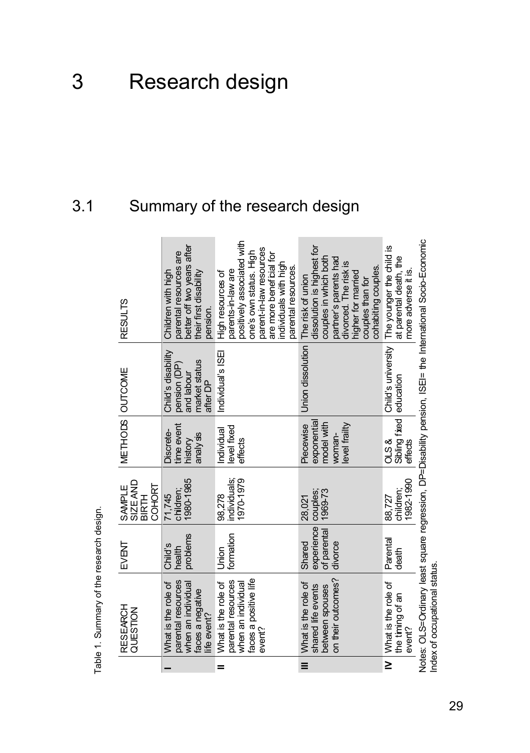# 3 Research design

## 3.1 Summary of the research design

Table 1. Summary of the research design.

| | RESEARCH QUESTION | EVENT | SAMPLE SIZE AND BIRTH COHORT | METHODS | OUTCOME | RESULTS |
|---|---|---|---|---|---|---|
| **I** | What is the role of parental resources when an individual faces a negative life event? | Child's health problems | 71,745 children; 1980-1985 | Discrete-time event history analysis | Child's disability pension (DP) and labour market status after DP | Children with high parental resources are better off two years after their first disability pension. |
| **II** | What is the role of parental resources when an individual faces a positive life event? | Union formation | 98,278 individuals; 1970-1979 | Individual level fixed effects | Individual's ISEI | High resources of parents-in-law are positively associated with one's own status. High parent-in-law resources are more beneficial for individuals with high parental resources. |
| **III** | What is the role of shared life events between spouses on their outcomes? | Shared experience of parental divorce | 28,021 couples; 1969-73 | Piecewise exponential model with woman-level frailty | Union dissolution | The risk of union dissolution is highest for couples in which both partner's parents had divorced. The risk is higher for married couples than for cohabiting couples. |
| **IV** | What is the role of the timing of an event? | Parental death | 88,727 children; 1982-1990 | OLS & Sibling fixed effects | Child's university education | The younger the child is at parental death, the more adverse it is. |

Notes: OLS=Ordinary least square regression, DP=Disability pension, ISEI= the International Socio-Economic Index of occupational status.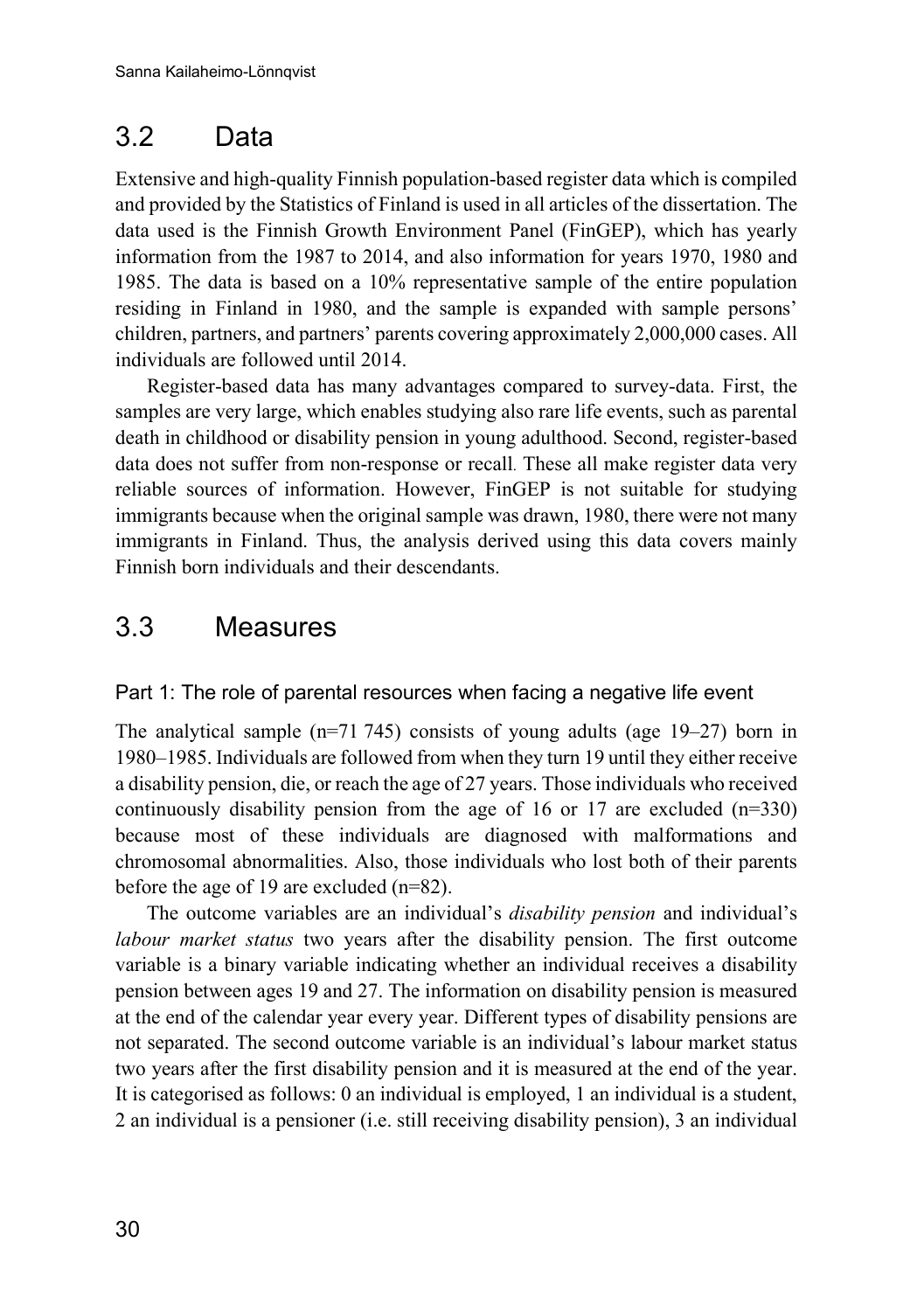## 3.2 Data

Extensive and high-quality Finnish population-based register data which is compiled and provided by the Statistics of Finland is used in all articles of the dissertation. The data used is the Finnish Growth Environment Panel (FinGEP), which has yearly information from the 1987 to 2014, and also information for years 1970, 1980 and 1985. The data is based on a 10% representative sample of the entire population residing in Finland in 1980, and the sample is expanded with sample persons' children, partners, and partners' parents covering approximately 2,000,000 cases. All individuals are followed until 2014.

Register-based data has many advantages compared to survey-data. First, the samples are very large, which enables studying also rare life events, such as parental death in childhood or disability pension in young adulthood. Second, register-based data does not suffer from non-response or recall. These all make register data very reliable sources of information. However, FinGEP is not suitable for studying immigrants because when the original sample was drawn, 1980, there were not many immigrants in Finland. Thus, the analysis derived using this data covers mainly Finnish born individuals and their descendants.

## 3.3 Measures

### Part 1: The role of parental resources when facing a negative life event

The analytical sample (n=71 745) consists of young adults (age 19–27) born in 1980–1985. Individuals are followed from when they turn 19 until they either receive a disability pension, die, or reach the age of 27 years. Those individuals who received continuously disability pension from the age of 16 or 17 are excluded (n=330) because most of these individuals are diagnosed with malformations and chromosomal abnormalities. Also, those individuals who lost both of their parents before the age of 19 are excluded (n=82).

The outcome variables are an individual's *disability pension* and individual's *labour market status* two years after the disability pension. The first outcome variable is a binary variable indicating whether an individual receives a disability pension between ages 19 and 27. The information on disability pension is measured at the end of the calendar year every year. Different types of disability pensions are not separated. The second outcome variable is an individual's labour market status two years after the first disability pension and it is measured at the end of the year. It is categorised as follows: 0 an individual is employed, 1 an individual is a student, 2 an individual is a pensioner (i.e. still receiving disability pension), 3 an individual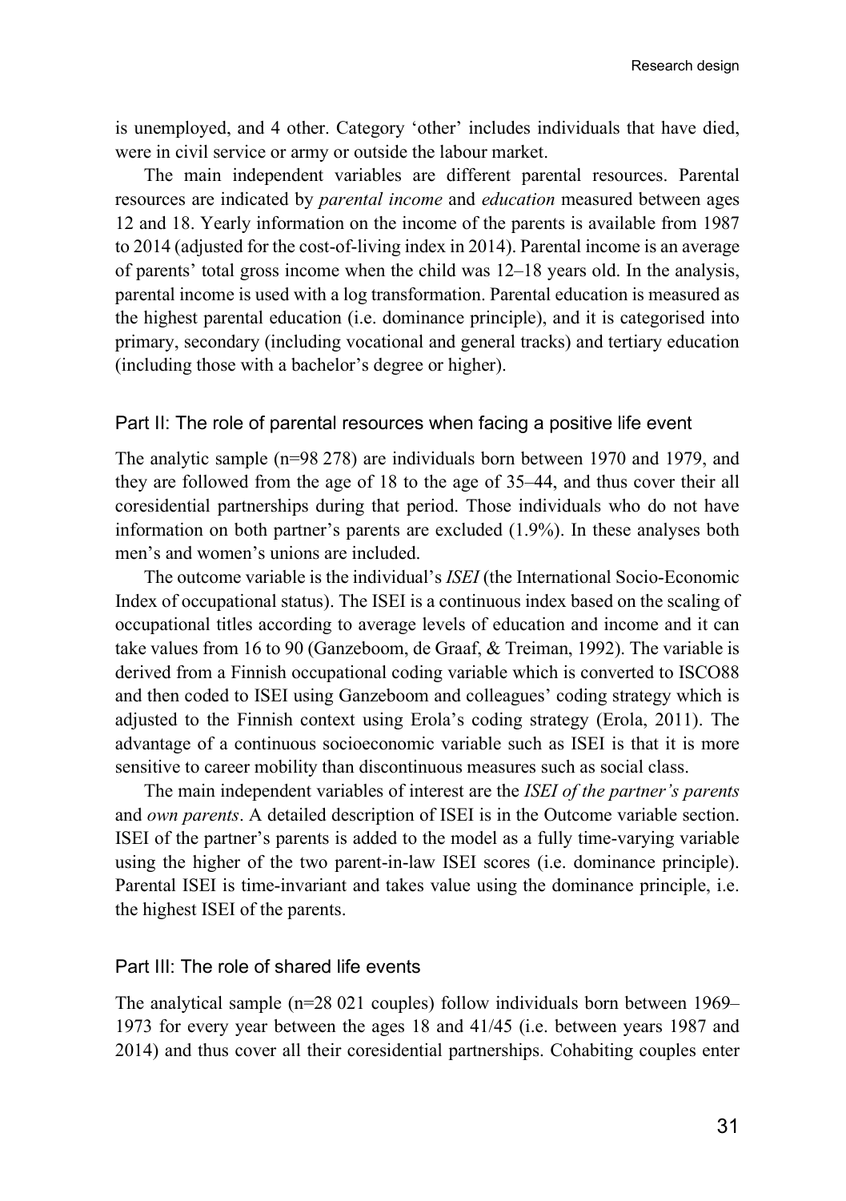is unemployed, and 4 other. Category 'other' includes individuals that have died, were in civil service or army or outside the labour market.

The main independent variables are different parental resources. Parental resources are indicated by *parental income* and *education* measured between ages 12 and 18. Yearly information on the income of the parents is available from 1987 to 2014 (adjusted for the cost-of-living index in 2014). Parental income is an average of parents' total gross income when the child was 12–18 years old. In the analysis, parental income is used with a log transformation. Parental education is measured as the highest parental education (i.e. dominance principle), and it is categorised into primary, secondary (including vocational and general tracks) and tertiary education (including those with a bachelor's degree or higher).

### Part II: The role of parental resources when facing a positive life event

The analytic sample (n=98 278) are individuals born between 1970 and 1979, and they are followed from the age of 18 to the age of 35–44, and thus cover their all coresidential partnerships during that period. Those individuals who do not have information on both partner's parents are excluded (1.9%). In these analyses both men's and women's unions are included.

The outcome variable is the individual's *ISEI* (the International Socio-Economic Index of occupational status). The ISEI is a continuous index based on the scaling of occupational titles according to average levels of education and income and it can take values from 16 to 90 (Ganzeboom, de Graaf, & Treiman, 1992). The variable is derived from a Finnish occupational coding variable which is converted to ISCO88 and then coded to ISEI using Ganzeboom and colleagues' coding strategy which is adjusted to the Finnish context using Erola's coding strategy (Erola, 2011). The advantage of a continuous socioeconomic variable such as ISEI is that it is more sensitive to career mobility than discontinuous measures such as social class.

The main independent variables of interest are the *ISEI of the partner's parents* and *own parents*. A detailed description of ISEI is in the Outcome variable section. ISEI of the partner's parents is added to the model as a fully time-varying variable using the higher of the two parent-in-law ISEI scores (i.e. dominance principle). Parental ISEI is time-invariant and takes value using the dominance principle, i.e. the highest ISEI of the parents.

### Part III: The role of shared life events

The analytical sample (n=28 021 couples) follow individuals born between 1969–1973 for every year between the ages 18 and 41/45 (i.e. between years 1987 and 2014) and thus cover all their coresidential partnerships. Cohabiting couples enter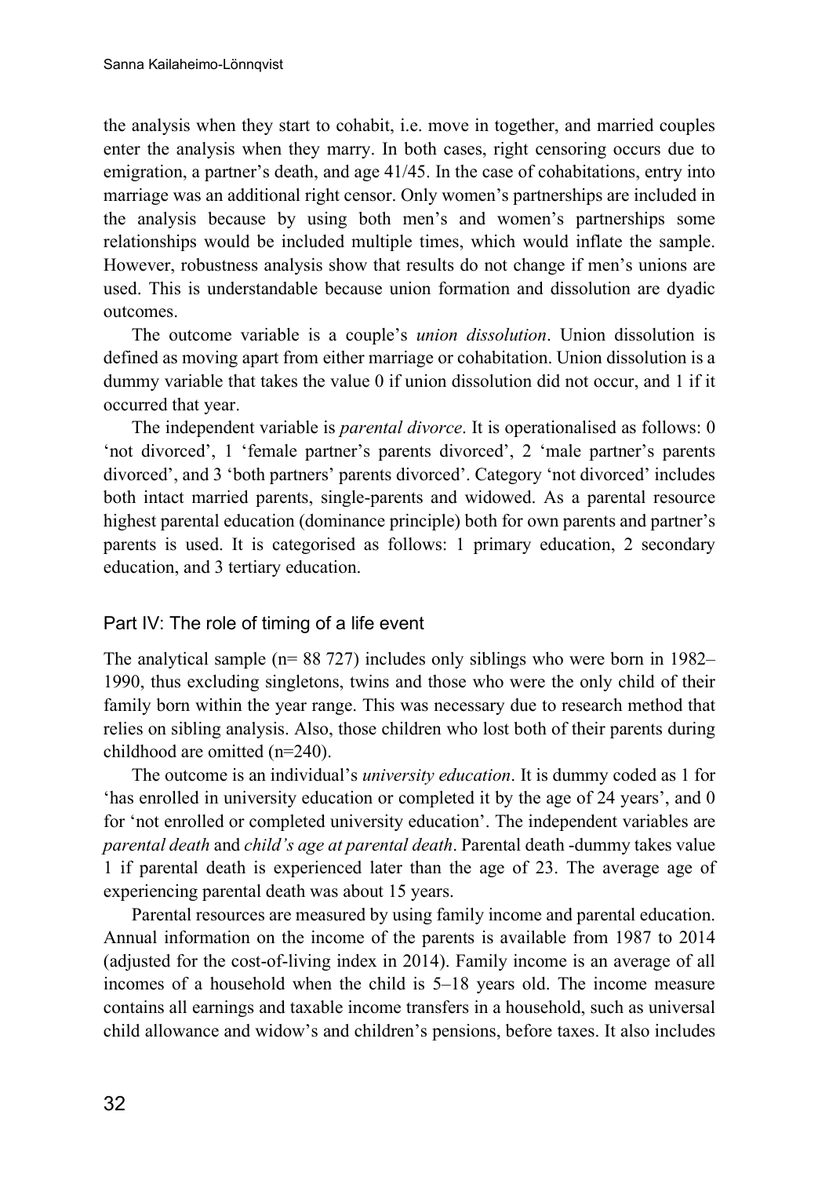the analysis when they start to cohabit, i.e. move in together, and married couples enter the analysis when they marry. In both cases, right censoring occurs due to emigration, a partner's death, and age 41/45. In the case of cohabitations, entry into marriage was an additional right censor. Only women's partnerships are included in the analysis because by using both men's and women's partnerships some relationships would be included multiple times, which would inflate the sample. However, robustness analysis show that results do not change if men's unions are used. This is understandable because union formation and dissolution are dyadic outcomes.

The outcome variable is a couple's *union dissolution*. Union dissolution is defined as moving apart from either marriage or cohabitation. Union dissolution is a dummy variable that takes the value 0 if union dissolution did not occur, and 1 if it occurred that year.

The independent variable is *parental divorce*. It is operationalised as follows: 0 'not divorced', 1 'female partner's parents divorced', 2 'male partner's parents divorced', and 3 'both partners' parents divorced'. Category 'not divorced' includes both intact married parents, single-parents and widowed. As a parental resource highest parental education (dominance principle) both for own parents and partner's parents is used. It is categorised as follows: 1 primary education, 2 secondary education, and 3 tertiary education.

### Part IV: The role of timing of a life event

The analytical sample (n= 88 727) includes only siblings who were born in 1982–1990, thus excluding singletons, twins and those who were the only child of their family born within the year range. This was necessary due to research method that relies on sibling analysis. Also, those children who lost both of their parents during childhood are omitted (n=240).

The outcome is an individual's *university education*. It is dummy coded as 1 for 'has enrolled in university education or completed it by the age of 24 years', and 0 for 'not enrolled or completed university education'. The independent variables are *parental death* and *child's age at parental death*. Parental death -dummy takes value 1 if parental death is experienced later than the age of 23. The average age of experiencing parental death was about 15 years.

Parental resources are measured by using family income and parental education. Annual information on the income of the parents is available from 1987 to 2014 (adjusted for the cost-of-living index in 2014). Family income is an average of all incomes of a household when the child is 5–18 years old. The income measure contains all earnings and taxable income transfers in a household, such as universal child allowance and widow's and children's pensions, before taxes. It also includes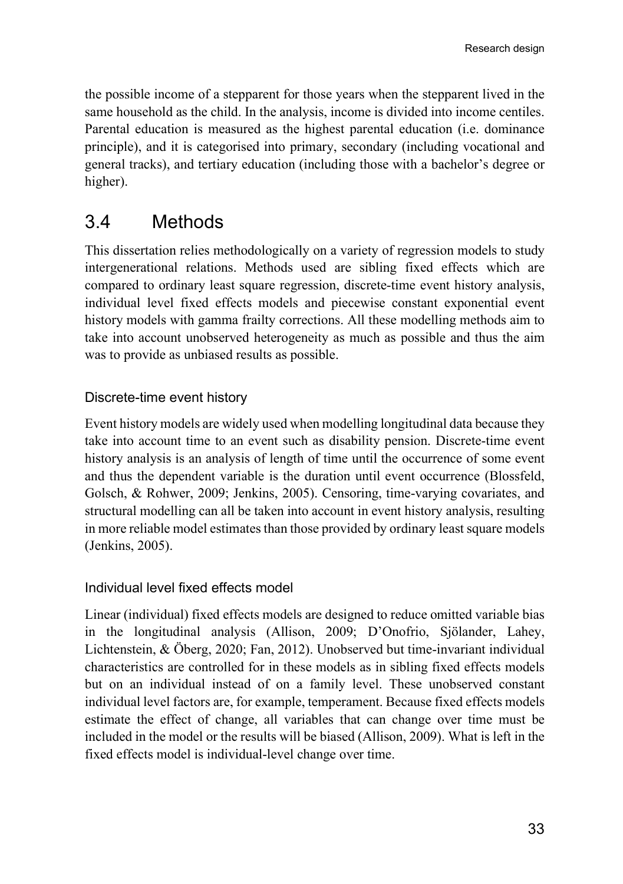the possible income of a stepparent for those years when the stepparent lived in the same household as the child. In the analysis, income is divided into income centiles. Parental education is measured as the highest parental education (i.e. dominance principle), and it is categorised into primary, secondary (including vocational and general tracks), and tertiary education (including those with a bachelor's degree or higher).

## 3.4 Methods

This dissertation relies methodologically on a variety of regression models to study intergenerational relations. Methods used are sibling fixed effects which are compared to ordinary least square regression, discrete-time event history analysis, individual level fixed effects models and piecewise constant exponential event history models with gamma frailty corrections. All these modelling methods aim to take into account unobserved heterogeneity as much as possible and thus the aim was to provide as unbiased results as possible.

### Discrete-time event history

Event history models are widely used when modelling longitudinal data because they take into account time to an event such as disability pension. Discrete-time event history analysis is an analysis of length of time until the occurrence of some event and thus the dependent variable is the duration until event occurrence (Blossfeld, Golsch, & Rohwer, 2009; Jenkins, 2005). Censoring, time-varying covariates, and structural modelling can all be taken into account in event history analysis, resulting in more reliable model estimates than those provided by ordinary least square models (Jenkins, 2005).

### Individual level fixed effects model

Linear (individual) fixed effects models are designed to reduce omitted variable bias in the longitudinal analysis (Allison, 2009; D'Onofrio, Sjölander, Lahey, Lichtenstein, & Öberg, 2020; Fan, 2012). Unobserved but time-invariant individual characteristics are controlled for in these models as in sibling fixed effects models but on an individual instead of on a family level. These unobserved constant individual level factors are, for example, temperament. Because fixed effects models estimate the effect of change, all variables that can change over time must be included in the model or the results will be biased (Allison, 2009). What is left in the fixed effects model is individual-level change over time.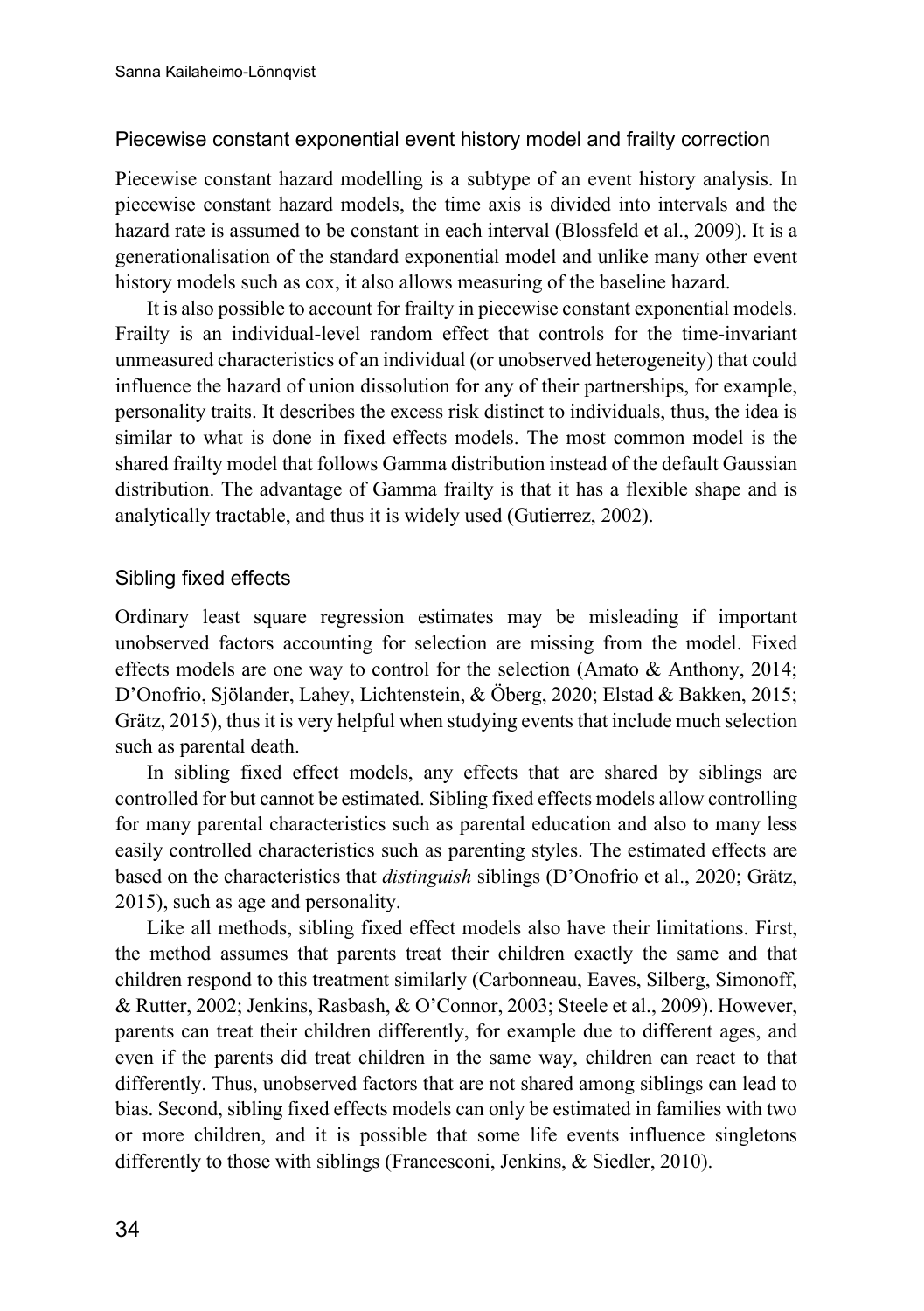### Piecewise constant exponential event history model and frailty correction

Piecewise constant hazard modelling is a subtype of an event history analysis. In piecewise constant hazard models, the time axis is divided into intervals and the hazard rate is assumed to be constant in each interval (Blossfeld et al., 2009). It is a generationalisation of the standard exponential model and unlike many other event history models such as cox, it also allows measuring of the baseline hazard.

It is also possible to account for frailty in piecewise constant exponential models. Frailty is an individual-level random effect that controls for the time-invariant unmeasured characteristics of an individual (or unobserved heterogeneity) that could influence the hazard of union dissolution for any of their partnerships, for example, personality traits. It describes the excess risk distinct to individuals, thus, the idea is similar to what is done in fixed effects models. The most common model is the shared frailty model that follows Gamma distribution instead of the default Gaussian distribution. The advantage of Gamma frailty is that it has a flexible shape and is analytically tractable, and thus it is widely used (Gutierrez, 2002).

### Sibling fixed effects

Ordinary least square regression estimates may be misleading if important unobserved factors accounting for selection are missing from the model. Fixed effects models are one way to control for the selection (Amato & Anthony, 2014; D'Onofrio, Sjölander, Lahey, Lichtenstein, & Öberg, 2020; Elstad & Bakken, 2015; Grätz, 2015), thus it is very helpful when studying events that include much selection such as parental death.

In sibling fixed effect models, any effects that are shared by siblings are controlled for but cannot be estimated. Sibling fixed effects models allow controlling for many parental characteristics such as parental education and also to many less easily controlled characteristics such as parenting styles. The estimated effects are based on the characteristics that *distinguish* siblings (D'Onofrio et al., 2020; Grätz, 2015), such as age and personality.

Like all methods, sibling fixed effect models also have their limitations. First, the method assumes that parents treat their children exactly the same and that children respond to this treatment similarly (Carbonneau, Eaves, Silberg, Simonoff, & Rutter, 2002; Jenkins, Rasbash, & O'Connor, 2003; Steele et al., 2009). However, parents can treat their children differently, for example due to different ages, and even if the parents did treat children in the same way, children can react to that differently. Thus, unobserved factors that are not shared among siblings can lead to bias. Second, sibling fixed effects models can only be estimated in families with two or more children, and it is possible that some life events influence singletons differently to those with siblings (Francesconi, Jenkins, & Siedler, 2010).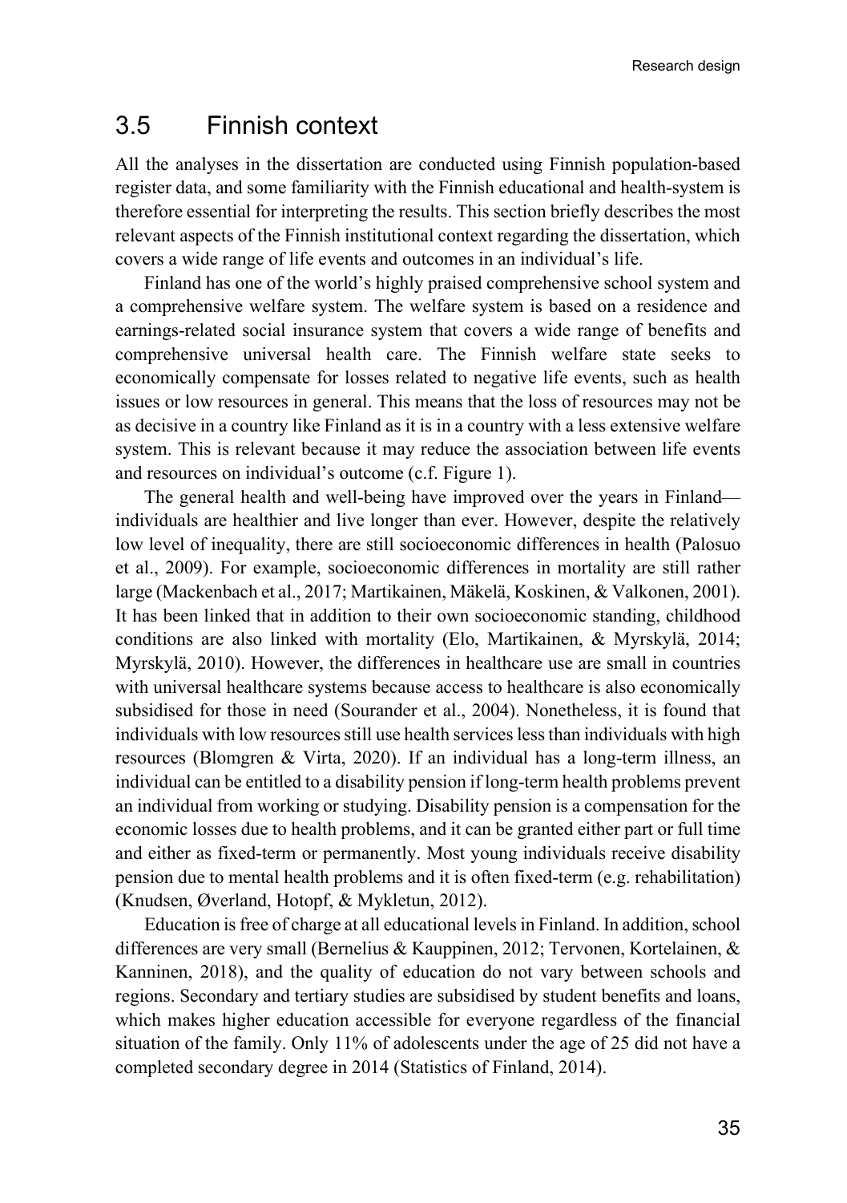## 3.5 Finnish context

All the analyses in the dissertation are conducted using Finnish population-based register data, and some familiarity with the Finnish educational and health-system is therefore essential for interpreting the results. This section briefly describes the most relevant aspects of the Finnish institutional context regarding the dissertation, which covers a wide range of life events and outcomes in an individual's life.

Finland has one of the world's highly praised comprehensive school system and a comprehensive welfare system. The welfare system is based on a residence and earnings-related social insurance system that covers a wide range of benefits and comprehensive universal health care. The Finnish welfare state seeks to economically compensate for losses related to negative life events, such as health issues or low resources in general. This means that the loss of resources may not be as decisive in a country like Finland as it is in a country with a less extensive welfare system. This is relevant because it may reduce the association between life events and resources on individual's outcome (c.f. Figure 1).

The general health and well-being have improved over the years in Finland—individuals are healthier and live longer than ever. However, despite the relatively low level of inequality, there are still socioeconomic differences in health (Palosuo et al., 2009). For example, socioeconomic differences in mortality are still rather large (Mackenbach et al., 2017; Martikainen, Mäkelä, Koskinen, & Valkonen, 2001). It has been linked that in addition to their own socioeconomic standing, childhood conditions are also linked with mortality (Elo, Martikainen, & Myrskylä, 2014; Myrskylä, 2010). However, the differences in healthcare use are small in countries with universal healthcare systems because access to healthcare is also economically subsidised for those in need (Sourander et al., 2004). Nonetheless, it is found that individuals with low resources still use health services less than individuals with high resources (Blomgren & Virta, 2020). If an individual has a long-term illness, an individual can be entitled to a disability pension if long-term health problems prevent an individual from working or studying. Disability pension is a compensation for the economic losses due to health problems, and it can be granted either part or full time and either as fixed-term or permanently. Most young individuals receive disability pension due to mental health problems and it is often fixed-term (e.g. rehabilitation) (Knudsen, Øverland, Hotopf, & Mykletun, 2012).

Education is free of charge at all educational levels in Finland. In addition, school differences are very small (Bernelius & Kauppinen, 2012; Tervonen, Kortelainen, & Kanninen, 2018), and the quality of education do not vary between schools and regions. Secondary and tertiary studies are subsidised by student benefits and loans, which makes higher education accessible for everyone regardless of the financial situation of the family. Only 11% of adolescents under the age of 25 did not have a completed secondary degree in 2014 (Statistics of Finland, 2014).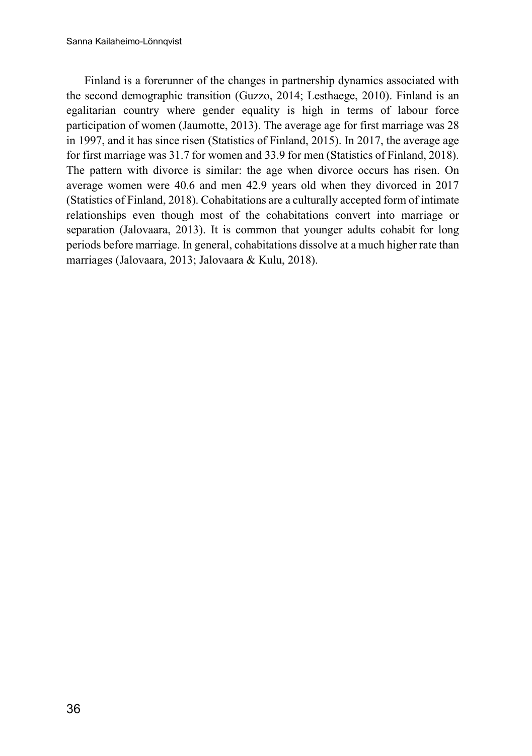Finland is a forerunner of the changes in partnership dynamics associated with the second demographic transition (Guzzo, 2014; Lesthaege, 2010). Finland is an egalitarian country where gender equality is high in terms of labour force participation of women (Jaumotte, 2013). The average age for first marriage was 28 in 1997, and it has since risen (Statistics of Finland, 2015). In 2017, the average age for first marriage was 31.7 for women and 33.9 for men (Statistics of Finland, 2018). The pattern with divorce is similar: the age when divorce occurs has risen. On average women were 40.6 and men 42.9 years old when they divorced in 2017 (Statistics of Finland, 2018). Cohabitations are a culturally accepted form of intimate relationships even though most of the cohabitations convert into marriage or separation (Jalovaara, 2013). It is common that younger adults cohabit for long periods before marriage. In general, cohabitations dissolve at a much higher rate than marriages (Jalovaara, 2013; Jalovaara & Kulu, 2018).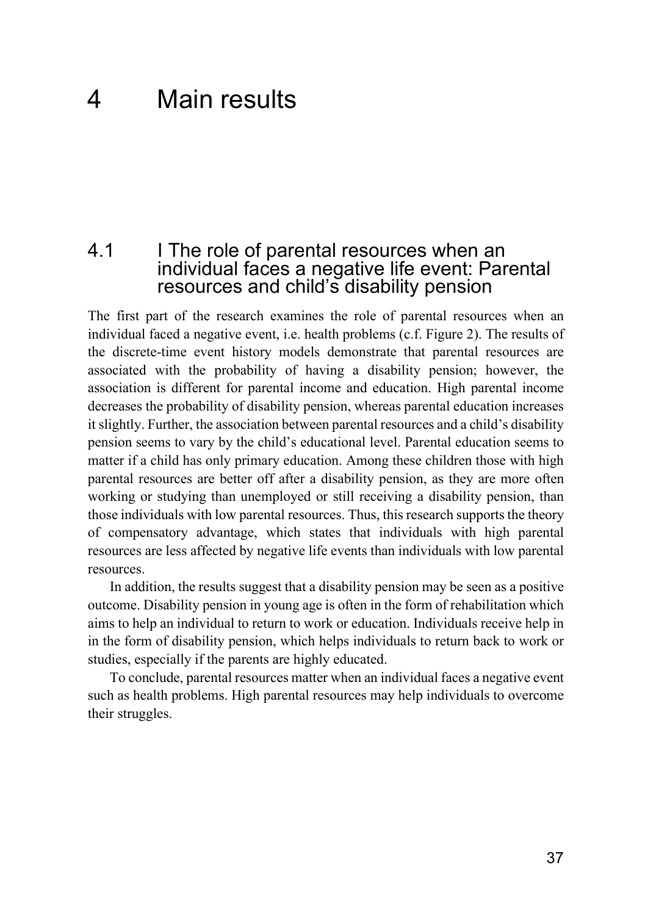# 4 Main results

## 4.1 I The role of parental resources when an individual faces a negative life event: Parental resources and child's disability pension

The first part of the research examines the role of parental resources when an individual faced a negative event, i.e. health problems (c.f. Figure 2). The results of the discrete-time event history models demonstrate that parental resources are associated with the probability of having a disability pension; however, the association is different for parental income and education. High parental income decreases the probability of disability pension, whereas parental education increases it slightly. Further, the association between parental resources and a child's disability pension seems to vary by the child's educational level. Parental education seems to matter if a child has only primary education. Among these children those with high parental resources are better off after a disability pension, as they are more often working or studying than unemployed or still receiving a disability pension, than those individuals with low parental resources. Thus, this research supports the theory of compensatory advantage, which states that individuals with high parental resources are less affected by negative life events than individuals with low parental resources.

In addition, the results suggest that a disability pension may be seen as a positive outcome. Disability pension in young age is often in the form of rehabilitation which aims to help an individual to return to work or education. Individuals receive help in in the form of disability pension, which helps individuals to return back to work or studies, especially if the parents are highly educated.

To conclude, parental resources matter when an individual faces a negative event such as health problems. High parental resources may help individuals to overcome their struggles.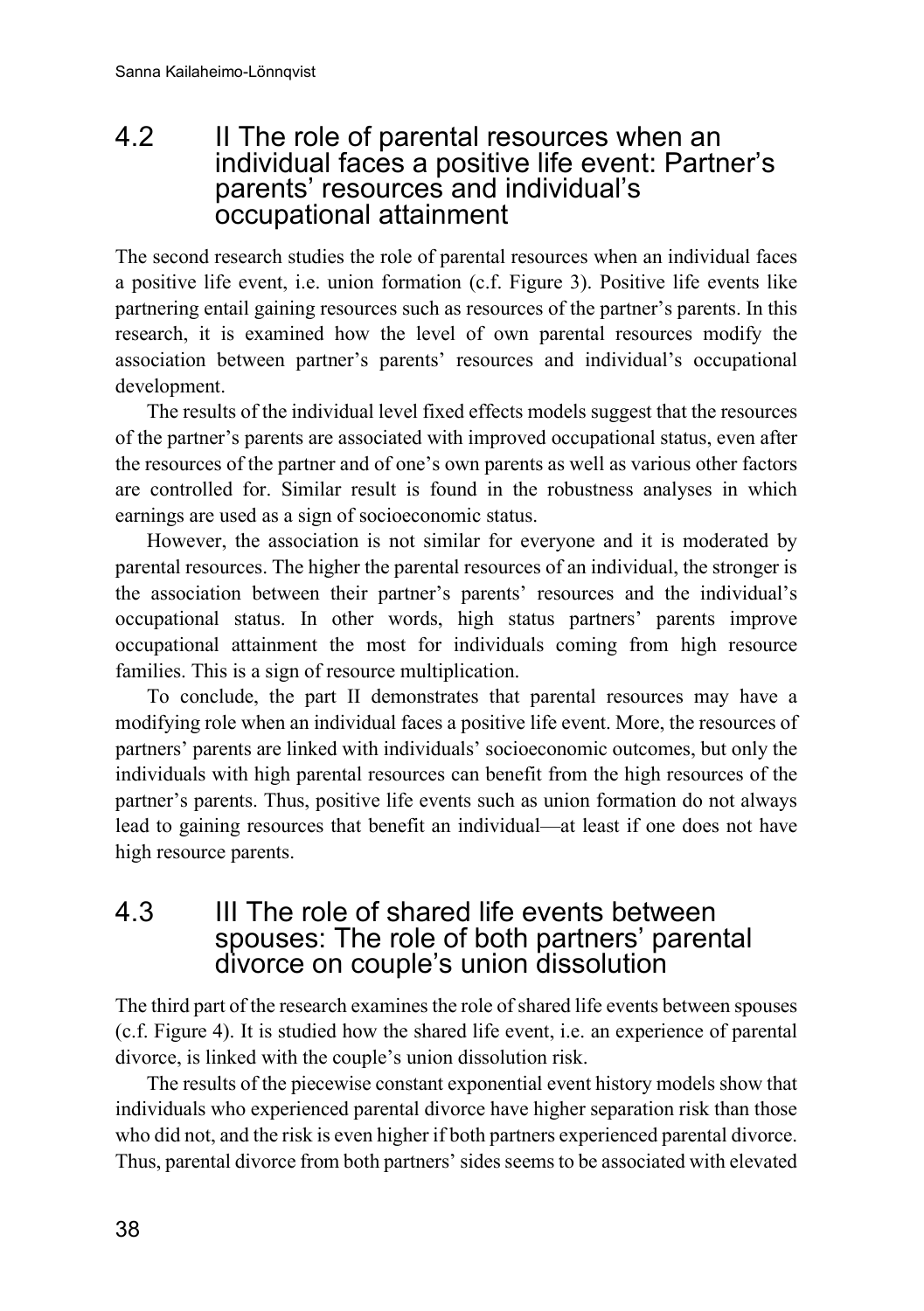## 4.2 II The role of parental resources when an individual faces a positive life event: Partner's parents' resources and individual's occupational attainment

The second research studies the role of parental resources when an individual faces a positive life event, i.e. union formation (c.f. Figure 3). Positive life events like partnering entail gaining resources such as resources of the partner's parents. In this research, it is examined how the level of own parental resources modify the association between partner's parents' resources and individual's occupational development.

The results of the individual level fixed effects models suggest that the resources of the partner's parents are associated with improved occupational status, even after the resources of the partner and of one's own parents as well as various other factors are controlled for. Similar result is found in the robustness analyses in which earnings are used as a sign of socioeconomic status.

However, the association is not similar for everyone and it is moderated by parental resources. The higher the parental resources of an individual, the stronger is the association between their partner's parents' resources and the individual's occupational status. In other words, high status partners' parents improve occupational attainment the most for individuals coming from high resource families. This is a sign of resource multiplication.

To conclude, the part II demonstrates that parental resources may have a modifying role when an individual faces a positive life event. More, the resources of partners' parents are linked with individuals' socioeconomic outcomes, but only the individuals with high parental resources can benefit from the high resources of the partner's parents. Thus, positive life events such as union formation do not always lead to gaining resources that benefit an individual—at least if one does not have high resource parents.

## 4.3 III The role of shared life events between spouses: The role of both partners' parental divorce on couple's union dissolution

The third part of the research examines the role of shared life events between spouses (c.f. Figure 4). It is studied how the shared life event, i.e. an experience of parental divorce, is linked with the couple's union dissolution risk.

The results of the piecewise constant exponential event history models show that individuals who experienced parental divorce have higher separation risk than those who did not, and the risk is even higher if both partners experienced parental divorce. Thus, parental divorce from both partners' sides seems to be associated with elevated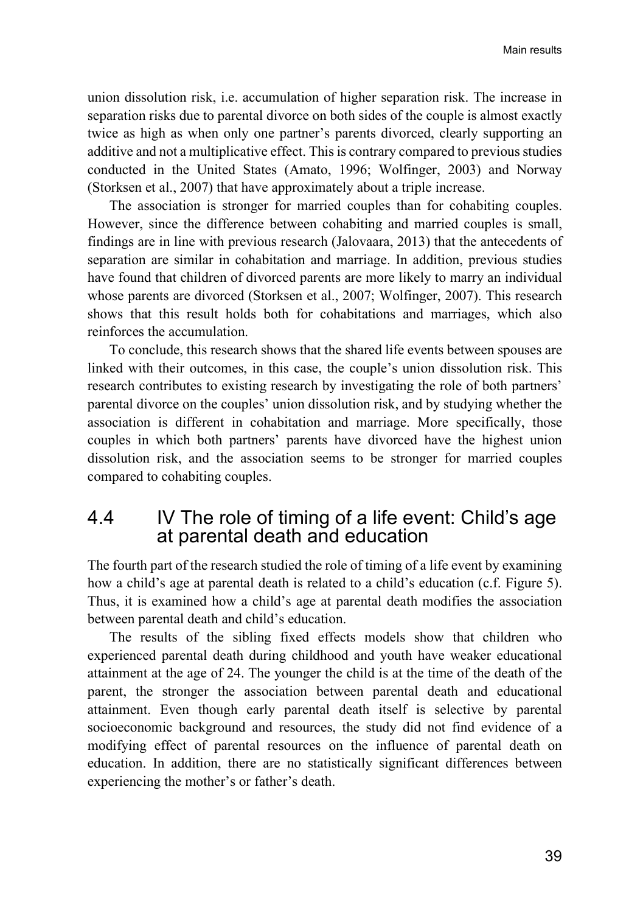union dissolution risk, i.e. accumulation of higher separation risk. The increase in separation risks due to parental divorce on both sides of the couple is almost exactly twice as high as when only one partner's parents divorced, clearly supporting an additive and not a multiplicative effect. This is contrary compared to previous studies conducted in the United States (Amato, 1996; Wolfinger, 2003) and Norway (Storksen et al., 2007) that have approximately about a triple increase.

The association is stronger for married couples than for cohabiting couples. However, since the difference between cohabiting and married couples is small, findings are in line with previous research (Jalovaara, 2013) that the antecedents of separation are similar in cohabitation and marriage. In addition, previous studies have found that children of divorced parents are more likely to marry an individual whose parents are divorced (Storksen et al., 2007; Wolfinger, 2007). This research shows that this result holds both for cohabitations and marriages, which also reinforces the accumulation.

To conclude, this research shows that the shared life events between spouses are linked with their outcomes, in this case, the couple's union dissolution risk. This research contributes to existing research by investigating the role of both partners' parental divorce on the couples' union dissolution risk, and by studying whether the association is different in cohabitation and marriage. More specifically, those couples in which both partners' parents have divorced have the highest union dissolution risk, and the association seems to be stronger for married couples compared to cohabiting couples.

## 4.4 IV The role of timing of a life event: Child's age at parental death and education

The fourth part of the research studied the role of timing of a life event by examining how a child's age at parental death is related to a child's education (c.f. Figure 5). Thus, it is examined how a child's age at parental death modifies the association between parental death and child's education.

The results of the sibling fixed effects models show that children who experienced parental death during childhood and youth have weaker educational attainment at the age of 24. The younger the child is at the time of the death of the parent, the stronger the association between parental death and educational attainment. Even though early parental death itself is selective by parental socioeconomic background and resources, the study did not find evidence of a modifying effect of parental resources on the influence of parental death on education. In addition, there are no statistically significant differences between experiencing the mother's or father's death.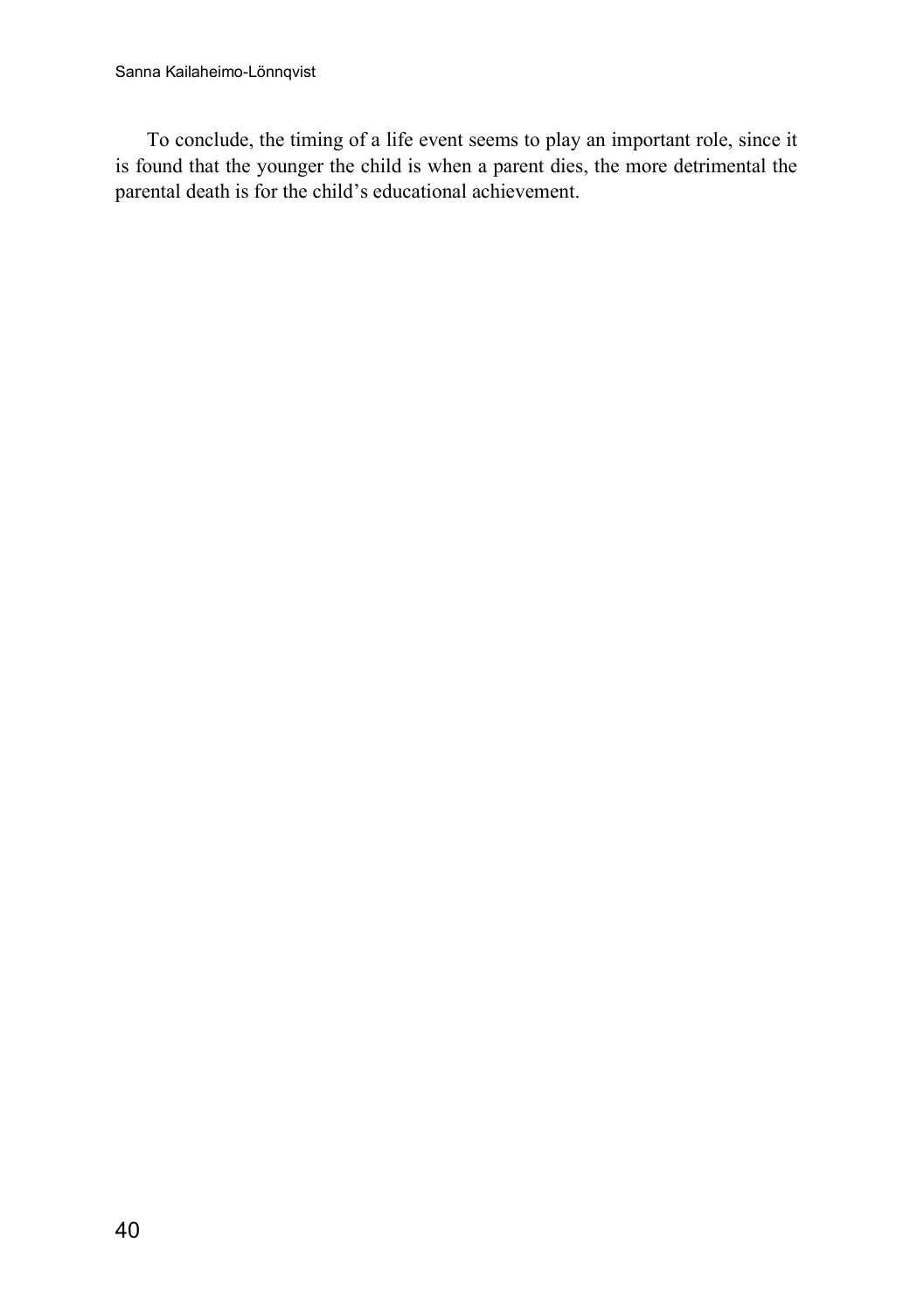To conclude, the timing of a life event seems to play an important role, since it is found that the younger the child is when a parent dies, the more detrimental the parental death is for the child's educational achievement.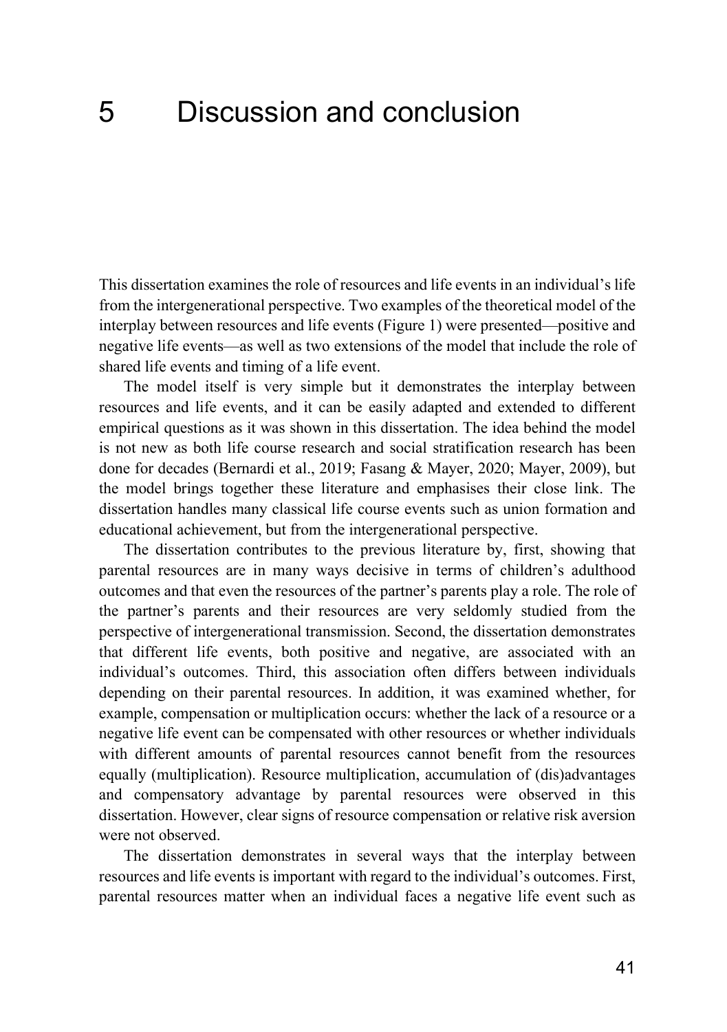# 5 Discussion and conclusion

This dissertation examines the role of resources and life events in an individual's life from the intergenerational perspective. Two examples of the theoretical model of the interplay between resources and life events (Figure 1) were presented—positive and negative life events—as well as two extensions of the model that include the role of shared life events and timing of a life event.

The model itself is very simple but it demonstrates the interplay between resources and life events, and it can be easily adapted and extended to different empirical questions as it was shown in this dissertation. The idea behind the model is not new as both life course research and social stratification research has been done for decades (Bernardi et al., 2019; Fasang & Mayer, 2020; Mayer, 2009), but the model brings together these literature and emphasises their close link. The dissertation handles many classical life course events such as union formation and educational achievement, but from the intergenerational perspective.

The dissertation contributes to the previous literature by, first, showing that parental resources are in many ways decisive in terms of children's adulthood outcomes and that even the resources of the partner's parents play a role. The role of the partner's parents and their resources are very seldomly studied from the perspective of intergenerational transmission. Second, the dissertation demonstrates that different life events, both positive and negative, are associated with an individual's outcomes. Third, this association often differs between individuals depending on their parental resources. In addition, it was examined whether, for example, compensation or multiplication occurs: whether the lack of a resource or a negative life event can be compensated with other resources or whether individuals with different amounts of parental resources cannot benefit from the resources equally (multiplication). Resource multiplication, accumulation of (dis)advantages and compensatory advantage by parental resources were observed in this dissertation. However, clear signs of resource compensation or relative risk aversion were not observed.

The dissertation demonstrates in several ways that the interplay between resources and life events is important with regard to the individual's outcomes. First, parental resources matter when an individual faces a negative life event such as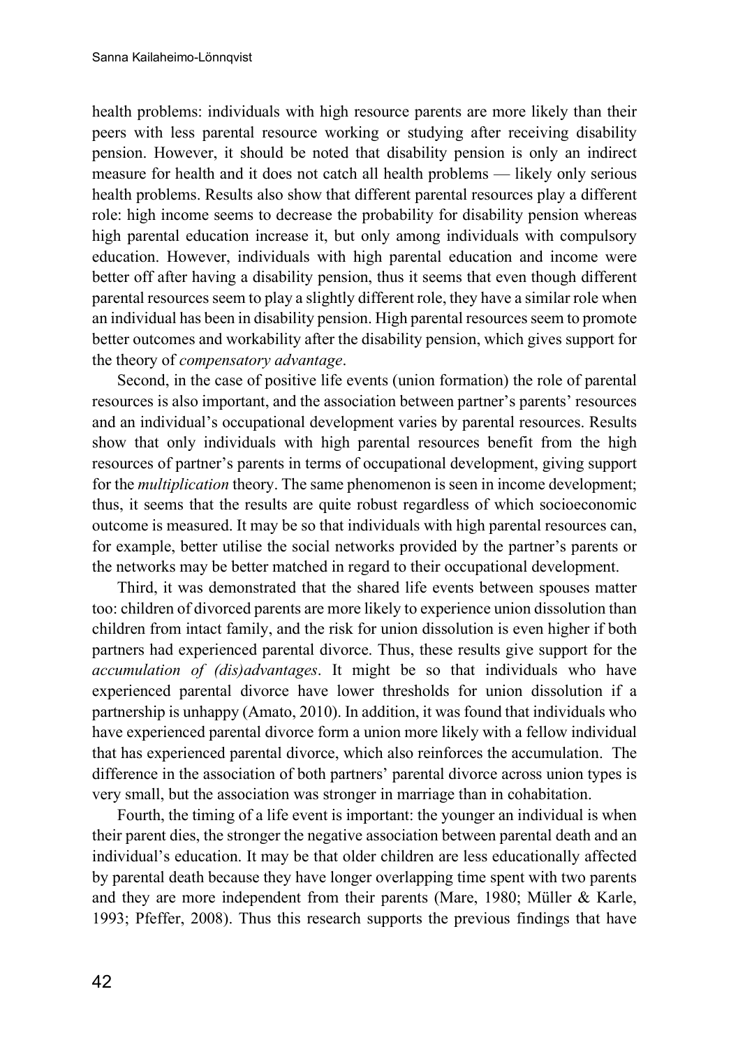health problems: individuals with high resource parents are more likely than their peers with less parental resource working or studying after receiving disability pension. However, it should be noted that disability pension is only an indirect measure for health and it does not catch all health problems — likely only serious health problems. Results also show that different parental resources play a different role: high income seems to decrease the probability for disability pension whereas high parental education increase it, but only among individuals with compulsory education. However, individuals with high parental education and income were better off after having a disability pension, thus it seems that even though different parental resources seem to play a slightly different role, they have a similar role when an individual has been in disability pension. High parental resources seem to promote better outcomes and workability after the disability pension, which gives support for the theory of *compensatory advantage*.

Second, in the case of positive life events (union formation) the role of parental resources is also important, and the association between partner's parents' resources and an individual's occupational development varies by parental resources. Results show that only individuals with high parental resources benefit from the high resources of partner's parents in terms of occupational development, giving support for the *multiplication* theory. The same phenomenon is seen in income development; thus, it seems that the results are quite robust regardless of which socioeconomic outcome is measured. It may be so that individuals with high parental resources can, for example, better utilise the social networks provided by the partner's parents or the networks may be better matched in regard to their occupational development.

Third, it was demonstrated that the shared life events between spouses matter too: children of divorced parents are more likely to experience union dissolution than children from intact family, and the risk for union dissolution is even higher if both partners had experienced parental divorce. Thus, these results give support for the *accumulation of (dis)advantages*. It might be so that individuals who have experienced parental divorce have lower thresholds for union dissolution if a partnership is unhappy (Amato, 2010). In addition, it was found that individuals who have experienced parental divorce form a union more likely with a fellow individual that has experienced parental divorce, which also reinforces the accumulation. The difference in the association of both partners' parental divorce across union types is very small, but the association was stronger in marriage than in cohabitation.

Fourth, the timing of a life event is important: the younger an individual is when their parent dies, the stronger the negative association between parental death and an individual's education. It may be that older children are less educationally affected by parental death because they have longer overlapping time spent with two parents and they are more independent from their parents (Mare, 1980; Müller & Karle, 1993; Pfeffer, 2008). Thus this research supports the previous findings that have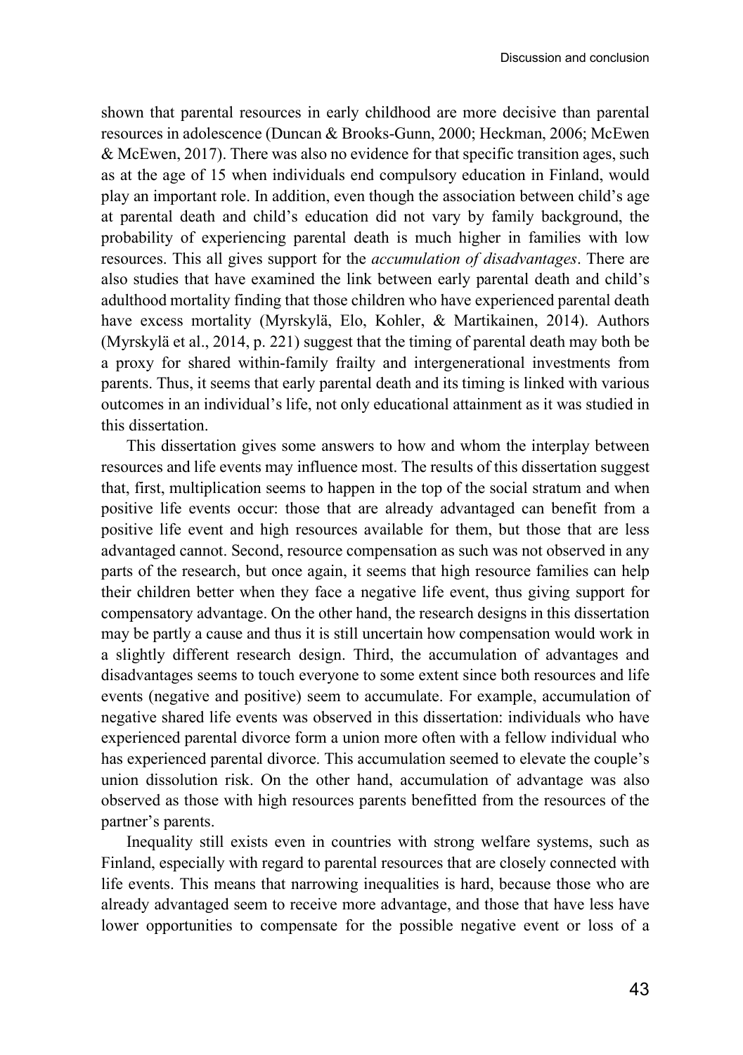shown that parental resources in early childhood are more decisive than parental resources in adolescence (Duncan & Brooks-Gunn, 2000; Heckman, 2006; McEwen & McEwen, 2017). There was also no evidence for that specific transition ages, such as at the age of 15 when individuals end compulsory education in Finland, would play an important role. In addition, even though the association between child's age at parental death and child's education did not vary by family background, the probability of experiencing parental death is much higher in families with low resources. This all gives support for the *accumulation of disadvantages*. There are also studies that have examined the link between early parental death and child's adulthood mortality finding that those children who have experienced parental death have excess mortality (Myrskylä, Elo, Kohler, & Martikainen, 2014). Authors (Myrskylä et al., 2014, p. 221) suggest that the timing of parental death may both be a proxy for shared within-family frailty and intergenerational investments from parents. Thus, it seems that early parental death and its timing is linked with various outcomes in an individual's life, not only educational attainment as it was studied in this dissertation.

This dissertation gives some answers to how and whom the interplay between resources and life events may influence most. The results of this dissertation suggest that, first, multiplication seems to happen in the top of the social stratum and when positive life events occur: those that are already advantaged can benefit from a positive life event and high resources available for them, but those that are less advantaged cannot. Second, resource compensation as such was not observed in any parts of the research, but once again, it seems that high resource families can help their children better when they face a negative life event, thus giving support for compensatory advantage. On the other hand, the research designs in this dissertation may be partly a cause and thus it is still uncertain how compensation would work in a slightly different research design. Third, the accumulation of advantages and disadvantages seems to touch everyone to some extent since both resources and life events (negative and positive) seem to accumulate. For example, accumulation of negative shared life events was observed in this dissertation: individuals who have experienced parental divorce form a union more often with a fellow individual who has experienced parental divorce. This accumulation seemed to elevate the couple's union dissolution risk. On the other hand, accumulation of advantage was also observed as those with high resources parents benefitted from the resources of the partner's parents.

Inequality still exists even in countries with strong welfare systems, such as Finland, especially with regard to parental resources that are closely connected with life events. This means that narrowing inequalities is hard, because those who are already advantaged seem to receive more advantage, and those that have less have lower opportunities to compensate for the possible negative event or loss of a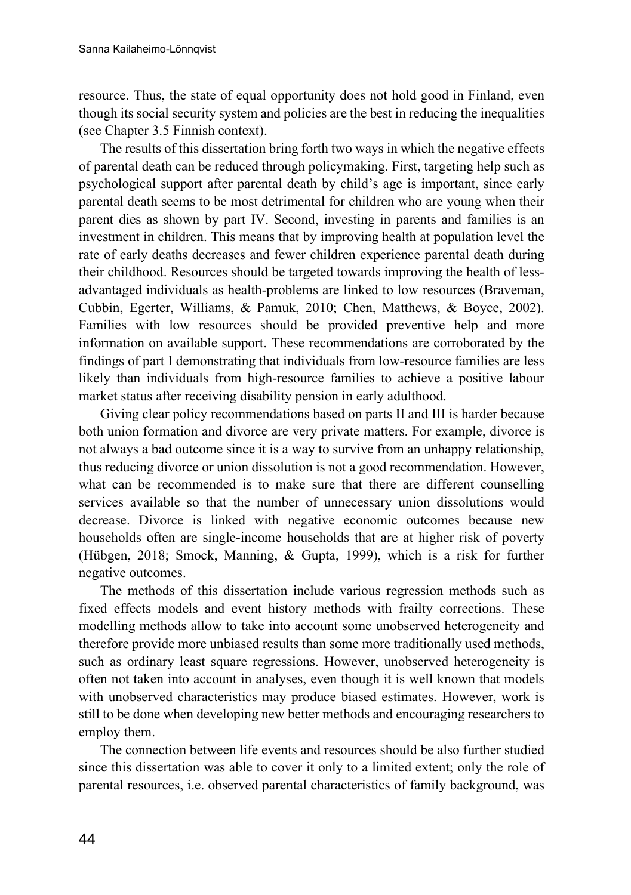resource. Thus, the state of equal opportunity does not hold good in Finland, even though its social security system and policies are the best in reducing the inequalities (see Chapter 3.5 Finnish context).

The results of this dissertation bring forth two ways in which the negative effects of parental death can be reduced through policymaking. First, targeting help such as psychological support after parental death by child's age is important, since early parental death seems to be most detrimental for children who are young when their parent dies as shown by part IV. Second, investing in parents and families is an investment in children. This means that by improving health at population level the rate of early deaths decreases and fewer children experience parental death during their childhood. Resources should be targeted towards improving the health of less-advantaged individuals as health-problems are linked to low resources (Braveman, Cubbin, Egerter, Williams, & Pamuk, 2010; Chen, Matthews, & Boyce, 2002). Families with low resources should be provided preventive help and more information on available support. These recommendations are corroborated by the findings of part I demonstrating that individuals from low-resource families are less likely than individuals from high-resource families to achieve a positive labour market status after receiving disability pension in early adulthood.

Giving clear policy recommendations based on parts II and III is harder because both union formation and divorce are very private matters. For example, divorce is not always a bad outcome since it is a way to survive from an unhappy relationship, thus reducing divorce or union dissolution is not a good recommendation. However, what can be recommended is to make sure that there are different counselling services available so that the number of unnecessary union dissolutions would decrease. Divorce is linked with negative economic outcomes because new households often are single-income households that are at higher risk of poverty (Hübgen, 2018; Smock, Manning, & Gupta, 1999), which is a risk for further negative outcomes.

The methods of this dissertation include various regression methods such as fixed effects models and event history methods with frailty corrections. These modelling methods allow to take into account some unobserved heterogeneity and therefore provide more unbiased results than some more traditionally used methods, such as ordinary least square regressions. However, unobserved heterogeneity is often not taken into account in analyses, even though it is well known that models with unobserved characteristics may produce biased estimates. However, work is still to be done when developing new better methods and encouraging researchers to employ them.

The connection between life events and resources should be also further studied since this dissertation was able to cover it only to a limited extent; only the role of parental resources, i.e. observed parental characteristics of family background, was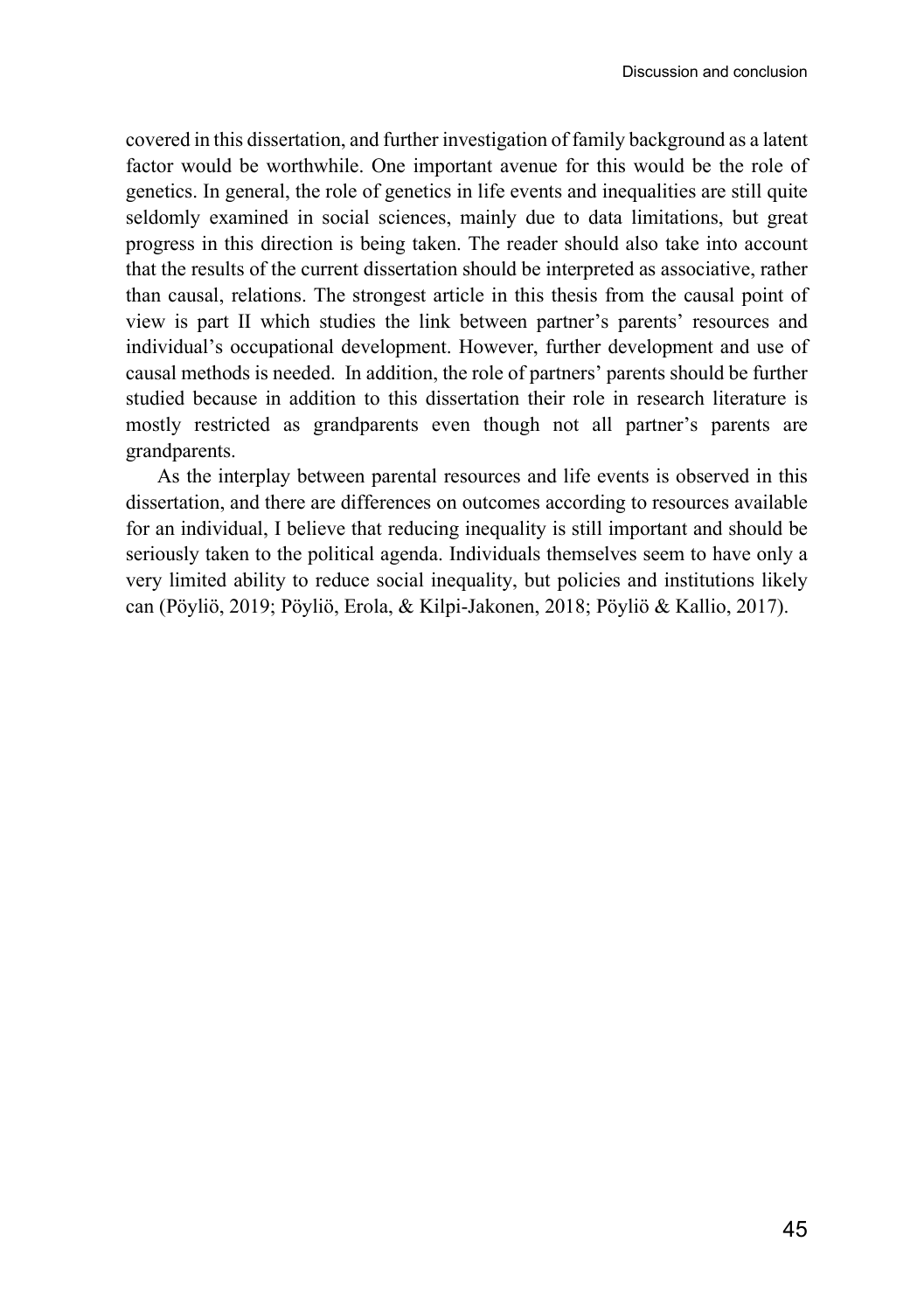covered in this dissertation, and further investigation of family background as a latent factor would be worthwhile. One important avenue for this would be the role of genetics. In general, the role of genetics in life events and inequalities are still quite seldomly examined in social sciences, mainly due to data limitations, but great progress in this direction is being taken. The reader should also take into account that the results of the current dissertation should be interpreted as associative, rather than causal, relations. The strongest article in this thesis from the causal point of view is part II which studies the link between partner's parents' resources and individual's occupational development. However, further development and use of causal methods is needed. In addition, the role of partners' parents should be further studied because in addition to this dissertation their role in research literature is mostly restricted as grandparents even though not all partner's parents are grandparents.

As the interplay between parental resources and life events is observed in this dissertation, and there are differences on outcomes according to resources available for an individual, I believe that reducing inequality is still important and should be seriously taken to the political agenda. Individuals themselves seem to have only a very limited ability to reduce social inequality, but policies and institutions likely can (Pöyliö, 2019; Pöyliö, Erola, & Kilpi-Jakonen, 2018; Pöyliö & Kallio, 2017).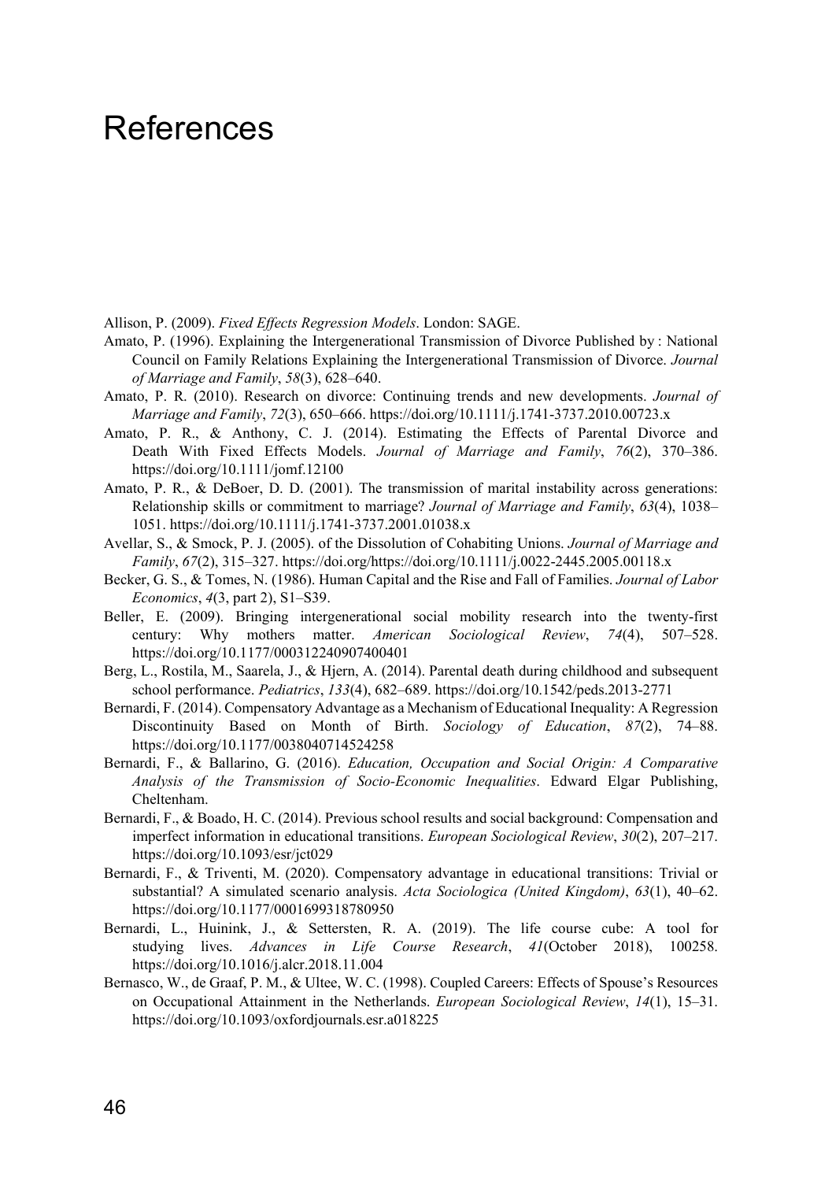# References

Allison, P. (2009). *Fixed Effects Regression Models*. London: SAGE.

Amato, P. (1996). Explaining the Intergenerational Transmission of Divorce Published by : National Council on Family Relations Explaining the Intergenerational Transmission of Divorce. *Journal of Marriage and Family*, *58*(3), 628–640.

Amato, P. R. (2010). Research on divorce: Continuing trends and new developments. *Journal of Marriage and Family*, *72*(3), 650–666. https://doi.org/10.1111/j.1741-3737.2010.00723.x

Amato, P. R., & Anthony, C. J. (2014). Estimating the Effects of Parental Divorce and Death With Fixed Effects Models. *Journal of Marriage and Family*, *76*(2), 370–386. https://doi.org/10.1111/jomf.12100

Amato, P. R., & DeBoer, D. D. (2001). The transmission of marital instability across generations: Relationship skills or commitment to marriage? *Journal of Marriage and Family*, *63*(4), 1038–1051. https://doi.org/10.1111/j.1741-3737.2001.01038.x

Avellar, S., & Smock, P. J. (2005). of the Dissolution of Cohabiting Unions. *Journal of Marriage and Family*, *67*(2), 315–327. https://doi.org/https://doi.org/10.1111/j.0022-2445.2005.00118.x

Becker, G. S., & Tomes, N. (1986). Human Capital and the Rise and Fall of Families. *Journal of Labor Economics*, *4*(3, part 2), S1–S39.

Beller, E. (2009). Bringing intergenerational social mobility research into the twenty-first century: Why mothers matter. *American Sociological Review*, *74*(4), 507–528. https://doi.org/10.1177/000312240907400401

Berg, L., Rostila, M., Saarela, J., & Hjern, A. (2014). Parental death during childhood and subsequent school performance. *Pediatrics*, *133*(4), 682–689. https://doi.org/10.1542/peds.2013-2771

Bernardi, F. (2014). Compensatory Advantage as a Mechanism of Educational Inequality: A Regression Discontinuity Based on Month of Birth. *Sociology of Education*, *87*(2), 74–88. https://doi.org/10.1177/0038040714524258

Bernardi, F., & Ballarino, G. (2016). *Education, Occupation and Social Origin: A Comparative Analysis of the Transmission of Socio-Economic Inequalities*. Edward Elgar Publishing, Cheltenham.

Bernardi, F., & Boado, H. C. (2014). Previous school results and social background: Compensation and imperfect information in educational transitions. *European Sociological Review*, *30*(2), 207–217. https://doi.org/10.1093/esr/jct029

Bernardi, F., & Triventi, M. (2020). Compensatory advantage in educational transitions: Trivial or substantial? A simulated scenario analysis. *Acta Sociologica (United Kingdom)*, *63*(1), 40–62. https://doi.org/10.1177/0001699318780950

Bernardi, L., Huinink, J., & Settersten, R. A. (2019). The life course cube: A tool for studying lives. *Advances in Life Course Research*, *41*(October 2018), 100258. https://doi.org/10.1016/j.alcr.2018.11.004

Bernasco, W., de Graaf, P. M., & Ultee, W. C. (1998). Coupled Careers: Effects of Spouse's Resources on Occupational Attainment in the Netherlands. *European Sociological Review*, *14*(1), 15–31. https://doi.org/10.1093/oxfordjournals.esr.a018225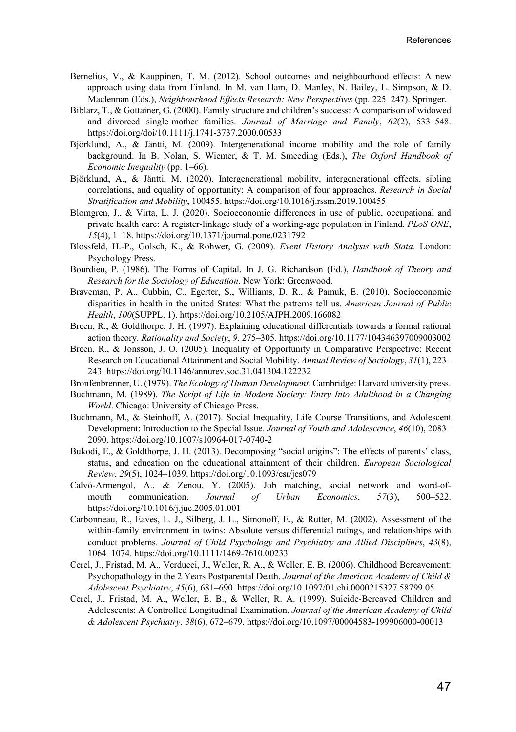Bernelius, V., & Kauppinen, T. M. (2012). School outcomes and neighbourhood effects: A new approach using data from Finland. In M. van Ham, D. Manley, N. Bailey, L. Simpson, & D. Maclennan (Eds.), *Neighbourhood Effects Research: New Perspectives* (pp. 225–247). Springer.

Biblarz, T., & Gottainer, G. (2000). Family structure and children's success: A comparison of widowed and divorced single-mother families. *Journal of Marriage and Family*, *62*(2), 533–548. https://doi.org/doi/10.1111/j.1741-3737.2000.00533

Björklund, A., & Jäntti, M. (2009). Intergenerational income mobility and the role of family background. In B. Nolan, S. Wiemer, & T. M. Smeeding (Eds.), *The Oxford Handbook of Economic Inequality* (pp. 1–66).

Björklund, A., & Jäntti, M. (2020). Intergenerational mobility, intergenerational effects, sibling correlations, and equality of opportunity: A comparison of four approaches. *Research in Social Stratification and Mobility*, 100455. https://doi.org/10.1016/j.rssm.2019.100455

Blomgren, J., & Virta, L. J. (2020). Socioeconomic differences in use of public, occupational and private health care: A register-linkage study of a working-age population in Finland. *PLoS ONE*, *15*(4), 1–18. https://doi.org/10.1371/journal.pone.0231792

Blossfeld, H.-P., Golsch, K., & Rohwer, G. (2009). *Event History Analysis with Stata*. London: Psychology Press.

Bourdieu, P. (1986). The Forms of Capital. In J. G. Richardson (Ed.), *Handbook of Theory and Research for the Sociology of Education.* New York: Greenwood.

Braveman, P. A., Cubbin, C., Egerter, S., Williams, D. R., & Pamuk, E. (2010). Socioeconomic disparities in health in the united States: What the patterns tell us. *American Journal of Public Health*, *100*(SUPPL. 1). https://doi.org/10.2105/AJPH.2009.166082

Breen, R., & Goldthorpe, J. H. (1997). Explaining educational differentials towards a formal rational action theory. *Rationality and Society*, *9*, 275–305. https://doi.org/10.1177/104346397009003002

Breen, R., & Jonsson, J. O. (2005). Inequality of Opportunity in Comparative Perspective: Recent Research on Educational Attainment and Social Mobility. *Annual Review of Sociology*, *31*(1), 223–243. https://doi.org/10.1146/annurev.soc.31.041304.122232

Bronfenbrenner, U. (1979). *The Ecology of Human Development*. Cambridge: Harvard university press.

Buchmann, M. (1989). *The Script of Life in Modern Society: Entry Into Adulthood in a Changing World*. Chicago: University of Chicago Press.

Buchmann, M., & Steinhoff, A. (2017). Social Inequality, Life Course Transitions, and Adolescent Development: Introduction to the Special Issue. *Journal of Youth and Adolescence*, *46*(10), 2083–2090. https://doi.org/10.1007/s10964-017-0740-2

Bukodi, E., & Goldthorpe, J. H. (2013). Decomposing "social origins": The effects of parents' class, status, and education on the educational attainment of their children. *European Sociological Review*, *29*(5), 1024–1039. https://doi.org/10.1093/esr/jcs079

Calvó-Armengol, A., & Zenou, Y. (2005). Job matching, social network and word-of-mouth communication. *Journal of Urban Economics*, *57*(3), 500–522. https://doi.org/10.1016/j.jue.2005.01.001

Carbonneau, R., Eaves, L. J., Silberg, J. L., Simonoff, E., & Rutter, M. (2002). Assessment of the within-family environment in twins: Absolute versus differential ratings, and relationships with conduct problems. *Journal of Child Psychology and Psychiatry and Allied Disciplines*, *43*(8), 1064–1074. https://doi.org/10.1111/1469-7610.00233

Cerel, J., Fristad, M. A., Verducci, J., Weller, R. A., & Weller, E. B. (2006). Childhood Bereavement: Psychopathology in the 2 Years Postparental Death. *Journal of the American Academy of Child & Adolescent Psychiatry*, *45*(6), 681–690. https://doi.org/10.1097/01.chi.0000215327.58799.05

Cerel, J., Fristad, M. A., Weller, E. B., & Weller, R. A. (1999). Suicide‐Bereaved Children and Adolescents: A Controlled Longitudinal Examination. *Journal of the American Academy of Child & Adolescent Psychiatry*, *38*(6), 672–679. https://doi.org/10.1097/00004583-199906000-00013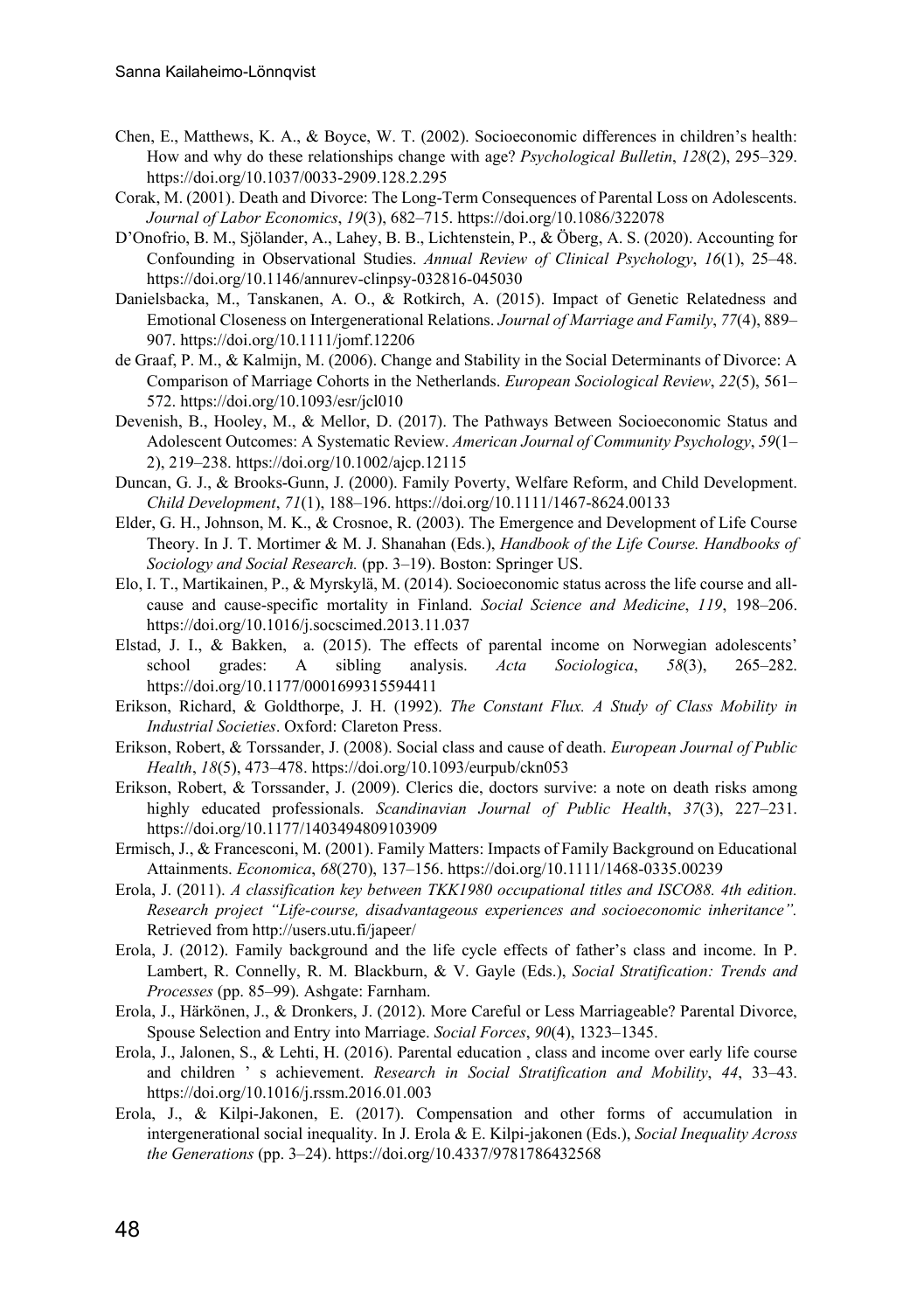Chen, E., Matthews, K. A., & Boyce, W. T. (2002). Socioeconomic differences in children's health: How and why do these relationships change with age? *Psychological Bulletin*, *128*(2), 295–329. https://doi.org/10.1037/0033-2909.128.2.295

Corak, M. (2001). Death and Divorce: The Long-Term Consequences of Parental Loss on Adolescents. *Journal of Labor Economics*, *19*(3), 682–715. https://doi.org/10.1086/322078

D'Onofrio, B. M., Sjölander, A., Lahey, B. B., Lichtenstein, P., & Öberg, A. S. (2020). Accounting for Confounding in Observational Studies. *Annual Review of Clinical Psychology*, *16*(1), 25–48. https://doi.org/10.1146/annurev-clinpsy-032816-045030

Danielsbacka, M., Tanskanen, A. O., & Rotkirch, A. (2015). Impact of Genetic Relatedness and Emotional Closeness on Intergenerational Relations. *Journal of Marriage and Family*, *77*(4), 889–907. https://doi.org/10.1111/jomf.12206

de Graaf, P. M., & Kalmijn, M. (2006). Change and Stability in the Social Determinants of Divorce: A Comparison of Marriage Cohorts in the Netherlands. *European Sociological Review*, *22*(5), 561–572. https://doi.org/10.1093/esr/jcl010

Devenish, B., Hooley, M., & Mellor, D. (2017). The Pathways Between Socioeconomic Status and Adolescent Outcomes: A Systematic Review. *American Journal of Community Psychology*, *59*(1–2), 219–238. https://doi.org/10.1002/ajcp.12115

Duncan, G. J., & Brooks-Gunn, J. (2000). Family Poverty, Welfare Reform, and Child Development. *Child Development*, *71*(1), 188–196. https://doi.org/10.1111/1467-8624.00133

Elder, G. H., Johnson, M. K., & Crosnoe, R. (2003). The Emergence and Development of Life Course Theory. In J. T. Mortimer & M. J. Shanahan (Eds.), *Handbook of the Life Course. Handbooks of Sociology and Social Research.* (pp. 3–19). Boston: Springer US.

Elo, I. T., Martikainen, P., & Myrskylä, M. (2014). Socioeconomic status across the life course and all-cause and cause-specific mortality in Finland. *Social Science and Medicine*, *119*, 198–206. https://doi.org/10.1016/j.socscimed.2013.11.037

Elstad, J. I., & Bakken, a. (2015). The effects of parental income on Norwegian adolescents' school grades: A sibling analysis. *Acta Sociologica*, *58*(3), 265–282. https://doi.org/10.1177/0001699315594411

Erikson, Richard, & Goldthorpe, J. H. (1992). *The Constant Flux. A Study of Class Mobility in Industrial Societies*. Oxford: Clareton Press.

Erikson, Robert, & Torssander, J. (2008). Social class and cause of death. *European Journal of Public Health*, *18*(5), 473–478. https://doi.org/10.1093/eurpub/ckn053

Erikson, Robert, & Torssander, J. (2009). Clerics die, doctors survive: a note on death risks among highly educated professionals. *Scandinavian Journal of Public Health*, *37*(3), 227–231. https://doi.org/10.1177/1403494809103909

Ermisch, J., & Francesconi, M. (2001). Family Matters: Impacts of Family Background on Educational Attainments. *Economica*, *68*(270), 137–156. https://doi.org/10.1111/1468-0335.00239

Erola, J. (2011). *A classification key between TKK1980 occupational titles and ISCO88. 4th edition. Research project "Life-course, disadvantageous experiences and socioeconomic inheritance".* Retrieved from http://users.utu.fi/japeer/

Erola, J. (2012). Family background and the life cycle effects of father's class and income. In P. Lambert, R. Connelly, R. M. Blackburn, & V. Gayle (Eds.), *Social Stratification: Trends and Processes* (pp. 85–99). Ashgate: Farnham.

Erola, J., Härkönen, J., & Dronkers, J. (2012). More Careful or Less Marriageable? Parental Divorce, Spouse Selection and Entry into Marriage. *Social Forces*, *90*(4), 1323–1345.

Erola, J., Jalonen, S., & Lehti, H. (2016). Parental education , class and income over early life course and children ' s achievement. *Research in Social Stratification and Mobility*, *44*, 33–43. https://doi.org/10.1016/j.rssm.2016.01.003

Erola, J., & Kilpi-Jakonen, E. (2017). Compensation and other forms of accumulation in intergenerational social inequality. In J. Erola & E. Kilpi-jakonen (Eds.), *Social Inequality Across the Generations* (pp. 3–24). https://doi.org/10.4337/9781786432568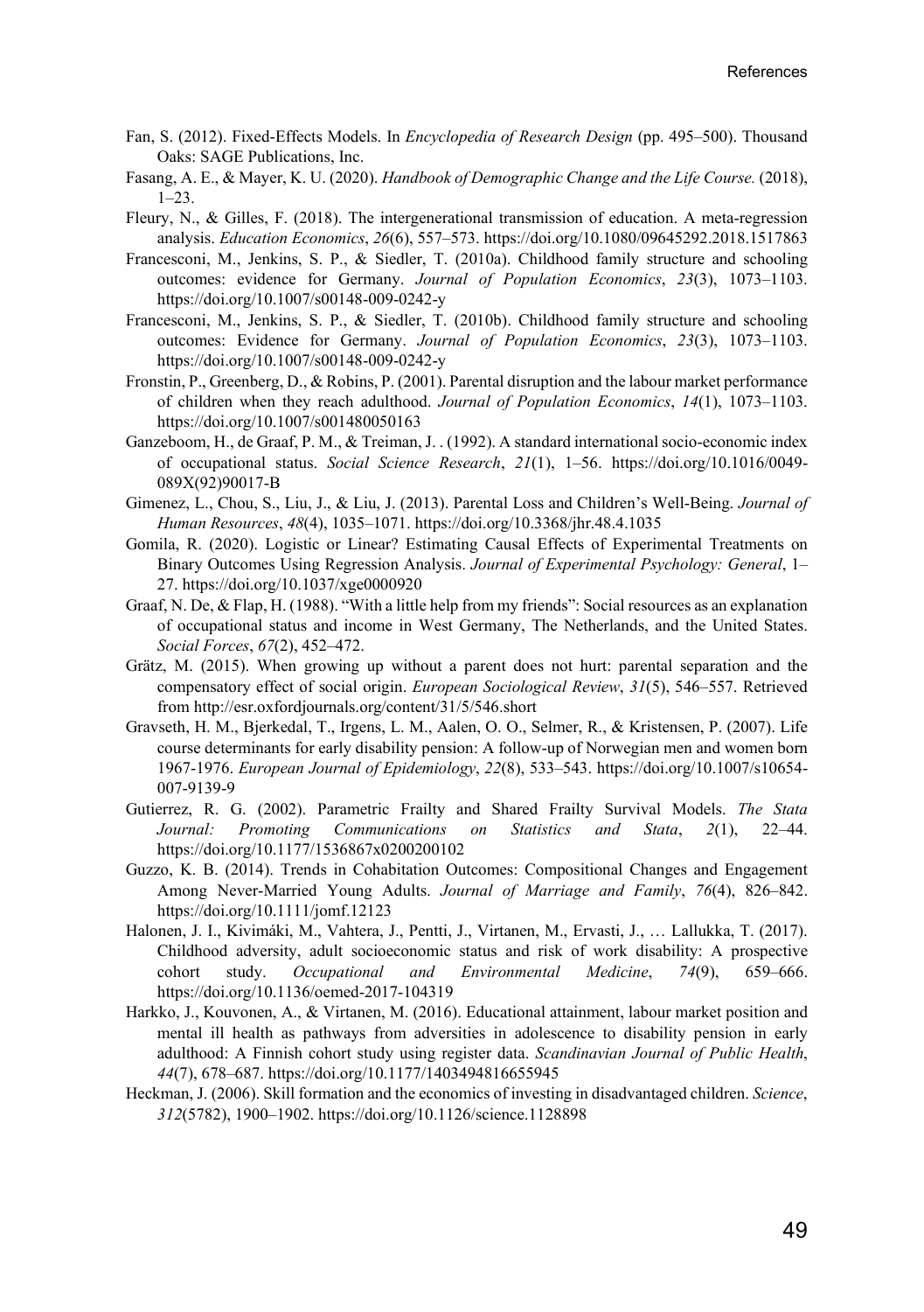Fan, S. (2012). Fixed-Effects Models. In *Encyclopedia of Research Design* (pp. 495–500). Thousand Oaks: SAGE Publications, Inc.

Fasang, A. E., & Mayer, K. U. (2020). *Handbook of Demographic Change and the Life Course.* (2018), 1–23.

Fleury, N., & Gilles, F. (2018). The intergenerational transmission of education. A meta-regression analysis. *Education Economics*, *26*(6), 557–573. https://doi.org/10.1080/09645292.2018.1517863

Francesconi, M., Jenkins, S. P., & Siedler, T. (2010a). Childhood family structure and schooling outcomes: evidence for Germany. *Journal of Population Economics*, *23*(3), 1073–1103. https://doi.org/10.1007/s00148-009-0242-y

Francesconi, M., Jenkins, S. P., & Siedler, T. (2010b). Childhood family structure and schooling outcomes: Evidence for Germany. *Journal of Population Economics*, *23*(3), 1073–1103. https://doi.org/10.1007/s00148-009-0242-y

Fronstin, P., Greenberg, D., & Robins, P. (2001). Parental disruption and the labour market performance of children when they reach adulthood. *Journal of Population Economics*, *14*(1), 1073–1103. https://doi.org/10.1007/s001480050163

Ganzeboom, H., de Graaf, P. M., & Treiman, J. . (1992). A standard international socio-economic index of occupational status. *Social Science Research*, *21*(1), 1–56. https://doi.org/10.1016/0049-089X(92)90017-B

Gimenez, L., Chou, S., Liu, J., & Liu, J. (2013). Parental Loss and Children's Well-Being. *Journal of Human Resources*, *48*(4), 1035–1071. https://doi.org/10.3368/jhr.48.4.1035

Gomila, R. (2020). Logistic or Linear? Estimating Causal Effects of Experimental Treatments on Binary Outcomes Using Regression Analysis. *Journal of Experimental Psychology: General*, 1–27. https://doi.org/10.1037/xge0000920

Graaf, N. De, & Flap, H. (1988). "With a little help from my friends": Social resources as an explanation of occupational status and income in West Germany, The Netherlands, and the United States. *Social Forces*, *67*(2), 452–472.

Grätz, M. (2015). When growing up without a parent does not hurt: parental separation and the compensatory effect of social origin. *European Sociological Review*, *31*(5), 546–557. Retrieved from http://esr.oxfordjournals.org/content/31/5/546.short

Gravseth, H. M., Bjerkedal, T., Irgens, L. M., Aalen, O. O., Selmer, R., & Kristensen, P. (2007). Life course determinants for early disability pension: A follow-up of Norwegian men and women born 1967-1976. *European Journal of Epidemiology*, *22*(8), 533–543. https://doi.org/10.1007/s10654-007-9139-9

Gutierrez, R. G. (2002). Parametric Frailty and Shared Frailty Survival Models. *The Stata Journal: Promoting Communications on Statistics and Stata*, *2*(1), 22–44. https://doi.org/10.1177/1536867x0200200102

Guzzo, K. B. (2014). Trends in Cohabitation Outcomes: Compositional Changes and Engagement Among Never-Married Young Adults. *Journal of Marriage and Family*, *76*(4), 826–842. https://doi.org/10.1111/jomf.12123

Halonen, J. I., Kivimáki, M., Vahtera, J., Pentti, J., Virtanen, M., Ervasti, J., … Lallukka, T. (2017). Childhood adversity, adult socioeconomic status and risk of work disability: A prospective cohort study. *Occupational and Environmental Medicine*, *74*(9), 659–666. https://doi.org/10.1136/oemed-2017-104319

Harkko, J., Kouvonen, A., & Virtanen, M. (2016). Educational attainment, labour market position and mental ill health as pathways from adversities in adolescence to disability pension in early adulthood: A Finnish cohort study using register data. *Scandinavian Journal of Public Health*, *44*(7), 678–687. https://doi.org/10.1177/1403494816655945

Heckman, J. (2006). Skill formation and the economics of investing in disadvantaged children. *Science*, *312*(5782), 1900–1902. https://doi.org/10.1126/science.1128898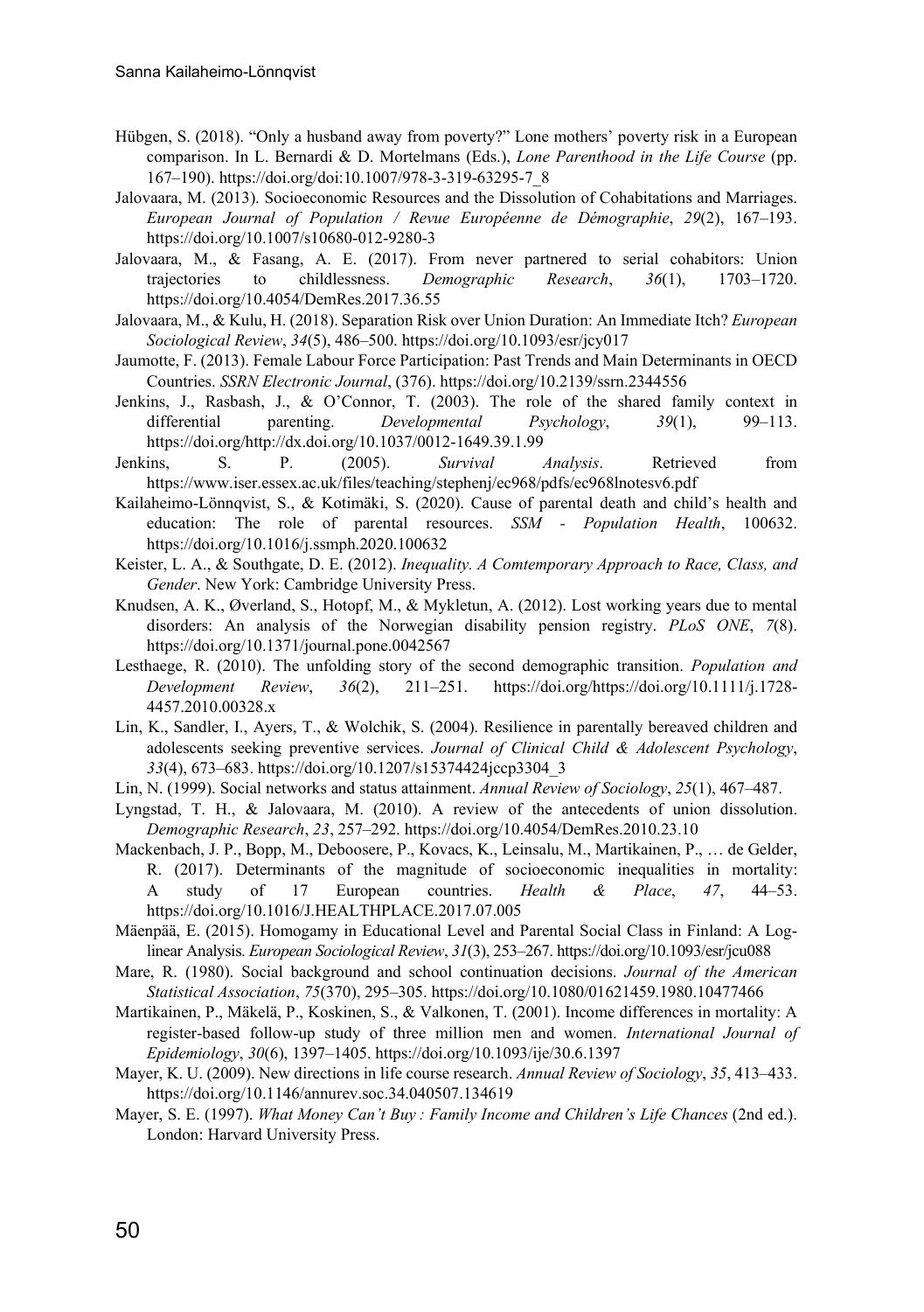Hübgen, S. (2018). “Only a husband away from poverty?” Lone mothers’ poverty risk in a European comparison. In L. Bernardi & D. Mortelmans (Eds.), *Lone Parenthood in the Life Course* (pp. 167–190). https://doi.org/doi:10.1007/978-3-319-63295-7_8

Jalovaara, M. (2013). Socioeconomic Resources and the Dissolution of Cohabitations and Marriages. *European Journal of Population / Revue Européenne de Démographie*, *29*(2), 167–193. https://doi.org/10.1007/s10680-012-9280-3

Jalovaara, M., & Fasang, A. E. (2017). From never partnered to serial cohabitors: Union trajectories to childlessness. *Demographic Research*, *36*(1), 1703–1720. https://doi.org/10.4054/DemRes.2017.36.55

Jalovaara, M., & Kulu, H. (2018). Separation Risk over Union Duration: An Immediate Itch? *European Sociological Review*, *34*(5), 486–500. https://doi.org/10.1093/esr/jcy017

Jaumotte, F. (2013). Female Labour Force Participation: Past Trends and Main Determinants in OECD Countries. *SSRN Electronic Journal*, (376). https://doi.org/10.2139/ssrn.2344556

Jenkins, J., Rasbash, J., & O’Connor, T. (2003). The role of the shared family context in differential parenting. *Developmental Psychology*, *39*(1), 99–113. https://doi.org/http://dx.doi.org/10.1037/0012-1649.39.1.99

Jenkins, S. P. (2005). *Survival Analysis*. Retrieved from https://www.iser.essex.ac.uk/files/teaching/stephenj/ec968/pdfs/ec968lnotesv6.pdf

Kailaheimo-Lönnqvist, S., & Kotimäki, S. (2020). Cause of parental death and child’s health and education: The role of parental resources. *SSM - Population Health*, 100632. https://doi.org/10.1016/j.ssmph.2020.100632

Keister, L. A., & Southgate, D. E. (2012). *Inequality. A Comtemporary Approach to Race, Class, and Gender*. New York: Cambridge University Press.

Knudsen, A. K., Øverland, S., Hotopf, M., & Mykletun, A. (2012). Lost working years due to mental disorders: An analysis of the Norwegian disability pension registry. *PLoS ONE*, *7*(8). https://doi.org/10.1371/journal.pone.0042567

Lesthaege, R. (2010). The unfolding story of the second demographic transition. *Population and Development Review*, *36*(2), 211–251. https://doi.org/https://doi.org/10.1111/j.1728-4457.2010.00328.x

Lin, K., Sandler, I., Ayers, T., & Wolchik, S. (2004). Resilience in parentally bereaved children and adolescents seeking preventive services. *Journal of Clinical Child & Adolescent Psychology*, *33*(4), 673–683. https://doi.org/10.1207/s15374424jccp3304_3

Lin, N. (1999). Social networks and status attainment. *Annual Review of Sociology*, *25*(1), 467–487.

Lyngstad, T. H., & Jalovaara, M. (2010). A review of the antecedents of union dissolution. *Demographic Research*, *23*, 257–292. https://doi.org/10.4054/DemRes.2010.23.10

Mackenbach, J. P., Bopp, M., Deboosere, P., Kovacs, K., Leinsalu, M., Martikainen, P., … de Gelder, R. (2017). Determinants of the magnitude of socioeconomic inequalities in mortality: A study of 17 European countries. *Health & Place*, *47*, 44–53. https://doi.org/10.1016/J.HEALTHPLACE.2017.07.005

Mäenpää, E. (2015). Homogamy in Educational Level and Parental Social Class in Finland: A Log-linear Analysis. *European Sociological Review*, *31*(3), 253–267. https://doi.org/10.1093/esr/jcu088

Mare, R. (1980). Social background and school continuation decisions. *Journal of the American Statistical Association*, *75*(370), 295–305. https://doi.org/10.1080/01621459.1980.10477466

Martikainen, P., Mäkelä, P., Koskinen, S., & Valkonen, T. (2001). Income differences in mortality: A register-based follow-up study of three million men and women. *International Journal of Epidemiology*, *30*(6), 1397–1405. https://doi.org/10.1093/ije/30.6.1397

Mayer, K. U. (2009). New directions in life course research. *Annual Review of Sociology*, *35*, 413–433. https://doi.org/10.1146/annurev.soc.34.040507.134619

Mayer, S. E. (1997). *What Money Can’t Buy : Family Income and Children’s Life Chances* (2nd ed.). London: Harvard University Press.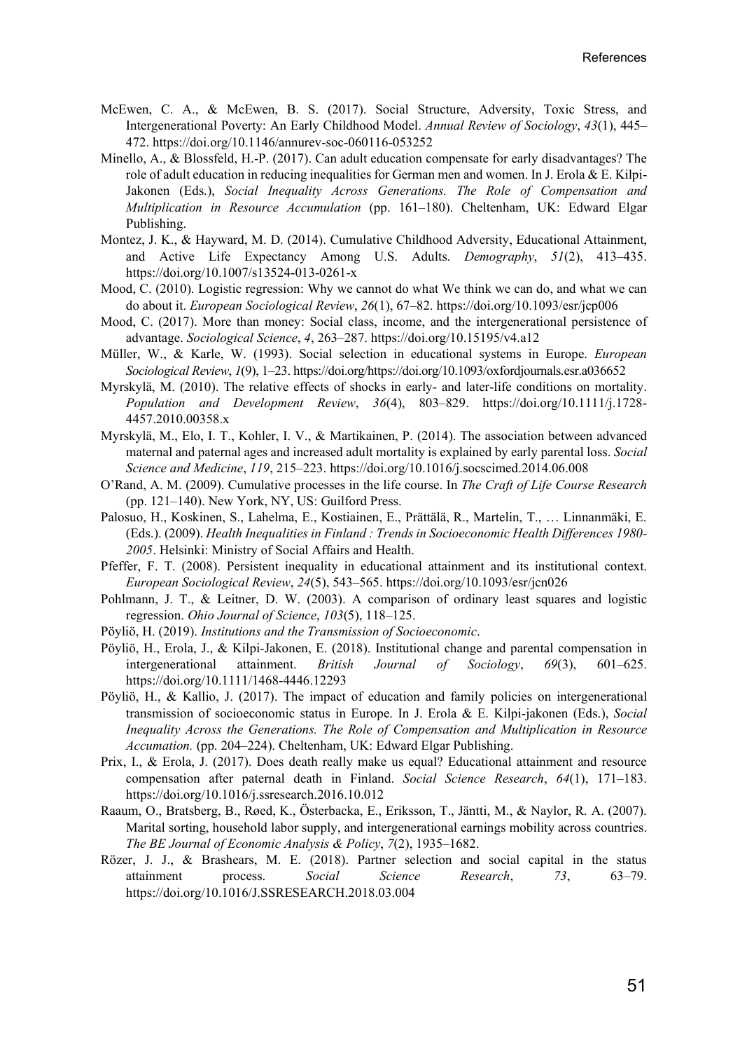McEwen, C. A., & McEwen, B. S. (2017). Social Structure, Adversity, Toxic Stress, and Intergenerational Poverty: An Early Childhood Model. *Annual Review of Sociology*, *43*(1), 445–472. https://doi.org/10.1146/annurev-soc-060116-053252

Minello, A., & Blossfeld, H.-P. (2017). Can adult education compensate for early disadvantages? The role of adult education in reducing inequalities for German men and women. In J. Erola & E. Kilpi-Jakonen (Eds.), *Social Inequality Across Generations. The Role of Compensation and Multiplication in Resource Accumulation* (pp. 161–180). Cheltenham, UK: Edward Elgar Publishing.

Montez, J. K., & Hayward, M. D. (2014). Cumulative Childhood Adversity, Educational Attainment, and Active Life Expectancy Among U.S. Adults. *Demography*, *51*(2), 413–435. https://doi.org/10.1007/s13524-013-0261-x

Mood, C. (2010). Logistic regression: Why we cannot do what We think we can do, and what we can do about it. *European Sociological Review*, *26*(1), 67–82. https://doi.org/10.1093/esr/jcp006

Mood, C. (2017). More than money: Social class, income, and the intergenerational persistence of advantage. *Sociological Science*, *4*, 263–287. https://doi.org/10.15195/v4.a12

Müller, W., & Karle, W. (1993). Social selection in educational systems in Europe. *European Sociological Review*, *1*(9), 1–23. https://doi.org/https://doi.org/10.1093/oxfordjournals.esr.a036652

Myrskylä, M. (2010). The relative effects of shocks in early- and later-life conditions on mortality. *Population and Development Review*, *36*(4), 803–829. https://doi.org/10.1111/j.1728-4457.2010.00358.x

Myrskylä, M., Elo, I. T., Kohler, I. V., & Martikainen, P. (2014). The association between advanced maternal and paternal ages and increased adult mortality is explained by early parental loss. *Social Science and Medicine*, *119*, 215–223. https://doi.org/10.1016/j.socscimed.2014.06.008

O'Rand, A. M. (2009). Cumulative processes in the life course. In *The Craft of Life Course Research* (pp. 121–140). New York, NY, US: Guilford Press.

Palosuo, H., Koskinen, S., Lahelma, E., Kostiainen, E., Prättälä, R., Martelin, T., … Linnanmäki, E. (Eds.). (2009). *Health Inequalities in Finland : Trends in Socioeconomic Health Differences 1980-2005*. Helsinki: Ministry of Social Affairs and Health.

Pfeffer, F. T. (2008). Persistent inequality in educational attainment and its institutional context. *European Sociological Review*, *24*(5), 543–565. https://doi.org/10.1093/esr/jcn026

Pohlmann, J. T., & Leitner, D. W. (2003). A comparison of ordinary least squares and logistic regression. *Ohio Journal of Science*, *103*(5), 118–125.

Pöyliö, H. (2019). *Institutions and the Transmission of Socioeconomic*.

Pöyliö, H., Erola, J., & Kilpi-Jakonen, E. (2018). Institutional change and parental compensation in intergenerational attainment. *British Journal of Sociology*, *69*(3), 601–625. https://doi.org/10.1111/1468-4446.12293

Pöyliö, H., & Kallio, J. (2017). The impact of education and family policies on intergenerational transmission of socioeconomic status in Europe. In J. Erola & E. Kilpi-jakonen (Eds.), *Social Inequality Across the Generations. The Role of Compensation and Multiplication in Resource Accumation.* (pp. 204–224). Cheltenham, UK: Edward Elgar Publishing.

Prix, I., & Erola, J. (2017). Does death really make us equal? Educational attainment and resource compensation after paternal death in Finland. *Social Science Research*, *64*(1), 171–183. https://doi.org/10.1016/j.ssresearch.2016.10.012

Raaum, O., Bratsberg, B., Røed, K., Österbacka, E., Eriksson, T., Jäntti, M., & Naylor, R. A. (2007). Marital sorting, household labor supply, and intergenerational earnings mobility across countries. *The BE Journal of Economic Analysis & Policy*, *7*(2), 1935–1682.

Rözer, J. J., & Brashears, M. E. (2018). Partner selection and social capital in the status attainment process. *Social Science Research*, *73*, 63–79. https://doi.org/10.1016/J.SSRESEARCH.2018.03.004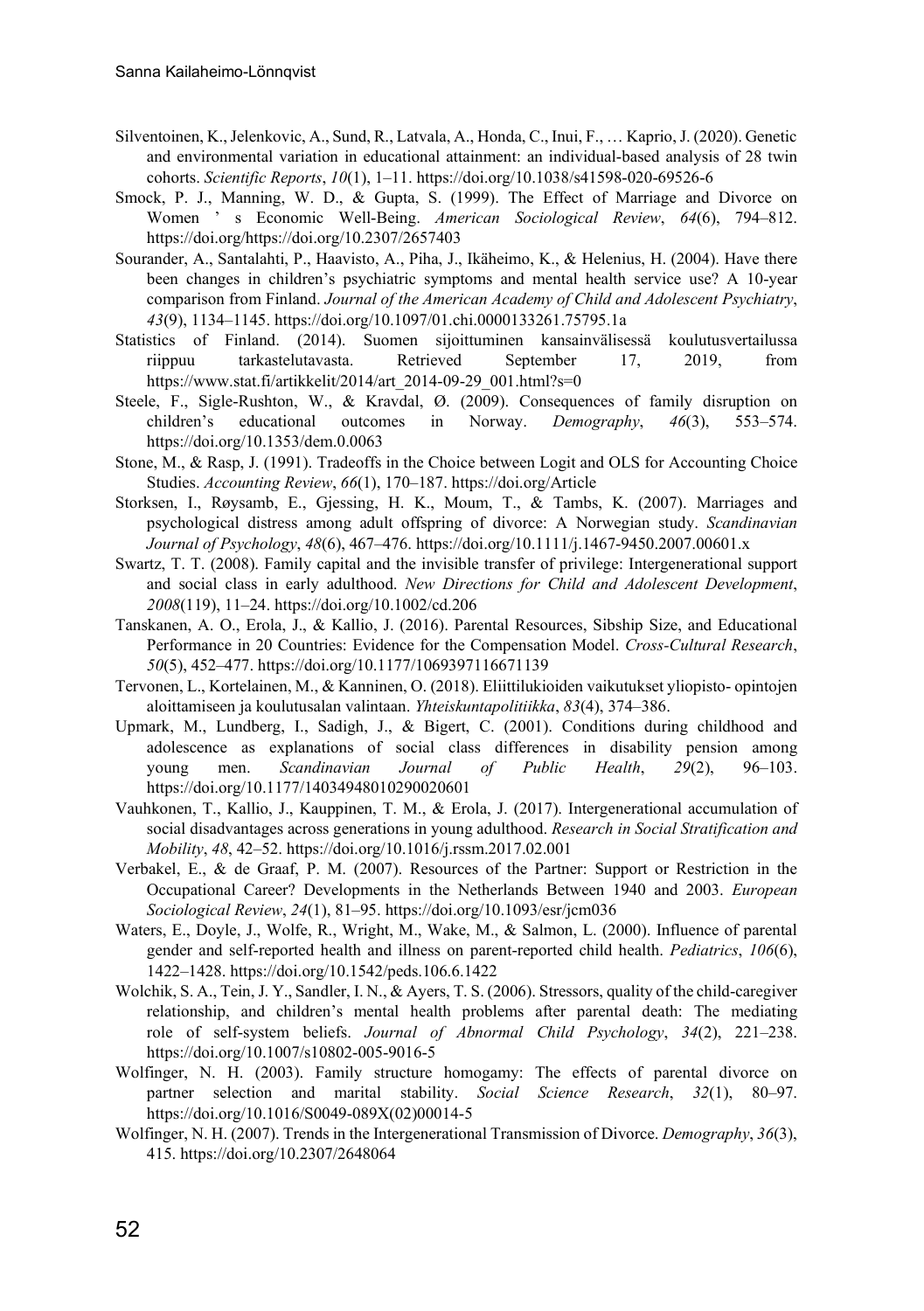Silventoinen, K., Jelenkovic, A., Sund, R., Latvala, A., Honda, C., Inui, F., … Kaprio, J. (2020). Genetic and environmental variation in educational attainment: an individual-based analysis of 28 twin cohorts. *Scientific Reports*, *10*(1), 1–11. https://doi.org/10.1038/s41598-020-69526-6

Smock, P. J., Manning, W. D., & Gupta, S. (1999). The Effect of Marriage and Divorce on Women ' s Economic Well-Being. *American Sociological Review*, *64*(6), 794–812. https://doi.org/https://doi.org/10.2307/2657403

Sourander, A., Santalahti, P., Haavisto, A., Piha, J., Ikäheimo, K., & Helenius, H. (2004). Have there been changes in children's psychiatric symptoms and mental health service use? A 10-year comparison from Finland. *Journal of the American Academy of Child and Adolescent Psychiatry*, *43*(9), 1134–1145. https://doi.org/10.1097/01.chi.0000133261.75795.1a

Statistics of Finland. (2014). Suomen sijoittuminen kansainvälisessä koulutusvertailussa riippuu tarkastelutavasta. Retrieved September 17, 2019, from https://www.stat.fi/artikkelit/2014/art_2014-09-29_001.html?s=0

Steele, F., Sigle-Rushton, W., & Kravdal, Ø. (2009). Consequences of family disruption on children's educational outcomes in Norway. *Demography*, *46*(3), 553–574. https://doi.org/10.1353/dem.0.0063

Stone, M., & Rasp, J. (1991). Tradeoffs in the Choice between Logit and OLS for Accounting Choice Studies. *Accounting Review*, *66*(1), 170–187. https://doi.org/Article

Storksen, I., Røysamb, E., Gjessing, H. K., Moum, T., & Tambs, K. (2007). Marriages and psychological distress among adult offspring of divorce: A Norwegian study. *Scandinavian Journal of Psychology*, *48*(6), 467–476. https://doi.org/10.1111/j.1467-9450.2007.00601.x

Swartz, T. T. (2008). Family capital and the invisible transfer of privilege: Intergenerational support and social class in early adulthood. *New Directions for Child and Adolescent Development*, *2008*(119), 11–24. https://doi.org/10.1002/cd.206

Tanskanen, A. O., Erola, J., & Kallio, J. (2016). Parental Resources, Sibship Size, and Educational Performance in 20 Countries: Evidence for the Compensation Model. *Cross-Cultural Research*, *50*(5), 452–477. https://doi.org/10.1177/1069397116671139

Tervonen, L., Kortelainen, M., & Kanninen, O. (2018). Eliittilukioiden vaikutukset yliopisto- opintojen aloittamiseen ja koulutusalan valintaan. *Yhteiskuntapolitiikka*, *83*(4), 374–386.

Upmark, M., Lundberg, I., Sadigh, J., & Bigert, C. (2001). Conditions during childhood and adolescence as explanations of social class differences in disability pension among young men. *Scandinavian Journal of Public Health*, *29*(2), 96–103. https://doi.org/10.1177/14034948010290020601

Vauhkonen, T., Kallio, J., Kauppinen, T. M., & Erola, J. (2017). Intergenerational accumulation of social disadvantages across generations in young adulthood. *Research in Social Stratification and Mobility*, *48*, 42–52. https://doi.org/10.1016/j.rssm.2017.02.001

Verbakel, E., & de Graaf, P. M. (2007). Resources of the Partner: Support or Restriction in the Occupational Career? Developments in the Netherlands Between 1940 and 2003. *European Sociological Review*, *24*(1), 81–95. https://doi.org/10.1093/esr/jcm036

Waters, E., Doyle, J., Wolfe, R., Wright, M., Wake, M., & Salmon, L. (2000). Influence of parental gender and self-reported health and illness on parent-reported child health. *Pediatrics*, *106*(6), 1422–1428. https://doi.org/10.1542/peds.106.6.1422

Wolchik, S. A., Tein, J. Y., Sandler, I. N., & Ayers, T. S. (2006). Stressors, quality of the child-caregiver relationship, and children's mental health problems after parental death: The mediating role of self-system beliefs. *Journal of Abnormal Child Psychology*, *34*(2), 221–238. https://doi.org/10.1007/s10802-005-9016-5

Wolfinger, N. H. (2003). Family structure homogamy: The effects of parental divorce on partner selection and marital stability. *Social Science Research*, *32*(1), 80–97. https://doi.org/10.1016/S0049-089X(02)00014-5

Wolfinger, N. H. (2007). Trends in the Intergenerational Transmission of Divorce. *Demography*, *36*(3), 415. https://doi.org/10.2307/2648064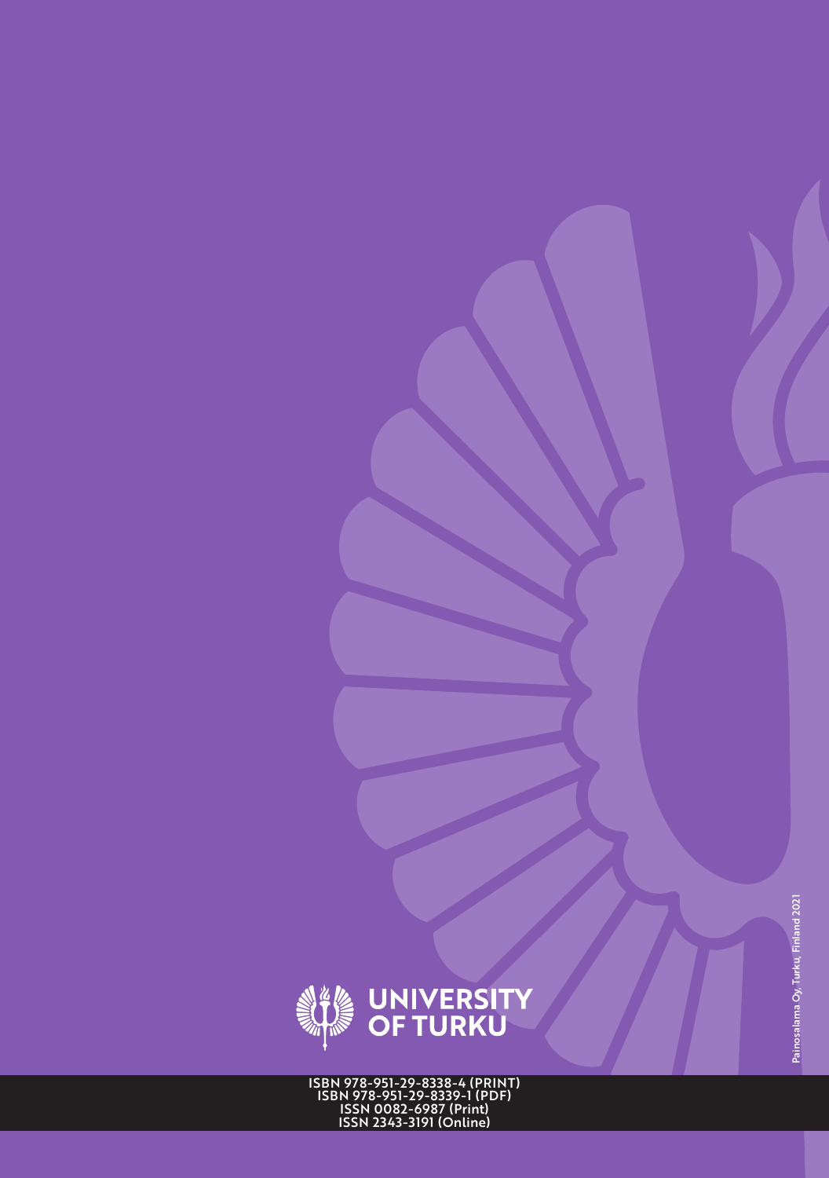UNIVERSITY
OF TURKU

Painosalama Oy, Turku, Finland 2021

ISBN 978-951-29-8338-4 (PRINT)
ISBN 978-951-29-8339-1 (PDF)
ISSN 0082-6987 (Print)
ISSN 2343-3191 (Online)